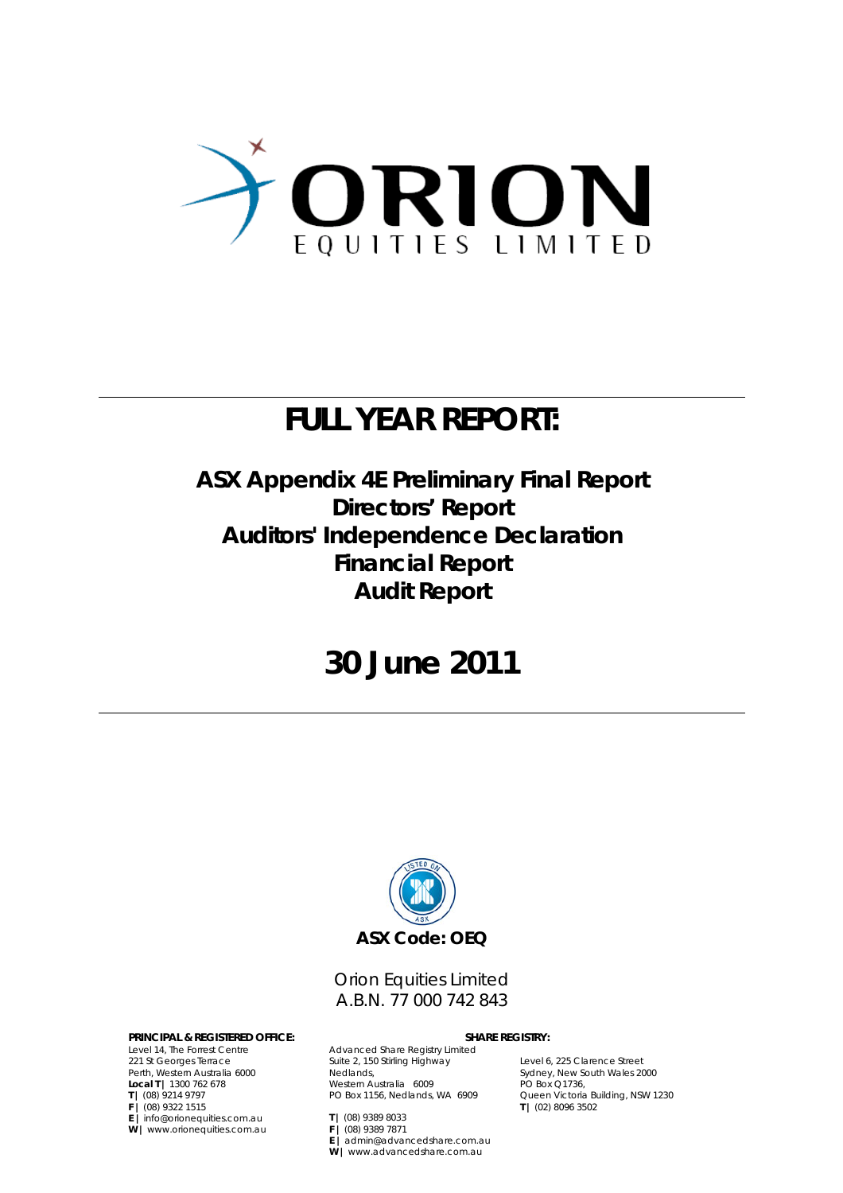# ORION

EQUITIES LIMITED

# FULL YEAR REPORT:

**ASX Appendix 4E Preliminary Final Report**
**Directors' Report**
**Auditors' Independence Declaration**
**Financial Report**
**Audit Report**

# 30 June 2011

**ASX Code: OEQ**

Orion Equities Limited
A.B.N. 77 000 742 843

**PRINCIPAL & REGISTERED OFFICE:**
Level 14, The Forrest Centre
221 St Georges Terrace
Perth, Western Australia 6000
**Local T |** 1300 762 678
**T |** (08) 9214 9797
**F |** (08) 9322 1515
**E |** info@orionequities.com.au
**W |** www.orionequities.com.au

**SHARE REGISTRY:**
Advanced Share Registry Limited
Suite 2, 150 Stirling Highway
Nedlands,
Western Australia 6009
PO Box 1156, Nedlands, WA 6909

**T |** (08) 9389 8033
**F |** (08) 9389 7871
**E |** admin@advancedshare.com.au
**W |** www.advancedshare.com.au

Level 6, 225 Clarence Street
Sydney, New South Wales 2000
PO Box Q1736,
Queen Victoria Building, NSW 1230
**T |** (02) 8096 3502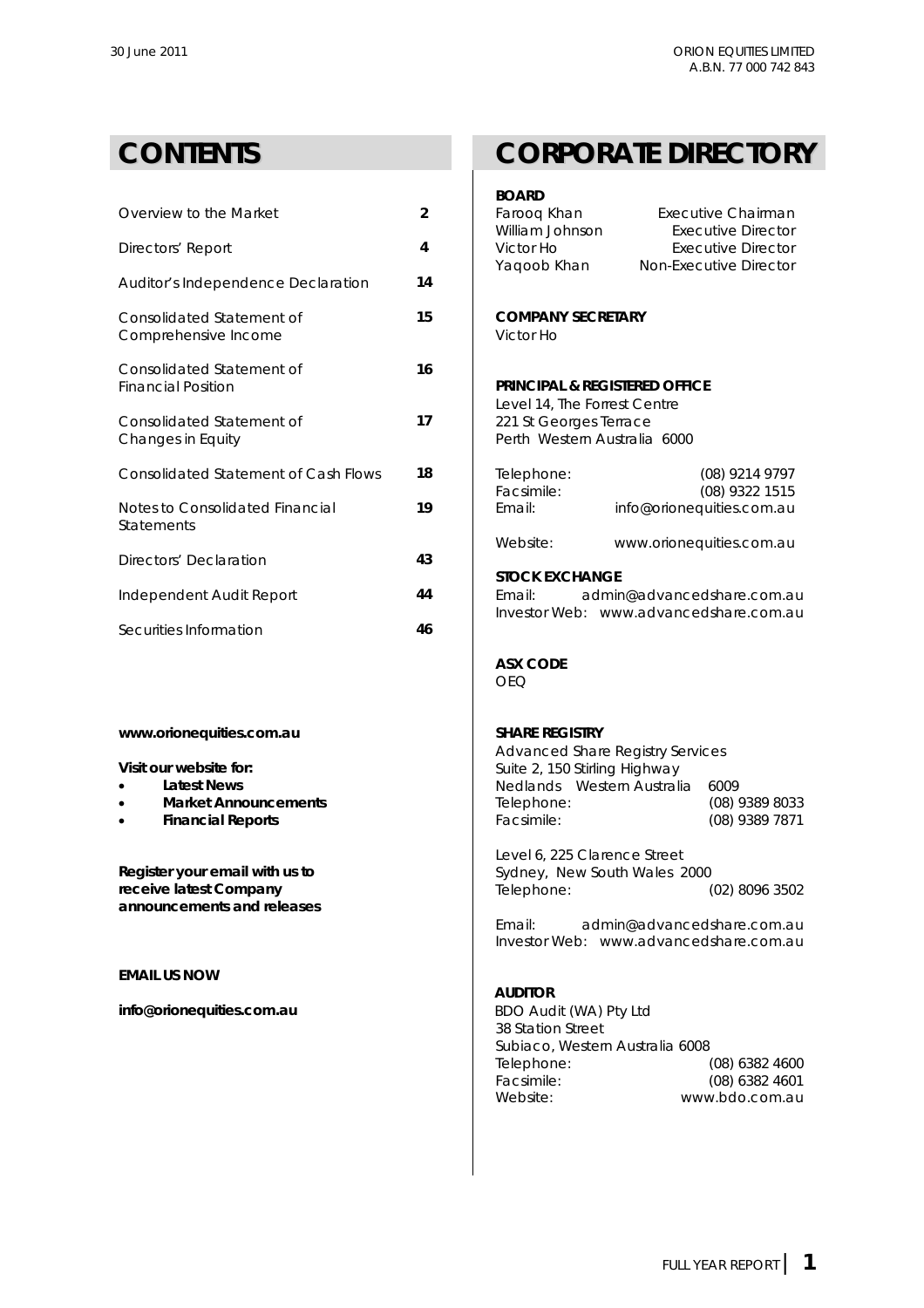# CONTENTS

| | |
|---|---|
| Overview to the Market | 2 |
| Directors' Report | 4 |
| Auditor's Independence Declaration | 14 |
| Consolidated Statement of Comprehensive Income | 15 |
| Consolidated Statement of Financial Position | 16 |
| Consolidated Statement of Changes in Equity | 17 |
| Consolidated Statement of Cash Flows | 18 |
| Notes to Consolidated Financial Statements | 19 |
| Directors' Declaration | 43 |
| Independent Audit Report | 44 |
| Securities Information | 46 |

**www.orionequities.com.au**

**Visit our website for:**

- **Latest News**
- **Market Announcements**
- **Financial Reports**

**Register your email with us to receive latest Company announcements and releases**

**EMAIL US NOW**

**info@orionequities.com.au**

# CORPORATE DIRECTORY

**BOARD**

| | |
|---|---|
| Farooq Khan | Executive Chairman |
| William Johnson | Executive Director |
| Victor Ho | Executive Director |
| Yaqoob Khan | Non-Executive Director |

**COMPANY SECRETARY**

Victor Ho

**PRINCIPAL & REGISTERED OFFICE**

Level 14, The Forrest Centre
221 St Georges Terrace
Perth Western Australia 6000

| | |
|---|---|
| Telephone: | (08) 9214 9797 |
| Facsimile: | (08) 9322 1515 |
| Email: | info@orionequities.com.au |
| Website: | www.orionequities.com.au |

**STOCK EXCHANGE**

Email: admin@advancedshare.com.au
Investor Web: www.advancedshare.com.au

**ASX CODE**

OEQ

**SHARE REGISTRY**

Advanced Share Registry Services
Suite 2, 150 Stirling Highway
Nedlands Western Australia 6009

| | |
|---|---|
| Telephone: | (08) 9389 8033 |
| Facsimile: | (08) 9389 7871 |

Level 6, 225 Clarence Street
Sydney, New South Wales 2000
Telephone: (02) 8096 3502

Email: admin@advancedshare.com.au
Investor Web: www.advancedshare.com.au

**AUDITOR**

BDO Audit (WA) Pty Ltd
38 Station Street
Subiaco, Western Australia 6008

| | |
|---|---|
| Telephone: | (08) 6382 4600 |
| Facsimile: | (08) 6382 4601 |
| Website: | www.bdo.com.au |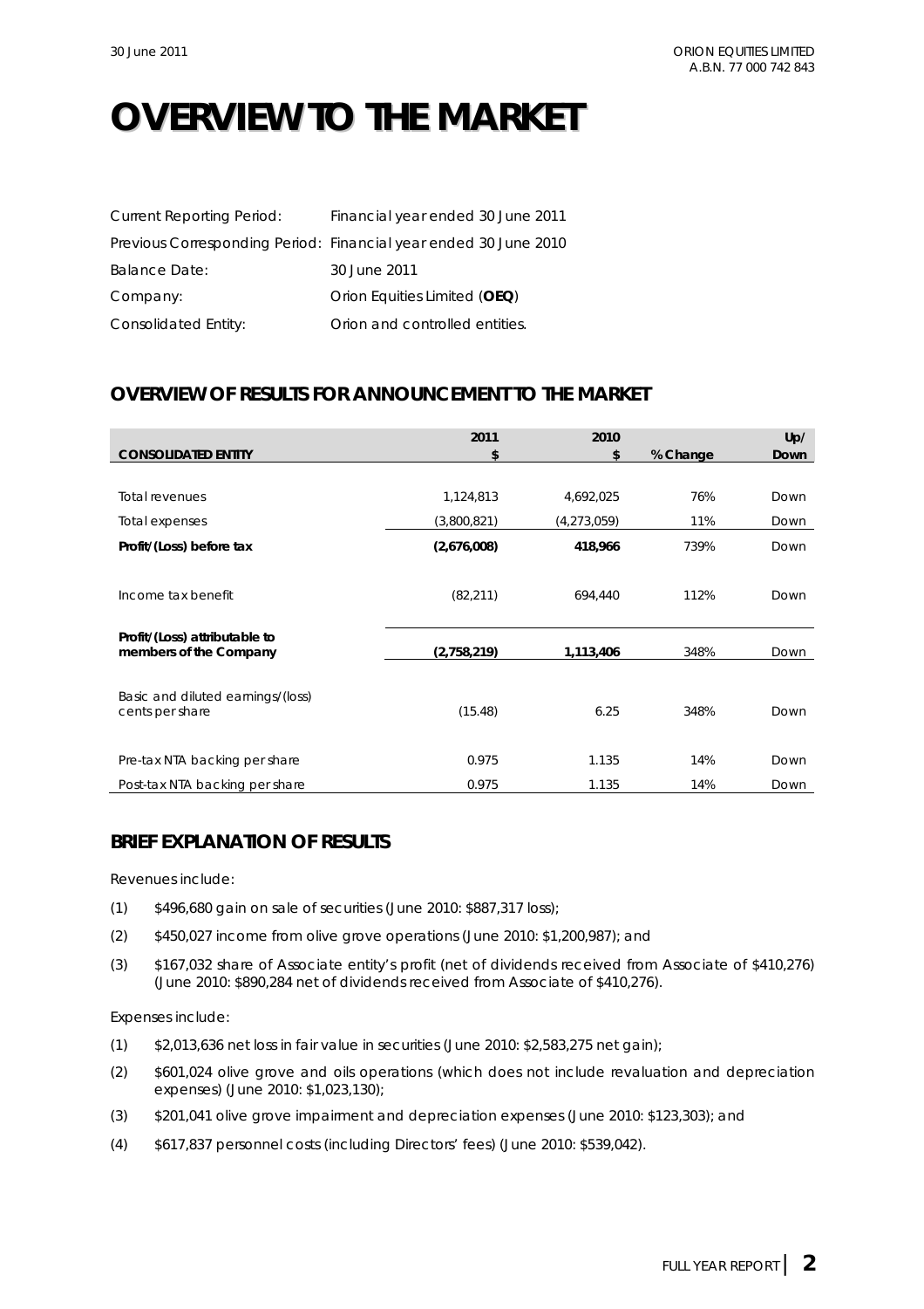# OVERVIEW TO THE MARKET

| | |
|---|---|
| Current Reporting Period: | Financial year ended 30 June 2011 |
| Previous Corresponding Period: | Financial year ended 30 June 2010 |
| Balance Date: | 30 June 2011 |
| Company: | Orion Equities Limited (**OEQ**) |
| Consolidated Entity: | Orion and controlled entities. |

## OVERVIEW OF RESULTS FOR ANNOUNCEMENT TO THE MARKET

| CONSOLIDATED ENTITY | 2011 $ | 2010 $ | % Change | Up/ Down |
|---|---|---|---|---|
| Total revenues | 1,124,813 | 4,692,025 | 76% | Down |
| Total expenses | (3,800,821) | (4,273,059) | 11% | Down |
| **Profit/(Loss) before tax** | **(2,676,008)** | **418,966** | 739% | Down |
| Income tax benefit | (82,211) | 694,440 | 112% | Down |
| **Profit/(Loss) attributable to members of the Company** | **(2,758,219)** | **1,113,406** | 348% | Down |
| Basic and diluted earnings/(loss) cents per share | (15.48) | 6.25 | 348% | Down |
| Pre-tax NTA backing per share | 0.975 | 1.135 | 14% | Down |
| Post-tax NTA backing per share | 0.975 | 1.135 | 14% | Down |

## BRIEF EXPLANATION OF RESULTS

Revenues include:

(1) $496,680 gain on sale of securities (June 2010: $887,317 loss);

(2) $450,027 income from olive grove operations (June 2010: $1,200,987); and

(3) $167,032 share of Associate entity's profit (net of dividends received from Associate of $410,276) (June 2010: $890,284 net of dividends received from Associate of $410,276).

Expenses include:

(1) $2,013,636 net loss in fair value in securities (June 2010: $2,583,275 net gain);

(2) $601,024 olive grove and oils operations (which does not include revaluation and depreciation expenses) (June 2010: $1,023,130);

(3) $201,041 olive grove impairment and depreciation expenses (June 2010: $123,303); and

(4) $617,837 personnel costs (including Directors' fees) (June 2010: $539,042).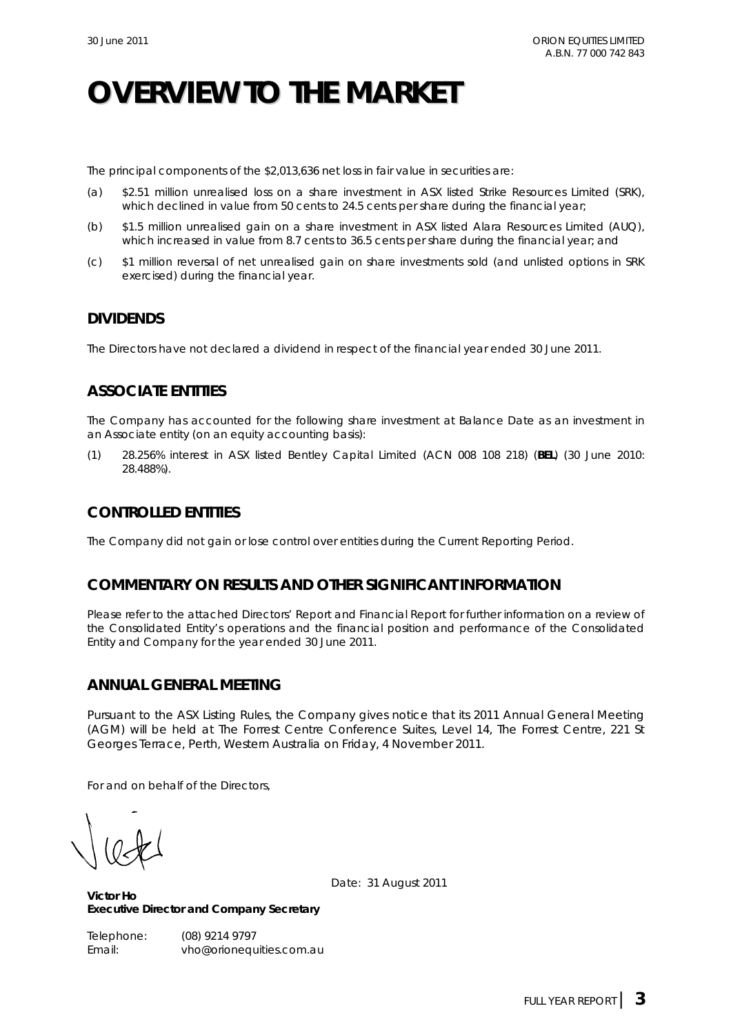# OVERVIEW TO THE MARKET

The principal components of the $2,013,636 net loss in fair value in securities are:

(a) $2.51 million unrealised loss on a share investment in ASX listed Strike Resources Limited (SRK), which declined in value from 50 cents to 24.5 cents per share during the financial year;

(b) $1.5 million unrealised gain on a share investment in ASX listed Alara Resources Limited (AUQ), which increased in value from 8.7 cents to 36.5 cents per share during the financial year; and

(c) $1 million reversal of net unrealised gain on share investments sold (and unlisted options in SRK exercised) during the financial year.

## DIVIDENDS

The Directors have not declared a dividend in respect of the financial year ended 30 June 2011.

## ASSOCIATE ENTITIES

The Company has accounted for the following share investment at Balance Date as an investment in an Associate entity (on an equity accounting basis):

(1) 28.256% interest in ASX listed Bentley Capital Limited (ACN 008 108 218) (**BEL**) (30 June 2010: 28.488%).

## CONTROLLED ENTITIES

The Company did not gain or lose control over entities during the Current Reporting Period.

## COMMENTARY ON RESULTS AND OTHER SIGNIFICANT INFORMATION

Please refer to the attached Directors' Report and Financial Report for further information on a review of the Consolidated Entity's operations and the financial position and performance of the Consolidated Entity and Company for the year ended 30 June 2011.

## ANNUAL GENERAL MEETING

Pursuant to the ASX Listing Rules, the Company gives notice that its 2011 Annual General Meeting (AGM) will be held at The Forrest Centre Conference Suites, Level 14, The Forrest Centre, 221 St Georges Terrace, Perth, Western Australia on Friday, 4 November 2011.

For and on behalf of the Directors,

Date: 31 August 2011

**Victor Ho**
**Executive Director and Company Secretary**

Telephone: (08) 9214 9797
Email: vho@orionequities.com.au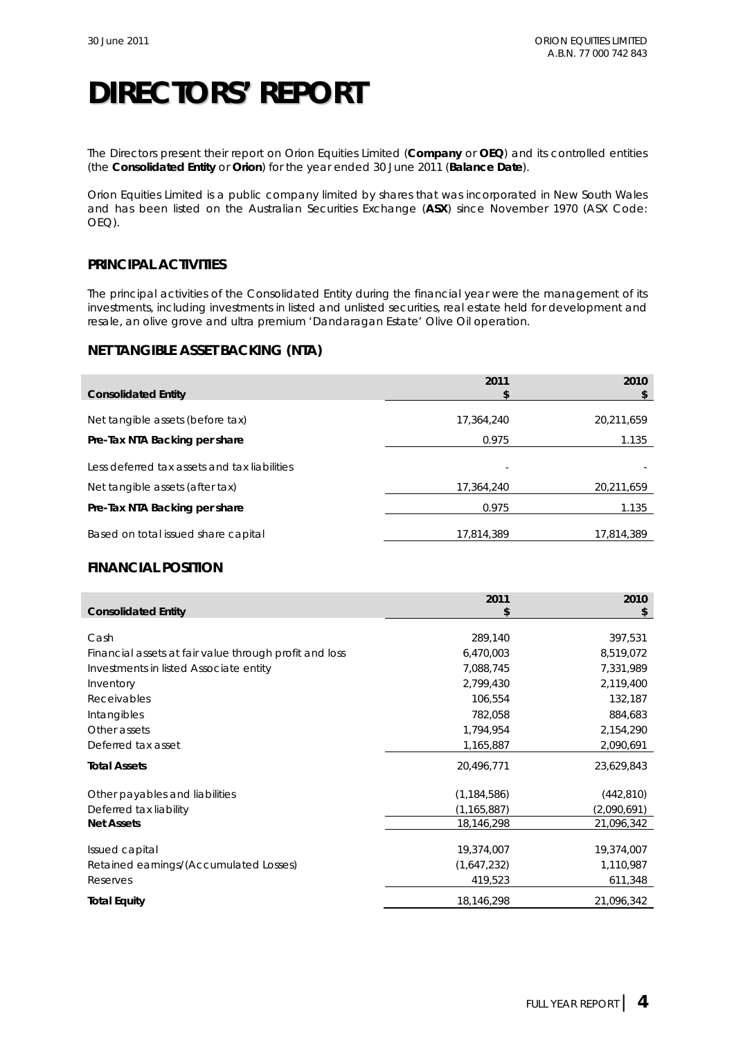# DIRECTORS' REPORT

The Directors present their report on Orion Equities Limited (**Company** or **OEQ**) and its controlled entities (the **Consolidated Entity** or **Orion**) for the year ended 30 June 2011 (**Balance Date**).

Orion Equities Limited is a public company limited by shares that was incorporated in New South Wales and has been listed on the Australian Securities Exchange (**ASX**) since November 1970 (ASX Code: OEQ).

## PRINCIPAL ACTIVITIES

The principal activities of the Consolidated Entity during the financial year were the management of its investments, including investments in listed and unlisted securities, real estate held for development and resale, an olive grove and ultra premium 'Dandaragan Estate' Olive Oil operation.

## NET TANGIBLE ASSET BACKING (NTA)

| Consolidated Entity | 2011 $ | 2010 $ |
|---|---|---|
| Net tangible assets (before tax) | 17,364,240 | 20,211,659 |
| **Pre-Tax NTA Backing per share** | 0.975 | 1.135 |
| Less deferred tax assets and tax liabilities | - | - |
| Net tangible assets (after tax) | 17,364,240 | 20,211,659 |
| **Pre-Tax NTA Backing per share** | 0.975 | 1.135 |
| Based on total issued share capital | 17,814,389 | 17,814,389 |

## FINANCIAL POSITION

| Consolidated Entity | 2011 $ | 2010 $ |
|---|---|---|
| Cash | 289,140 | 397,531 |
| Financial assets at fair value through profit and loss | 6,470,003 | 8,519,072 |
| Investments in listed Associate entity | 7,088,745 | 7,331,989 |
| Inventory | 2,799,430 | 2,119,400 |
| Receivables | 106,554 | 132,187 |
| Intangibles | 782,058 | 884,683 |
| Other assets | 1,794,954 | 2,154,290 |
| Deferred tax asset | 1,165,887 | 2,090,691 |
| **Total Assets** | 20,496,771 | 23,629,843 |
| Other payables and liabilities | (1,184,586) | (442,810) |
| Deferred tax liability | (1,165,887) | (2,090,691) |
| **Net Assets** | 18,146,298 | 21,096,342 |
| Issued capital | 19,374,007 | 19,374,007 |
| Retained earnings/(Accumulated Losses) | (1,647,232) | 1,110,987 |
| Reserves | 419,523 | 611,348 |
| **Total Equity** | 18,146,298 | 21,096,342 |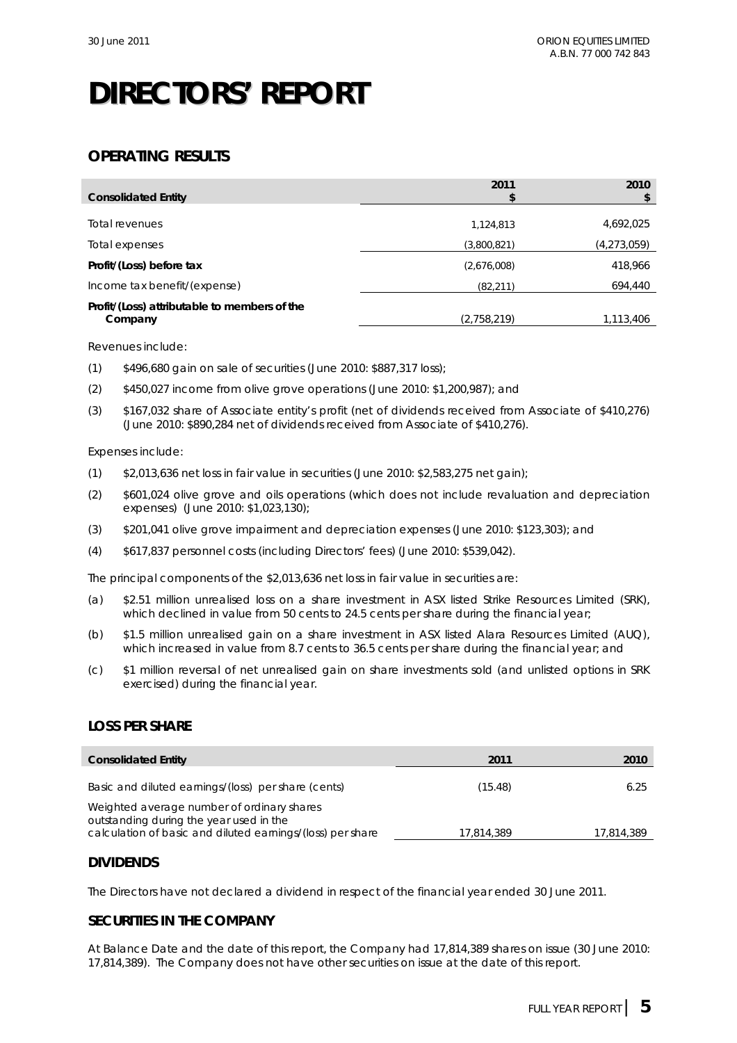# DIRECTORS' REPORT

## OPERATING RESULTS

| Consolidated Entity | 2011 $ | 2010 $ |
|---|---|---|
| Total revenues | 1,124,813 | 4,692,025 |
| Total expenses | (3,800,821) | (4,273,059) |
| **Profit/(Loss) before tax** | (2,676,008) | 418,966 |
| Income tax benefit/(expense) | (82,211) | 694,440 |
| **Profit/(Loss) attributable to members of the Company** | (2,758,219) | 1,113,406 |

Revenues include:

(1) $496,680 gain on sale of securities (June 2010: $887,317 loss);

(2) $450,027 income from olive grove operations (June 2010: $1,200,987); and

(3) $167,032 share of Associate entity's profit (net of dividends received from Associate of $410,276) (June 2010: $890,284 net of dividends received from Associate of $410,276).

Expenses include:

(1) $2,013,636 net loss in fair value in securities (June 2010: $2,583,275 net gain);

(2) $601,024 olive grove and oils operations (which does not include revaluation and depreciation expenses) (June 2010: $1,023,130);

(3) $201,041 olive grove impairment and depreciation expenses (June 2010: $123,303); and

(4) $617,837 personnel costs (including Directors' fees) (June 2010: $539,042).

The principal components of the $2,013,636 net loss in fair value in securities are:

(a) $2.51 million unrealised loss on a share investment in ASX listed Strike Resources Limited (SRK), which declined in value from 50 cents to 24.5 cents per share during the financial year;

(b) $1.5 million unrealised gain on a share investment in ASX listed Alara Resources Limited (AUQ), which increased in value from 8.7 cents to 36.5 cents per share during the financial year; and

(c) $1 million reversal of net unrealised gain on share investments sold (and unlisted options in SRK exercised) during the financial year.

## LOSS PER SHARE

| Consolidated Entity | 2011 | 2010 |
|---|---|---|
| Basic and diluted earnings/(loss) per share (cents) | (15.48) | 6.25 |
| Weighted average number of ordinary shares outstanding during the year used in the calculation of basic and diluted earnings/(loss) per share | 17,814,389 | 17,814,389 |

## DIVIDENDS

The Directors have not declared a dividend in respect of the financial year ended 30 June 2011.

## SECURITIES IN THE COMPANY

At Balance Date and the date of this report, the Company had 17,814,389 shares on issue (30 June 2010: 17,814,389). The Company does not have other securities on issue at the date of this report.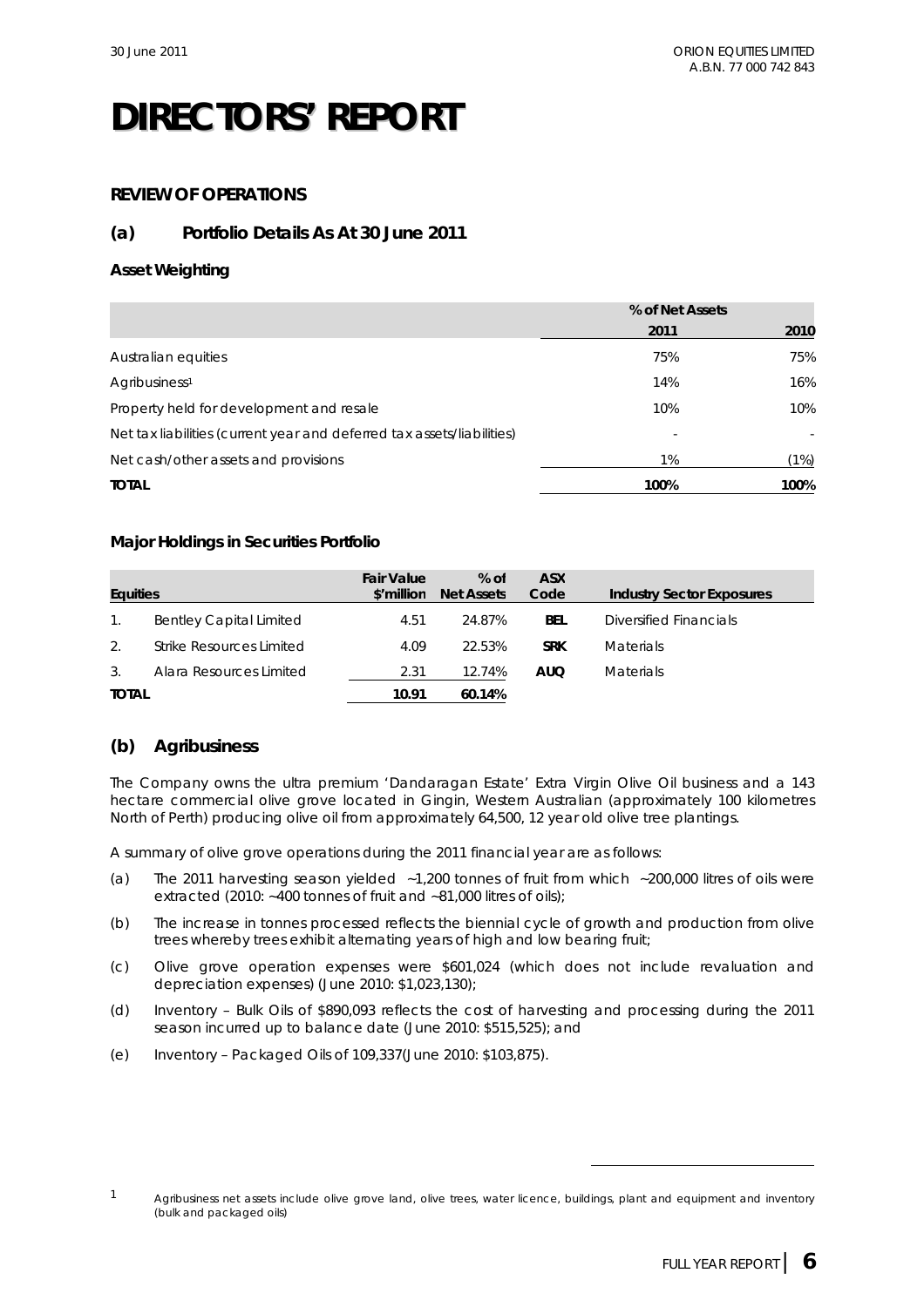# DIRECTORS' REPORT

## REVIEW OF OPERATIONS

### (a) Portfolio Details As At 30 June 2011

#### Asset Weighting

| | % of Net Assets | |
|---|---|---|
| | 2011 | 2010 |
| Australian equities | 75% | 75% |
| Agribusiness[1] | 14% | 16% |
| Property held for development and resale | 10% | 10% |
| Net tax liabilities (current year and deferred tax assets/liabilities) | - | - |
| Net cash/other assets and provisions | 1% | (1%) |
| **TOTAL** | **100%** | **100%** |

#### Major Holdings in Securities Portfolio

| Equities | | Fair Value $'million | % of Net Assets | ASX Code | Industry Sector Exposures |
|---|---|---|---|---|---|
| 1. | Bentley Capital Limited | 4.51 | 24.87% | **BEL** | Diversified Financials |
| 2. | Strike Resources Limited | 4.09 | 22.53% | **SRK** | Materials |
| 3. | Alara Resources Limited | 2.31 | 12.74% | **AUQ** | Materials |
| **TOTAL** | | **10.91** | **60.14%** | | |

### (b) Agribusiness

The Company owns the ultra premium 'Dandaragan Estate' Extra Virgin Olive Oil business and a 143 hectare commercial olive grove located in Gingin, Western Australian (approximately 100 kilometres North of Perth) producing olive oil from approximately 64,500, 12 year old olive tree plantings.

A summary of olive grove operations during the 2011 financial year are as follows:

(a) The 2011 harvesting season yielded ~1,200 tonnes of fruit from which ~200,000 litres of oils were extracted (2010: ~400 tonnes of fruit and ~81,000 litres of oils);

(b) The increase in tonnes processed reflects the biennial cycle of growth and production from olive trees whereby trees exhibit alternating years of high and low bearing fruit;

(c) Olive grove operation expenses were $601,024 (which does not include revaluation and depreciation expenses) (June 2010: $1,023,130);

(d) Inventory – Bulk Oils of $890,093 reflects the cost of harvesting and processing during the 2011 season incurred up to balance date (June 2010: $515,525); and

(e) Inventory – Packaged Oils of 109,337(June 2010: $103,875).

---

1 Agribusiness net assets include olive grove land, olive trees, water licence, buildings, plant and equipment and inventory (bulk and packaged oils)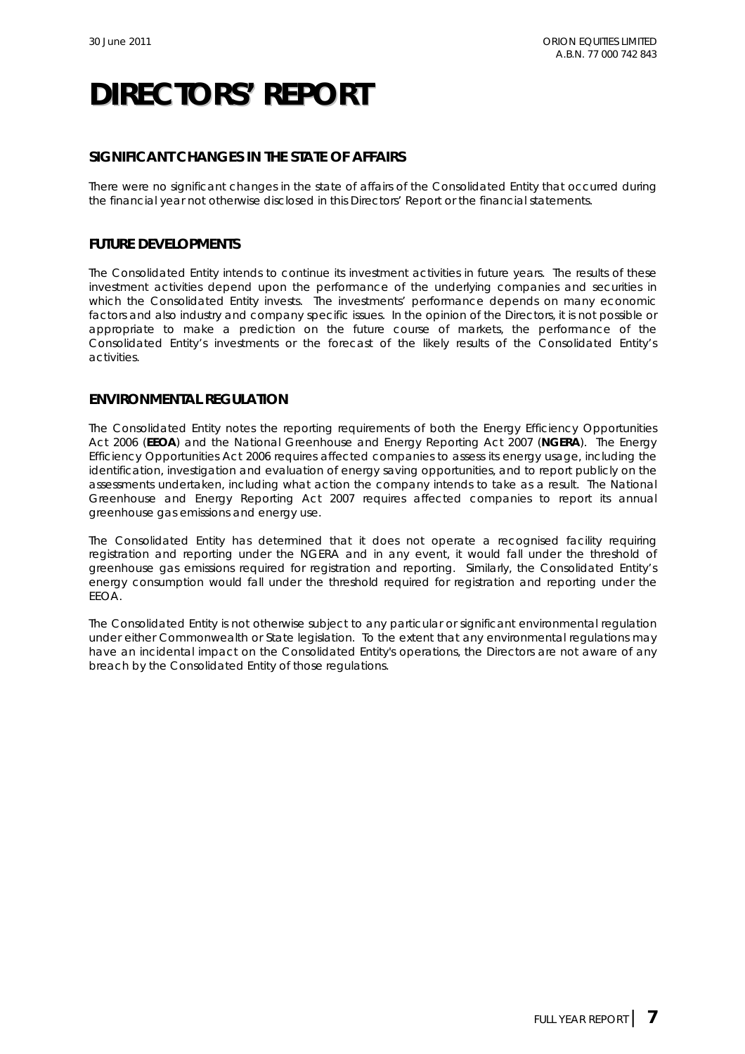# DIRECTORS' REPORT

## SIGNIFICANT CHANGES IN THE STATE OF AFFAIRS

There were no significant changes in the state of affairs of the Consolidated Entity that occurred during the financial year not otherwise disclosed in this Directors' Report or the financial statements.

## FUTURE DEVELOPMENTS

The Consolidated Entity intends to continue its investment activities in future years. The results of these investment activities depend upon the performance of the underlying companies and securities in which the Consolidated Entity invests. The investments' performance depends on many economic factors and also industry and company specific issues. In the opinion of the Directors, it is not possible or appropriate to make a prediction on the future course of markets, the performance of the Consolidated Entity's investments or the forecast of the likely results of the Consolidated Entity's activities.

## ENVIRONMENTAL REGULATION

The Consolidated Entity notes the reporting requirements of both the Energy Efficiency Opportunities Act 2006 (**EEOA**) and the National Greenhouse and Energy Reporting Act 2007 (**NGERA**). The Energy Efficiency Opportunities Act 2006 requires affected companies to assess its energy usage, including the identification, investigation and evaluation of energy saving opportunities, and to report publicly on the assessments undertaken, including what action the company intends to take as a result. The National Greenhouse and Energy Reporting Act 2007 requires affected companies to report its annual greenhouse gas emissions and energy use.

The Consolidated Entity has determined that it does not operate a recognised facility requiring registration and reporting under the NGERA and in any event, it would fall under the threshold of greenhouse gas emissions required for registration and reporting. Similarly, the Consolidated Entity's energy consumption would fall under the threshold required for registration and reporting under the EEOA.

The Consolidated Entity is not otherwise subject to any particular or significant environmental regulation under either Commonwealth or State legislation. To the extent that any environmental regulations may have an incidental impact on the Consolidated Entity's operations, the Directors are not aware of any breach by the Consolidated Entity of those regulations.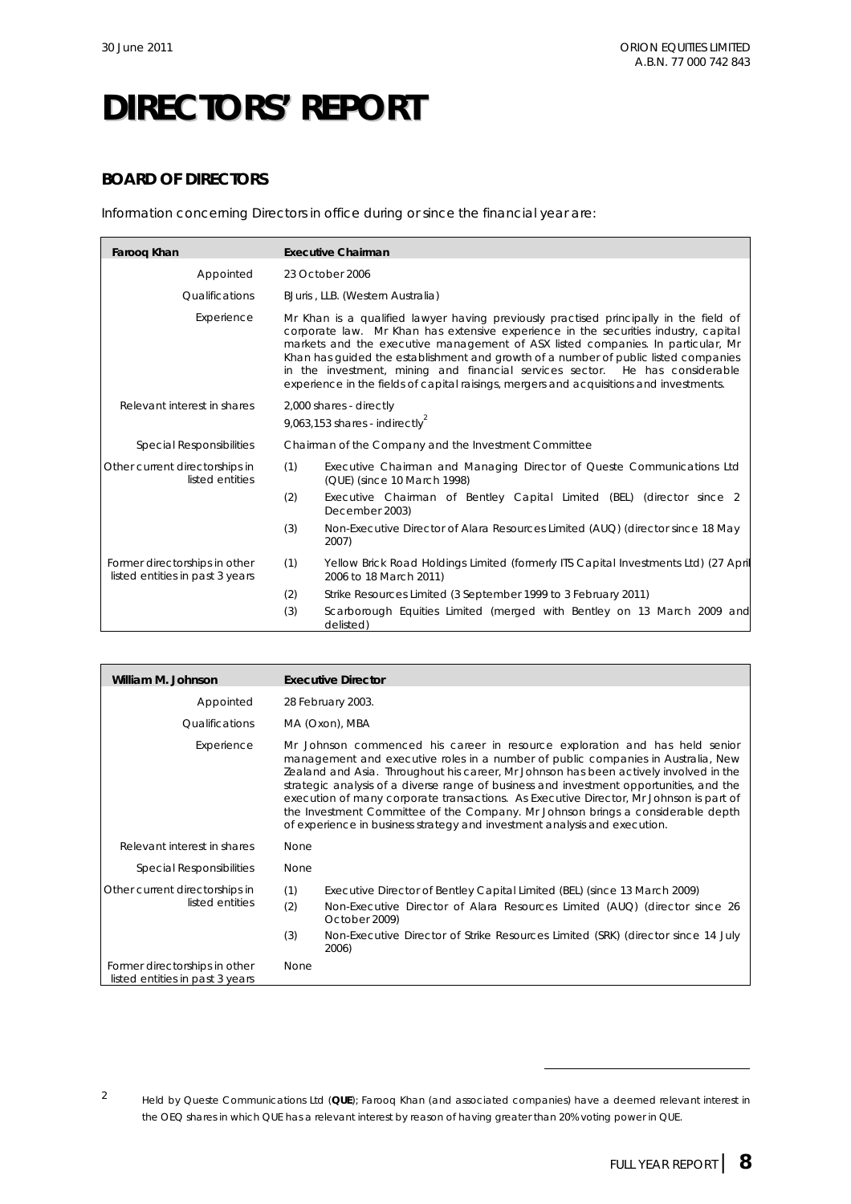// DIRECTORS' REPORT

# DIRECTORS' REPORT

## BOARD OF DIRECTORS

Information concerning Directors in office during or since the financial year are:

| **Farooq Khan** | **Executive Chairman** |
|---|---|
| Appointed | 23 October 2006 |
| Qualifications | BJuris , LLB. (Western Australia) |
| Experience | Mr Khan is a qualified lawyer having previously practised principally in the field of corporate law. Mr Khan has extensive experience in the securities industry, capital markets and the executive management of ASX listed companies. In particular, Mr Khan has guided the establishment and growth of a number of public listed companies in the investment, mining and financial services sector. He has considerable experience in the fields of capital raisings, mergers and acquisitions and investments. |
| Relevant interest in shares | 2,000 shares - directly<br>9,063,153 shares - indirectly[2] |
| Special Responsibilities | Chairman of the Company and the Investment Committee |
| Other current directorships in listed entities | (1) Executive Chairman and Managing Director of Queste Communications Ltd (QUE) (since 10 March 1998)<br>(2) Executive Chairman of Bentley Capital Limited (BEL) (director since 2 December 2003)<br>(3) Non-Executive Director of Alara Resources Limited (AUQ) (director since 18 May 2007) |
| Former directorships in other listed entities in past 3 years | (1) Yellow Brick Road Holdings Limited (formerly ITS Capital Investments Ltd) (27 April 2006 to 18 March 2011)<br>(2) Strike Resources Limited (3 September 1999 to 3 February 2011)<br>(3) Scarborough Equities Limited (merged with Bentley on 13 March 2009 and delisted) |

| **William M. Johnson** | **Executive Director** |
|---|---|
| Appointed | 28 February 2003. |
| Qualifications | MA (Oxon), MBA |
| Experience | Mr Johnson commenced his career in resource exploration and has held senior management and executive roles in a number of public companies in Australia, New Zealand and Asia. Throughout his career, Mr Johnson has been actively involved in the strategic analysis of a diverse range of business and investment opportunities, and the execution of many corporate transactions. As Executive Director, Mr Johnson is part of the Investment Committee of the Company. Mr Johnson brings a considerable depth of experience in business strategy and investment analysis and execution. |
| Relevant interest in shares | None |
| Special Responsibilities | None |
| Other current directorships in listed entities | (1) Executive Director of Bentley Capital Limited (BEL) (since 13 March 2009)<br>(2) Non-Executive Director of Alara Resources Limited (AUQ) (director since 26 October 2009)<br>(3) Non-Executive Director of Strike Resources Limited (SRK) (director since 14 July 2006) |
| Former directorships in other listed entities in past 3 years | None |

[2] Held by Queste Communications Ltd (**QUE**); Farooq Khan (and associated companies) have a deemed relevant interest in the OEQ shares in which QUE has a relevant interest by reason of having greater than 20% voting power in QUE.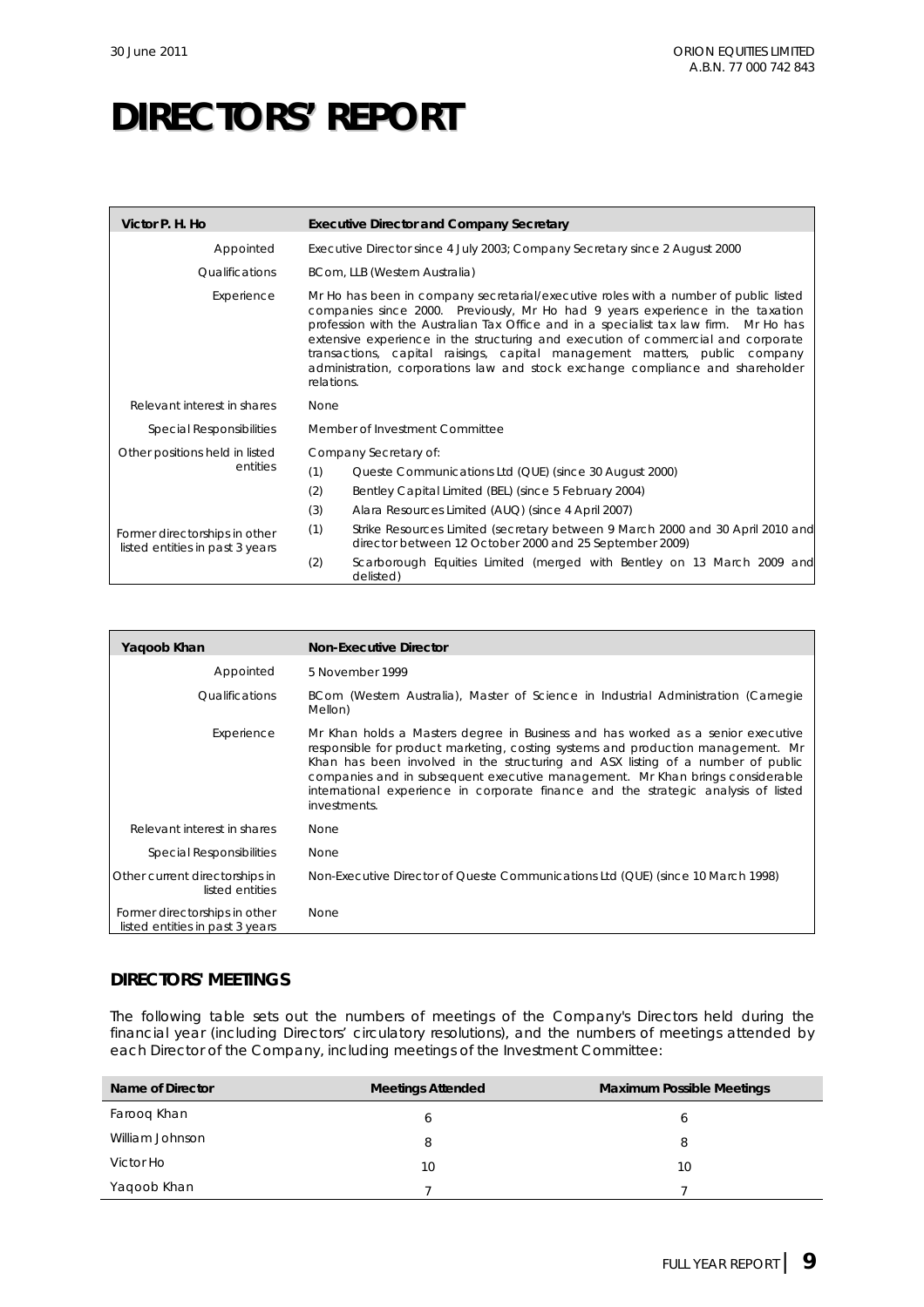# DIRECTORS' REPORT

| Victor P. H. Ho | Executive Director and Company Secretary |
|---|---|
| Appointed | Executive Director since 4 July 2003; Company Secretary since 2 August 2000 |
| Qualifications | BCom, LLB (Western Australia) |
| Experience | Mr Ho has been in company secretarial/executive roles with a number of public listed companies since 2000. Previously, Mr Ho had 9 years experience in the taxation profession with the Australian Tax Office and in a specialist tax law firm. Mr Ho has extensive experience in the structuring and execution of commercial and corporate transactions, capital raisings, capital management matters, public company administration, corporations law and stock exchange compliance and shareholder relations. |
| Relevant interest in shares | None |
| Special Responsibilities | Member of Investment Committee |
| Other positions held in listed entities | Company Secretary of:<br>(1) Queste Communications Ltd (QUE) (since 30 August 2000)<br>(2) Bentley Capital Limited (BEL) (since 5 February 2004)<br>(3) Alara Resources Limited (AUQ) (since 4 April 2007) |
| Former directorships in other listed entities in past 3 years | (1) Strike Resources Limited (secretary between 9 March 2000 and 30 April 2010 and director between 12 October 2000 and 25 September 2009)<br>(2) Scarborough Equities Limited (merged with Bentley on 13 March 2009 and delisted) |

| Yaqoob Khan | Non-Executive Director |
|---|---|
| Appointed | 5 November 1999 |
| Qualifications | BCom (Western Australia), Master of Science in Industrial Administration (Carnegie Mellon) |
| Experience | Mr Khan holds a Masters degree in Business and has worked as a senior executive responsible for product marketing, costing systems and production management. Mr Khan has been involved in the structuring and ASX listing of a number of public companies and in subsequent executive management. Mr Khan brings considerable international experience in corporate finance and the strategic analysis of listed investments. |
| Relevant interest in shares | None |
| Special Responsibilities | None |
| Other current directorships in listed entities | Non-Executive Director of Queste Communications Ltd (QUE) (since 10 March 1998) |
| Former directorships in other listed entities in past 3 years | None |

## DIRECTORS' MEETINGS

The following table sets out the numbers of meetings of the Company's Directors held during the financial year (including Directors' circulatory resolutions), and the numbers of meetings attended by each Director of the Company, including meetings of the Investment Committee:

| Name of Director | Meetings Attended | Maximum Possible Meetings |
|---|---|---|
| Farooq Khan | 6 | 6 |
| William Johnson | 8 | 8 |
| Victor Ho | 10 | 10 |
| Yaqoob Khan | 7 | 7 |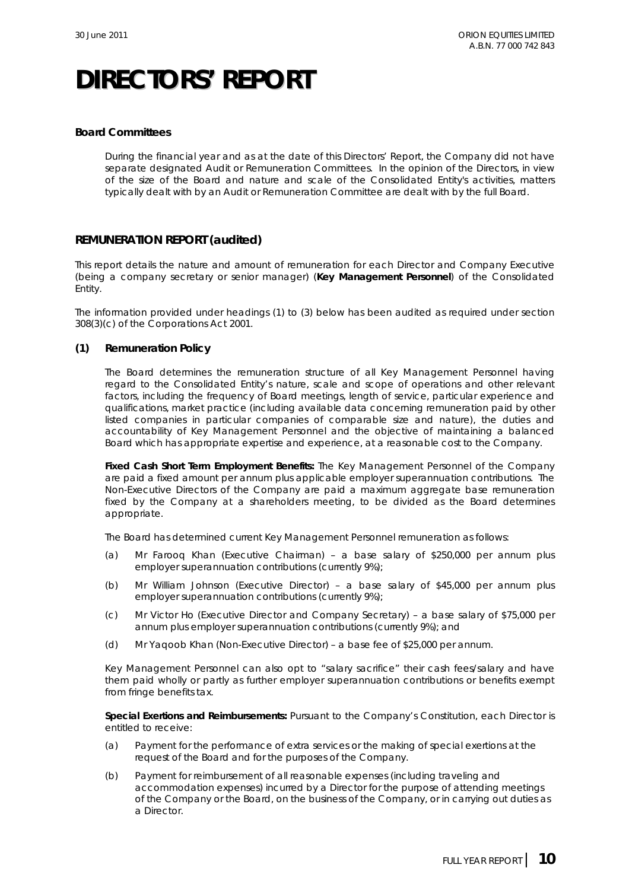# DIRECTORS' REPORT

### Board Committees

During the financial year and as at the date of this Directors' Report, the Company did not have separate designated Audit or Remuneration Committees. In the opinion of the Directors, in view of the size of the Board and nature and scale of the Consolidated Entity's activities, matters typically dealt with by an Audit or Remuneration Committee are dealt with by the full Board.

## REMUNERATION REPORT (audited)

This report details the nature and amount of remuneration for each Director and Company Executive (being a company secretary or senior manager) (**Key Management Personnel**) of the Consolidated Entity.

The information provided under headings (1) to (3) below has been audited as required under section 308(3)(c) of the Corporations Act 2001.

### (1) Remuneration Policy

The Board determines the remuneration structure of all Key Management Personnel having regard to the Consolidated Entity's nature, scale and scope of operations and other relevant factors, including the frequency of Board meetings, length of service, particular experience and qualifications, market practice (including available data concerning remuneration paid by other listed companies in particular companies of comparable size and nature), the duties and accountability of Key Management Personnel and the objective of maintaining a balanced Board which has appropriate expertise and experience, at a reasonable cost to the Company.

**Fixed Cash Short Term Employment Benefits:** The Key Management Personnel of the Company are paid a fixed amount per annum plus applicable employer superannuation contributions. The Non-Executive Directors of the Company are paid a maximum aggregate base remuneration fixed by the Company at a shareholders meeting, to be divided as the Board determines appropriate.

The Board has determined current Key Management Personnel remuneration as follows:

(a) Mr Farooq Khan (Executive Chairman) – a base salary of $250,000 per annum plus employer superannuation contributions (currently 9%);

(b) Mr William Johnson (Executive Director) – a base salary of $45,000 per annum plus employer superannuation contributions (currently 9%);

(c) Mr Victor Ho (Executive Director and Company Secretary) – a base salary of $75,000 per annum plus employer superannuation contributions (currently 9%); and

(d) Mr Yaqoob Khan (Non-Executive Director) – a base fee of $25,000 per annum.

Key Management Personnel can also opt to "salary sacrifice" their cash fees/salary and have them paid wholly or partly as further employer superannuation contributions or benefits exempt from fringe benefits tax.

**Special Exertions and Reimbursements:** Pursuant to the Company's Constitution, each Director is entitled to receive:

(a) Payment for the performance of extra services or the making of special exertions at the request of the Board and for the purposes of the Company.

(b) Payment for reimbursement of all reasonable expenses (including traveling and accommodation expenses) incurred by a Director for the purpose of attending meetings of the Company or the Board, on the business of the Company, or in carrying out duties as a Director.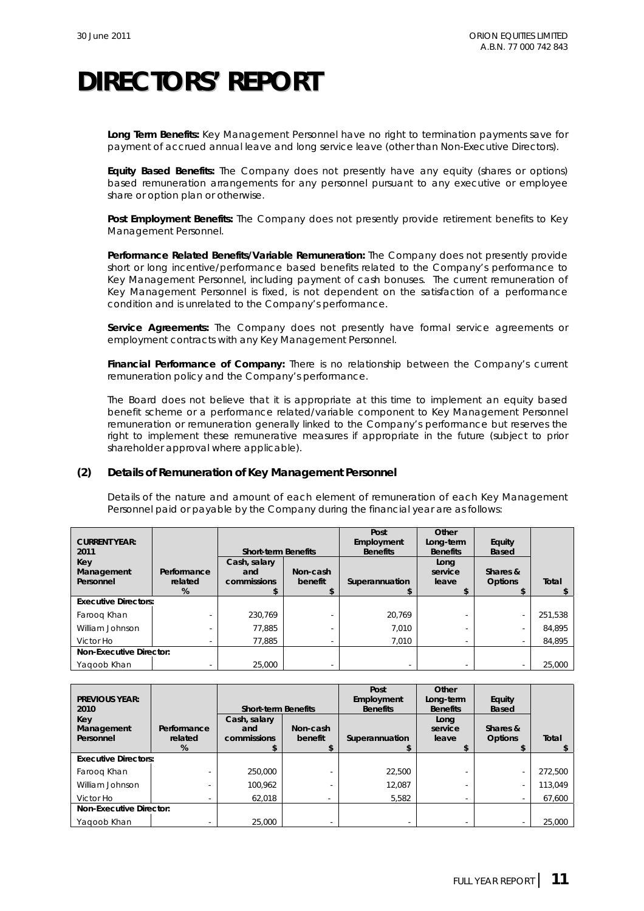# DIRECTORS' REPORT

**Long Term Benefits:** Key Management Personnel have no right to termination payments save for payment of accrued annual leave and long service leave (other than Non-Executive Directors).

**Equity Based Benefits:** The Company does not presently have any equity (shares or options) based remuneration arrangements for any personnel pursuant to any executive or employee share or option plan or otherwise.

**Post Employment Benefits:** The Company does not presently provide retirement benefits to Key Management Personnel.

**Performance Related Benefits/Variable Remuneration:** The Company does not presently provide short or long incentive/performance based benefits related to the Company's performance to Key Management Personnel, including payment of cash bonuses. The current remuneration of Key Management Personnel is fixed, is not dependent on the satisfaction of a performance condition and is unrelated to the Company's performance.

**Service Agreements:** The Company does not presently have formal service agreements or employment contracts with any Key Management Personnel.

**Financial Performance of Company:** There is no relationship between the Company's current remuneration policy and the Company's performance.

The Board does not believe that it is appropriate at this time to implement an equity based benefit scheme or a performance related/variable component to Key Management Personnel remuneration or remuneration generally linked to the Company's performance but reserves the right to implement these remunerative measures if appropriate in the future (subject to prior shareholder approval where applicable).

## (2) Details of Remuneration of Key Management Personnel

Details of the nature and amount of each element of remuneration of each Key Management Personnel paid or payable by the Company during the financial year are as follows:

| CURRENT YEAR: 2011 | | Short-term Benefits | | Post Employment Benefits | Other Long-term Benefits | Equity Based | |
|---|---|---|---|---|---|---|---|
| Key Management Personnel | Performance related % | Cash, salary and commissions $ | Non-cash benefit $ | Superannuation $ | Long service leave $ | Shares & Options $ | Total $ |
| **Executive Directors:** | | | | | | | |
| Farooq Khan | - | 230,769 | - | 20,769 | - | - | 251,538 |
| William Johnson | - | 77,885 | - | 7,010 | - | - | 84,895 |
| Victor Ho | - | 77,885 | - | 7,010 | - | - | 84,895 |
| **Non-Executive Director:** | | | | | | | |
| Yaqoob Khan | - | 25,000 | - | - | - | - | 25,000 |

| PREVIOUS YEAR: 2010 | | Short-term Benefits | | Post Employment Benefits | Other Long-term Benefits | Equity Based | |
|---|---|---|---|---|---|---|---|
| Key Management Personnel | Performance related % | Cash, salary and commissions $ | Non-cash benefit $ | Superannuation $ | Long service leave $ | Shares & Options $ | Total $ |
| **Executive Directors:** | | | | | | | |
| Farooq Khan | - | 250,000 | - | 22,500 | - | - | 272,500 |
| William Johnson | - | 100,962 | - | 12,087 | - | - | 113,049 |
| Victor Ho | - | 62,018 | - | 5,582 | - | - | 67,600 |
| **Non-Executive Director:** | | | | | | | |
| Yaqoob Khan | - | 25,000 | - | - | - | - | 25,000 |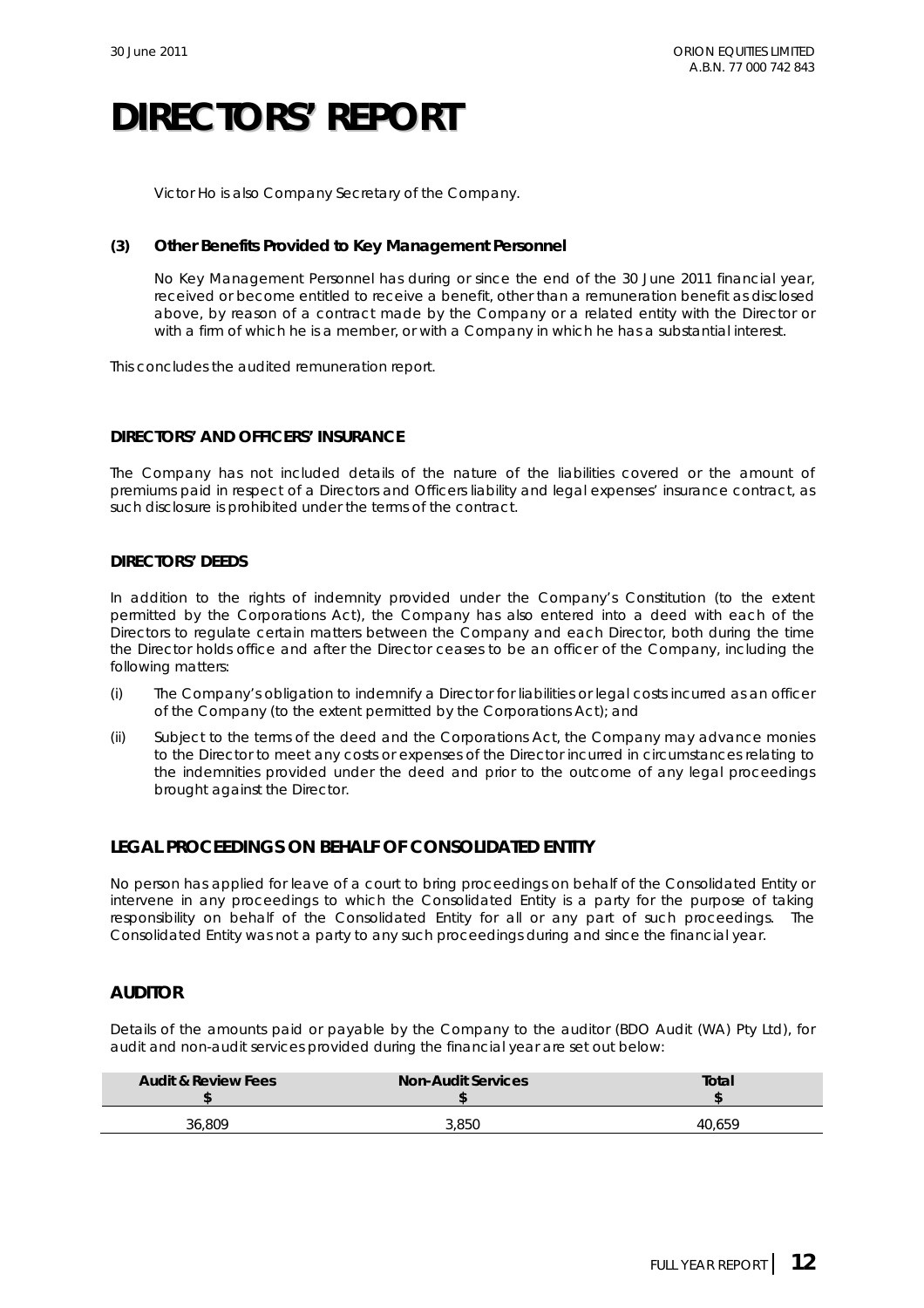# DIRECTORS' REPORT

Victor Ho is also Company Secretary of the Company.

**(3) Other Benefits Provided to Key Management Personnel**

No Key Management Personnel has during or since the end of the 30 June 2011 financial year, received or become entitled to receive a benefit, other than a remuneration benefit as disclosed above, by reason of a contract made by the Company or a related entity with the Director or with a firm of which he is a member, or with a Company in which he has a substantial interest.

This concludes the audited remuneration report.

**DIRECTORS' AND OFFICERS' INSURANCE**

The Company has not included details of the nature of the liabilities covered or the amount of premiums paid in respect of a Directors and Officers liability and legal expenses' insurance contract, as such disclosure is prohibited under the terms of the contract.

**DIRECTORS' DEEDS**

In addition to the rights of indemnity provided under the Company's Constitution (to the extent permitted by the Corporations Act), the Company has also entered into a deed with each of the Directors to regulate certain matters between the Company and each Director, both during the time the Director holds office and after the Director ceases to be an officer of the Company, including the following matters:

(i) The Company's obligation to indemnify a Director for liabilities or legal costs incurred as an officer of the Company (to the extent permitted by the Corporations Act); and

(ii) Subject to the terms of the deed and the Corporations Act, the Company may advance monies to the Director to meet any costs or expenses of the Director incurred in circumstances relating to the indemnities provided under the deed and prior to the outcome of any legal proceedings brought against the Director.

## LEGAL PROCEEDINGS ON BEHALF OF CONSOLIDATED ENTITY

No person has applied for leave of a court to bring proceedings on behalf of the Consolidated Entity or intervene in any proceedings to which the Consolidated Entity is a party for the purpose of taking responsibility on behalf of the Consolidated Entity for all or any part of such proceedings. The Consolidated Entity was not a party to any such proceedings during and since the financial year.

## AUDITOR

Details of the amounts paid or payable by the Company to the auditor (BDO Audit (WA) Pty Ltd), for audit and non-audit services provided during the financial year are set out below:

| Audit & Review Fees $ | Non-Audit Services $ | Total $ |
|---|---|---|
| 36,809 | 3,850 | 40,659 |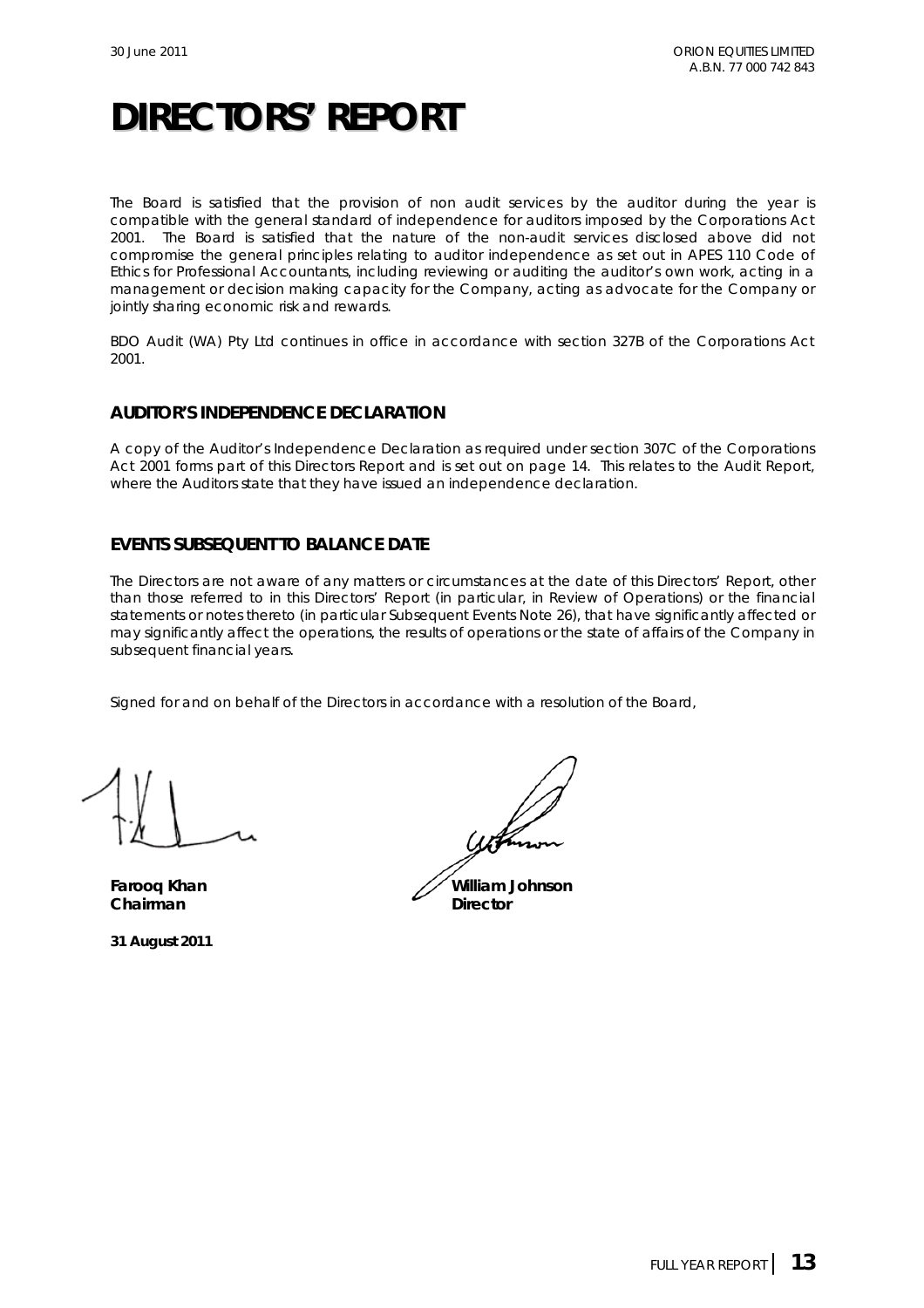# DIRECTORS' REPORT

The Board is satisfied that the provision of non audit services by the auditor during the year is compatible with the general standard of independence for auditors imposed by the Corporations Act 2001. The Board is satisfied that the nature of the non-audit services disclosed above did not compromise the general principles relating to auditor independence as set out in APES 110 Code of Ethics for Professional Accountants, including reviewing or auditing the auditor's own work, acting in a management or decision making capacity for the Company, acting as advocate for the Company or jointly sharing economic risk and rewards.

BDO Audit (WA) Pty Ltd continues in office in accordance with section 327B of the Corporations Act 2001.

## AUDITOR'S INDEPENDENCE DECLARATION

A copy of the Auditor's Independence Declaration as required under section 307C of the Corporations Act 2001 forms part of this Directors Report and is set out on page 14. This relates to the Audit Report, where the Auditors state that they have issued an independence declaration.

## EVENTS SUBSEQUENT TO BALANCE DATE

The Directors are not aware of any matters or circumstances at the date of this Directors' Report, other than those referred to in this Directors' Report (in particular, in Review of Operations) or the financial statements or notes thereto (in particular Subsequent Events Note 26), that have significantly affected or may significantly affect the operations, the results of operations or the state of affairs of the Company in subsequent financial years.

Signed for and on behalf of the Directors in accordance with a resolution of the Board,

**Farooq Khan**
**Chairman**

**William Johnson**
**Director**

**31 August 2011**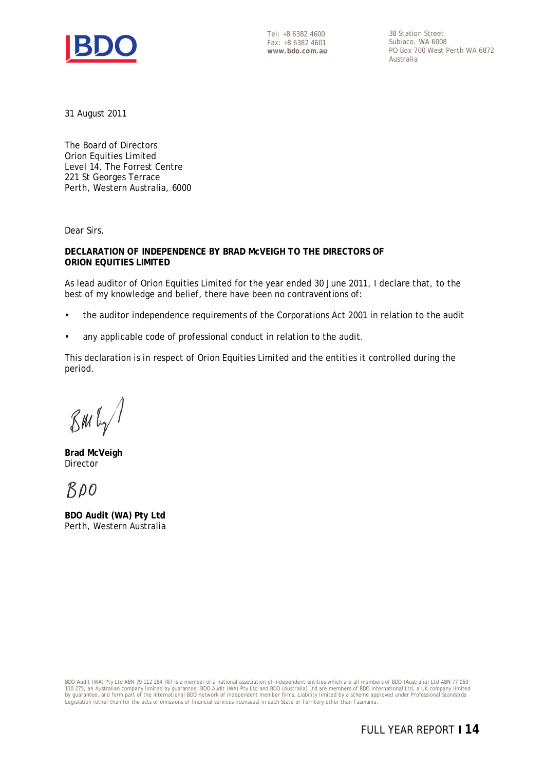Tel: +8 6382 4600
Fax: +8 6382 4601
**www.bdo.com.au**

38 Station Street
Subiaco, WA 6008
PO Box 700 West Perth WA 6872
Australia

31 August 2011

The Board of Directors
Orion Equities Limited
Level 14, The Forrest Centre
221 St Georges Terrace
Perth, Western Australia, 6000

Dear Sirs,

**DECLARATION OF INDEPENDENCE BY BRAD McVEIGH TO THE DIRECTORS OF ORION EQUITIES LIMITED**

As lead auditor of Orion Equities Limited for the year ended 30 June 2011, I declare that, to the best of my knowledge and belief, there have been no contraventions of:

- the auditor independence requirements of the Corporations Act 2001 in relation to the audit
- any applicable code of professional conduct in relation to the audit.

This declaration is in respect of Orion Equities Limited and the entities it controlled during the period.

**Brad McVeigh**
Director

**BDO Audit (WA) Pty Ltd**
Perth, Western Australia

BDO Audit (WA) Pty Ltd ABN 79 112 284 787 is a member of a national association of independent entities which are all members of BDO (Australia) Ltd ABN 77 050 110 275, an Australian company limited by guarantee. BDO Audit (WA) Pty Ltd and BDO (Australia) Ltd are members of BDO International Ltd, a UK company limited by guarantee, and form part of the international BDO network of independent member firms. Liability limited by a scheme approved under Professional Standards Legislation (other than for the acts or omissions of financial services licensees) in each State or Territory other than Tasmania.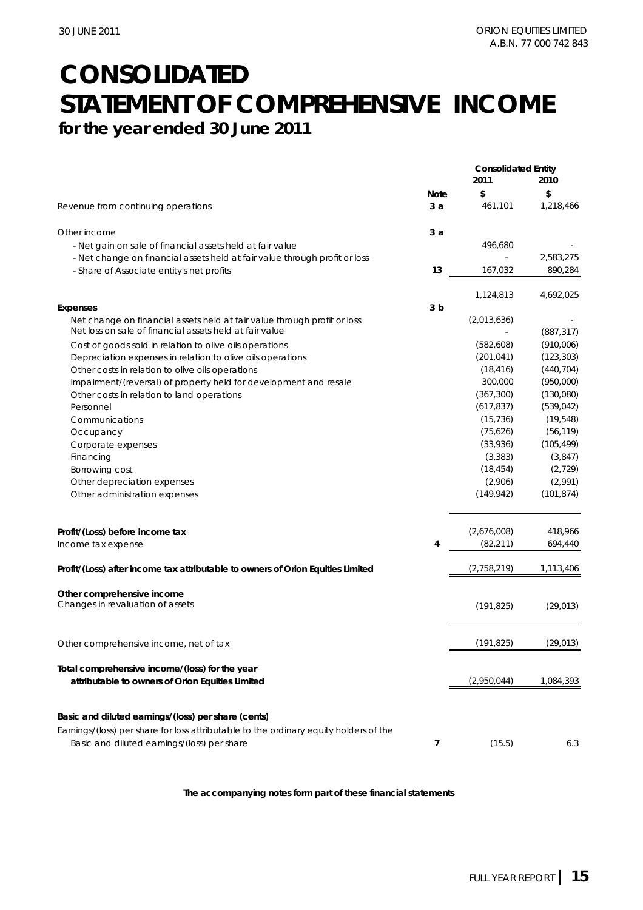# CONSOLIDATED STATEMENT OF COMPREHENSIVE INCOME

## for the year ended 30 June 2011

| | Note | Consolidated Entity 2011 $ | 2010 $ |
|---|---|---|---|
| Revenue from continuing operations | 3 a | 461,101 | 1,218,466 |
| Other income | 3 a | | |
| - Net gain on sale of financial assets held at fair value | | 496,680 | - |
| - Net change on financial assets held at fair value through profit or loss | | - | 2,583,275 |
| - Share of Associate entity's net profits | 13 | 167,032 | 890,284 |
| | | 1,124,813 | 4,692,025 |
| **Expenses** | 3 b | | |
| Net change on financial assets held at fair value through profit or loss | | (2,013,636) | - |
| Net loss on sale of financial assets held at fair value | | - | (887,317) |
| Cost of goods sold in relation to olive oils operations | | (582,608) | (910,006) |
| Depreciation expenses in relation to olive oils operations | | (201,041) | (123,303) |
| Other costs in relation to olive oils operations | | (18,416) | (440,704) |
| Impairment/(reversal) of property held for development and resale | | 300,000 | (950,000) |
| Other costs in relation to land operations | | (367,300) | (130,080) |
| Personnel | | (617,837) | (539,042) |
| Communications | | (15,736) | (19,548) |
| Occupancy | | (75,626) | (56,119) |
| Corporate expenses | | (33,936) | (105,499) |
| Financing | | (3,383) | (3,847) |
| Borrowing cost | | (18,454) | (2,729) |
| Other depreciation expenses | | (2,906) | (2,991) |
| Other administration expenses | | (149,942) | (101,874) |
| **Profit/(Loss) before income tax** | | (2,676,008) | 418,966 |
| Income tax expense | 4 | (82,211) | 694,440 |
| **Profit/(Loss) after income tax attributable to owners of Orion Equities Limited** | | (2,758,219) | 1,113,406 |
| **Other comprehensive income** | | | |
| Changes in revaluation of assets | | (191,825) | (29,013) |
| Other comprehensive income, net of tax | | (191,825) | (29,013) |
| **Total comprehensive income/(loss) for the year attributable to owners of Orion Equities Limited** | | (2,950,044) | 1,084,393 |
| **Basic and diluted earnings/(loss) per share (cents)** | | | |
| Earnings/(loss) per share for loss attributable to the ordinary equity holders of the | | | |
| Basic and diluted earnings/(loss) per share | 7 | (15.5) | 6.3 |

**The accompanying notes form part of these financial statements**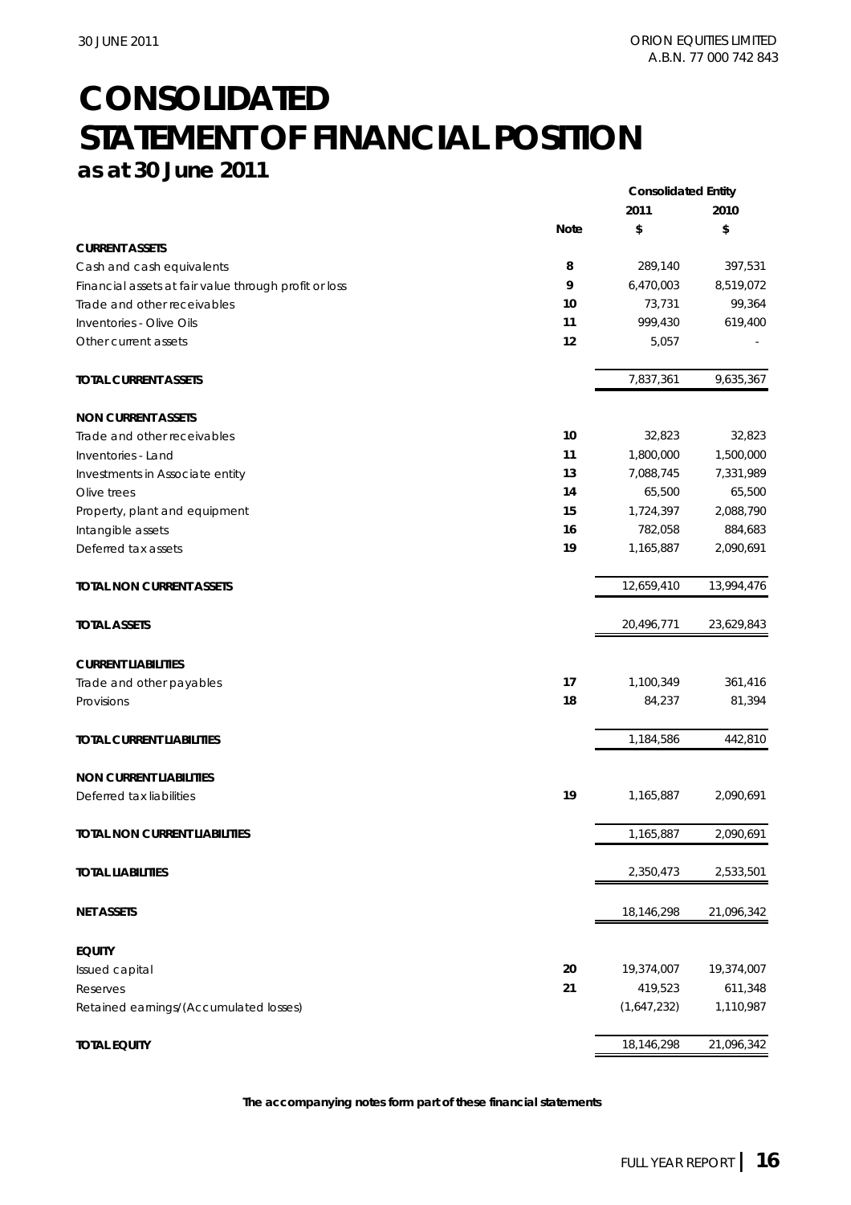# CONSOLIDATED STATEMENT OF FINANCIAL POSITION

## as at 30 June 2011

| | Note | Consolidated Entity 2011 $ | Consolidated Entity 2010 $ |
|---|---|---|---|
| **CURRENT ASSETS** | | | |
| Cash and cash equivalents | 8 | 289,140 | 397,531 |
| Financial assets at fair value through profit or loss | 9 | 6,470,003 | 8,519,072 |
| Trade and other receivables | 10 | 73,731 | 99,364 |
| Inventories - Olive Oils | 11 | 999,430 | 619,400 |
| Other current assets | 12 | 5,057 | - |
| **TOTAL CURRENT ASSETS** | | 7,837,361 | 9,635,367 |
| **NON CURRENT ASSETS** | | | |
| Trade and other receivables | 10 | 32,823 | 32,823 |
| Inventories - Land | 11 | 1,800,000 | 1,500,000 |
| Investments in Associate entity | 13 | 7,088,745 | 7,331,989 |
| Olive trees | 14 | 65,500 | 65,500 |
| Property, plant and equipment | 15 | 1,724,397 | 2,088,790 |
| Intangible assets | 16 | 782,058 | 884,683 |
| Deferred tax assets | 19 | 1,165,887 | 2,090,691 |
| **TOTAL NON CURRENT ASSETS** | | 12,659,410 | 13,994,476 |
| **TOTAL ASSETS** | | 20,496,771 | 23,629,843 |
| **CURRENT LIABILITIES** | | | |
| Trade and other payables | 17 | 1,100,349 | 361,416 |
| Provisions | 18 | 84,237 | 81,394 |
| **TOTAL CURRENT LIABILITIES** | | 1,184,586 | 442,810 |
| **NON CURRENT LIABILITIES** | | | |
| Deferred tax liabilities | 19 | 1,165,887 | 2,090,691 |
| **TOTAL NON CURRENT LIABILITIES** | | 1,165,887 | 2,090,691 |
| **TOTAL LIABILITIES** | | 2,350,473 | 2,533,501 |
| **NET ASSETS** | | 18,146,298 | 21,096,342 |
| **EQUITY** | | | |
| Issued capital | 20 | 19,374,007 | 19,374,007 |
| Reserves | 21 | 419,523 | 611,348 |
| Retained earnings/(Accumulated losses) | | (1,647,232) | 1,110,987 |
| **TOTAL EQUITY** | | 18,146,298 | 21,096,342 |

**The accompanying notes form part of these financial statements**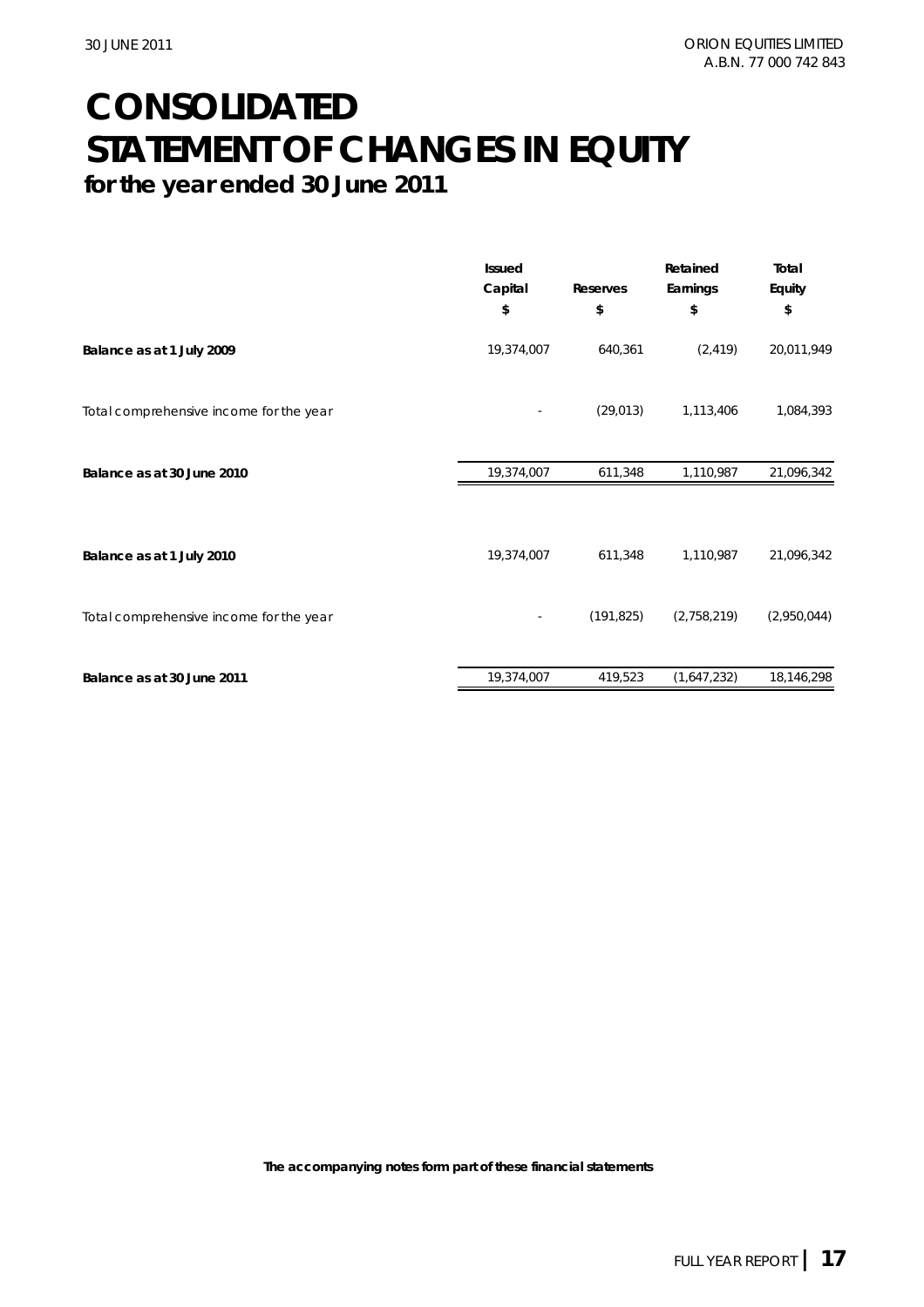# CONSOLIDATED STATEMENT OF CHANGES IN EQUITY

**for the year ended 30 June 2011**

| | Issued Capital $ | Reserves $ | Retained Earnings $ | Total Equity $ |
|---|---|---|---|---|
| **Balance as at 1 July 2009** | 19,374,007 | 640,361 | (2,419) | 20,011,949 |
| Total comprehensive income for the year | - | (29,013) | 1,113,406 | 1,084,393 |
| **Balance as at 30 June 2010** | 19,374,007 | 611,348 | 1,110,987 | 21,096,342 |
| | | | | |
| **Balance as at 1 July 2010** | 19,374,007 | 611,348 | 1,110,987 | 21,096,342 |
| Total comprehensive income for the year | - | (191,825) | (2,758,219) | (2,950,044) |
| **Balance as at 30 June 2011** | 19,374,007 | 419,523 | (1,647,232) | 18,146,298 |

**The accompanying notes form part of these financial statements**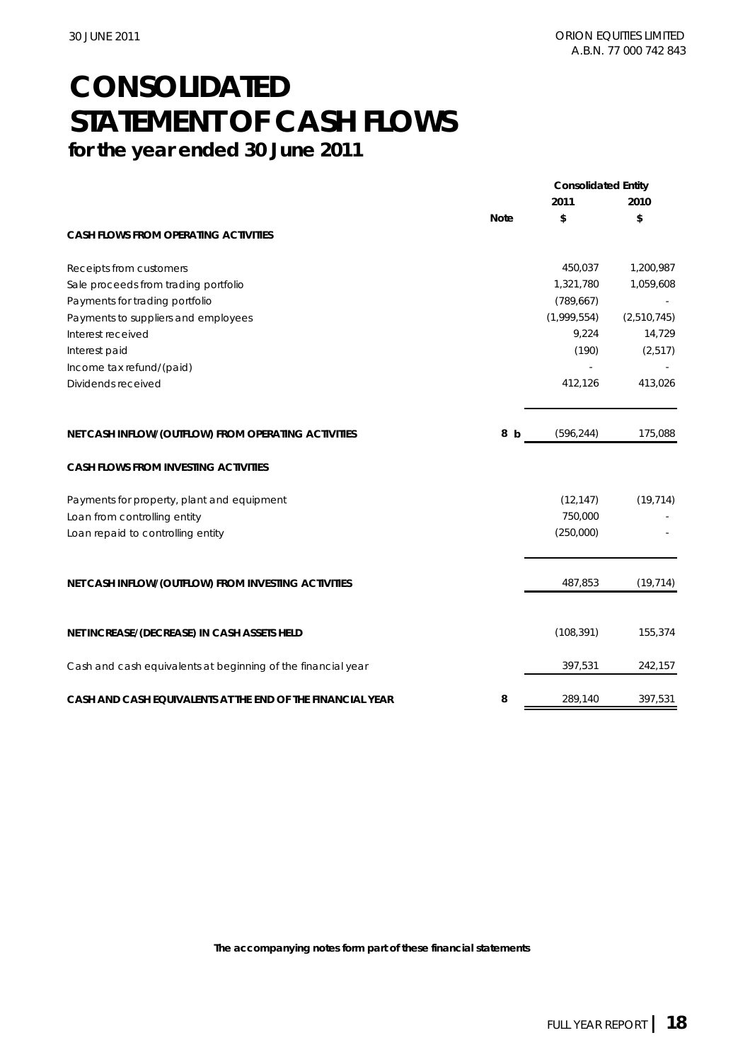# CONSOLIDATED STATEMENT OF CASH FLOWS

## for the year ended 30 June 2011

| | Note | Consolidated Entity 2011 $ | 2010 $ |
|---|---|---|---|
| **CASH FLOWS FROM OPERATING ACTIVITIES** | | | |
| Receipts from customers | | 450,037 | 1,200,987 |
| Sale proceeds from trading portfolio | | 1,321,780 | 1,059,608 |
| Payments for trading portfolio | | (789,667) | - |
| Payments to suppliers and employees | | (1,999,554) | (2,510,745) |
| Interest received | | 9,224 | 14,729 |
| Interest paid | | (190) | (2,517) |
| Income tax refund/(paid) | | - | - |
| Dividends received | | 412,126 | 413,026 |
| **NET CASH INFLOW/(OUTFLOW) FROM OPERATING ACTIVITIES** | 8 b | (596,244) | 175,088 |
| **CASH FLOWS FROM INVESTING ACTIVITIES** | | | |
| Payments for property, plant and equipment | | (12,147) | (19,714) |
| Loan from controlling entity | | 750,000 | - |
| Loan repaid to controlling entity | | (250,000) | - |
| **NET CASH INFLOW/(OUTFLOW) FROM INVESTING ACTIVITIES** | | 487,853 | (19,714) |
| **NET INCREASE/(DECREASE) IN CASH ASSETS HELD** | | (108,391) | 155,374 |
| Cash and cash equivalents at beginning of the financial year | | 397,531 | 242,157 |
| **CASH AND CASH EQUIVALENTS AT THE END OF THE FINANCIAL YEAR** | 8 | 289,140 | 397,531 |

**The accompanying notes form part of these financial statements**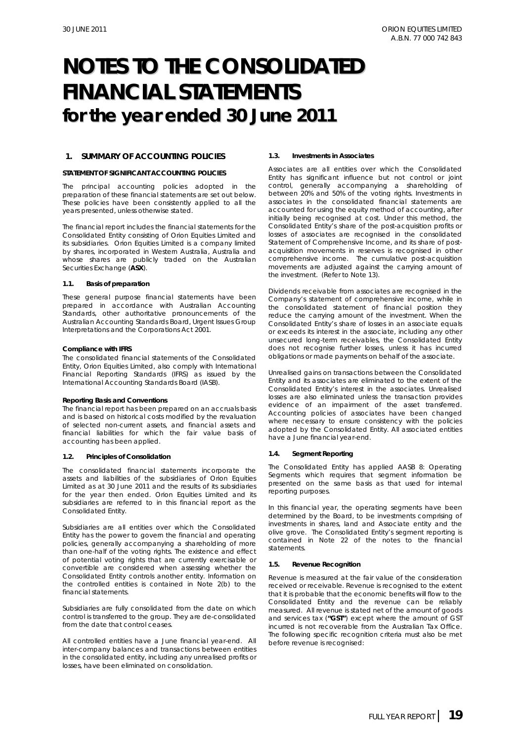# NOTES TO THE CONSOLIDATED FINANCIAL STATEMENTS
## for the year ended 30 June 2011

### 1. SUMMARY OF ACCOUNTING POLICIES

**STATEMENT OF SIGNIFICANT ACCOUNTING POLICIES**

The principal accounting policies adopted in the preparation of these financial statements are set out below. These policies have been consistently applied to all the years presented, unless otherwise stated.

The financial report includes the financial statements for the Consolidated Entity consisting of Orion Equities Limited and its subsidiaries. Orion Equities Limited is a company limited by shares, incorporated in Western Australia, Australia and whose shares are publicly traded on the Australian Securities Exchange (**ASX**).

#### 1.1. Basis of preparation

These general purpose financial statements have been prepared in accordance with Australian Accounting Standards, other authoritative pronouncements of the Australian Accounting Standards Board, Urgent Issues Group Interpretations and the Corporations Act 2001.

**Compliance with IFRS**

The consolidated financial statements of the Consolidated Entity, Orion Equities Limited, also comply with International Financial Reporting Standards (IFRS) as issued by the International Accounting Standards Board (IASB).

**Reporting Basis and Conventions**

The financial report has been prepared on an accruals basis and is based on historical costs modified by the revaluation of selected non-current assets, and financial assets and financial liabilities for which the fair value basis of accounting has been applied.

#### 1.2. Principles of Consolidation

The consolidated financial statements incorporate the assets and liabilities of the subsidiaries of Orion Equities Limited as at 30 June 2011 and the results of its subsidiaries for the year then ended. Orion Equities Limited and its subsidiaries are referred to in this financial report as the Consolidated Entity.

Subsidiaries are all entities over which the Consolidated Entity has the power to govern the financial and operating policies, generally accompanying a shareholding of more than one-half of the voting rights. The existence and effect of potential voting rights that are currently exercisable or convertible are considered when assessing whether the Consolidated Entity controls another entity. Information on the controlled entities is contained in Note 2(b) to the financial statements.

Subsidiaries are fully consolidated from the date on which control is transferred to the group. They are de-consolidated from the date that control ceases.

All controlled entities have a June financial year-end. All inter-company balances and transactions between entities in the consolidated entity, including any unrealised profits or losses, have been eliminated on consolidation.

#### 1.3. Investments in Associates

Associates are all entities over which the Consolidated Entity has significant influence but not control or joint control, generally accompanying a shareholding of between 20% and 50% of the voting rights. Investments in associates in the consolidated financial statements are accounted for using the equity method of accounting, after initially being recognised at cost. Under this method, the Consolidated Entity's share of the post-acquisition profits or losses of associates are recognised in the consolidated Statement of Comprehensive Income, and its share of post-acquisition movements in reserves is recognised in other comprehensive income. The cumulative post-acquisition movements are adjusted against the carrying amount of the investment. (Refer to Note 13).

Dividends receivable from associates are recognised in the Company's statement of comprehensive income, while in the consolidated statement of financial position they reduce the carrying amount of the investment. When the Consolidated Entity's share of losses in an associate equals or exceeds its interest in the associate, including any other unsecured long-term receivables, the Consolidated Entity does not recognise further losses, unless it has incurred obligations or made payments on behalf of the associate.

Unrealised gains on transactions between the Consolidated Entity and its associates are eliminated to the extent of the Consolidated Entity's interest in the associates. Unrealised losses are also eliminated unless the transaction provides evidence of an impairment of the asset transferred. Accounting policies of associates have been changed where necessary to ensure consistency with the policies adopted by the Consolidated Entity. All associated entities have a June financial year-end.

#### 1.4. Segment Reporting

The Consolidated Entity has applied AASB 8: Operating Segments which requires that segment information be presented on the same basis as that used for internal reporting purposes.

In this financial year, the operating segments have been determined by the Board, to be investments comprising of investments in shares, land and Associate entity and the olive grove. The Consolidated Entity's segment reporting is contained in Note 22 of the notes to the financial statements.

#### 1.5. Revenue Recognition

Revenue is measured at the fair value of the consideration received or receivable. Revenue is recognised to the extent that it is probable that the economic benefits will flow to the Consolidated Entity and the revenue can be reliably measured. All revenue is stated net of the amount of goods and services tax (**"GST"**) except where the amount of GST incurred is not recoverable from the Australian Tax Office. The following specific recognition criteria must also be met before revenue is recognised: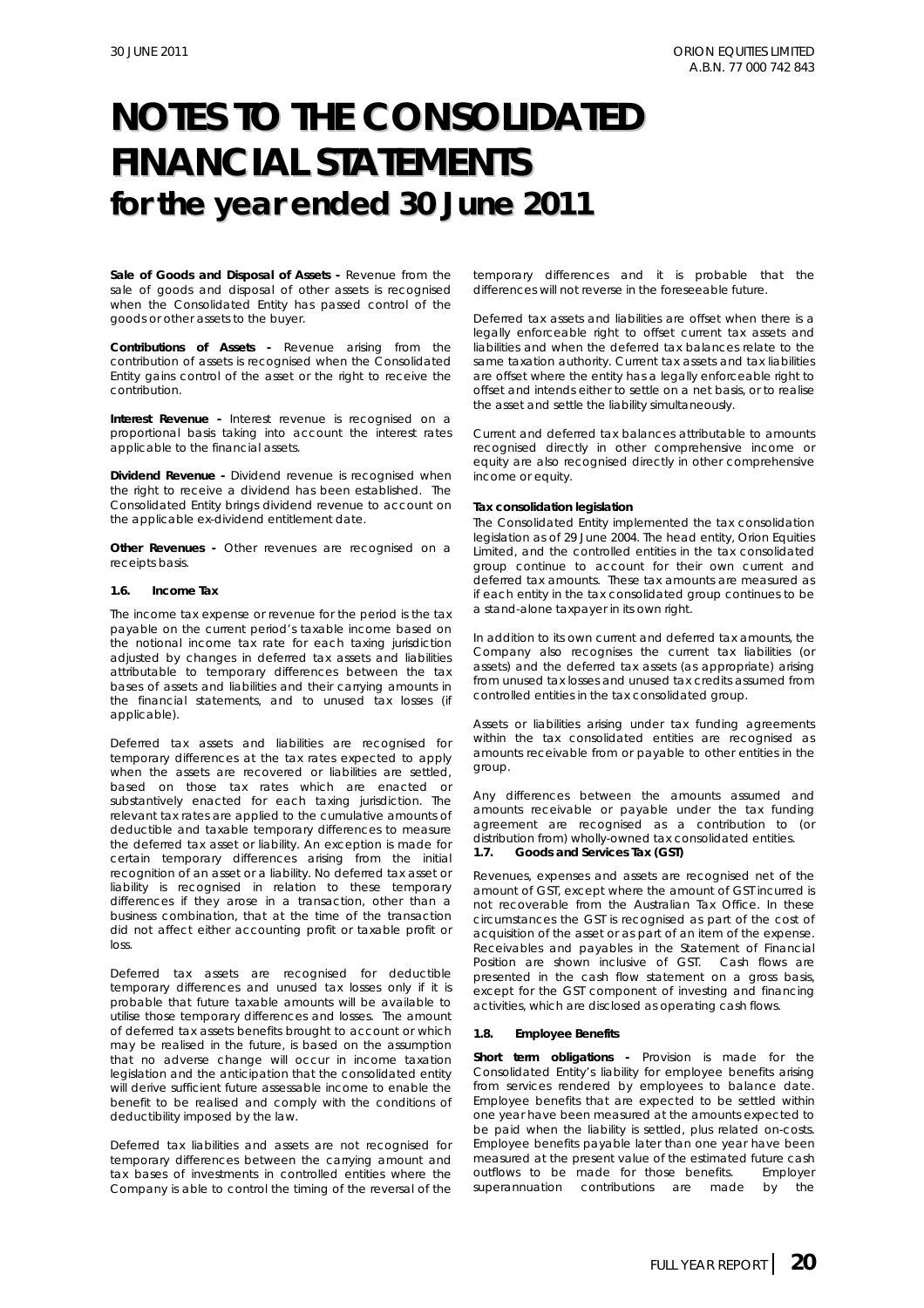# NOTES TO THE CONSOLIDATED FINANCIAL STATEMENTS for the year ended 30 June 2011

**Sale of Goods and Disposal of Assets -** Revenue from the sale of goods and disposal of other assets is recognised when the Consolidated Entity has passed control of the goods or other assets to the buyer.

**Contributions of Assets -** Revenue arising from the contribution of assets is recognised when the Consolidated Entity gains control of the asset or the right to receive the contribution.

**Interest Revenue -** Interest revenue is recognised on a proportional basis taking into account the interest rates applicable to the financial assets.

**Dividend Revenue -** Dividend revenue is recognised when the right to receive a dividend has been established. The Consolidated Entity brings dividend revenue to account on the applicable ex-dividend entitlement date.

**Other Revenues -** Other revenues are recognised on a receipts basis.

### 1.6. Income Tax

The income tax expense or revenue for the period is the tax payable on the current period's taxable income based on the notional income tax rate for each taxing jurisdiction adjusted by changes in deferred tax assets and liabilities attributable to temporary differences between the tax bases of assets and liabilities and their carrying amounts in the financial statements, and to unused tax losses (if applicable).

Deferred tax assets and liabilities are recognised for temporary differences at the tax rates expected to apply when the assets are recovered or liabilities are settled, based on those tax rates which are enacted or substantively enacted for each taxing jurisdiction. The relevant tax rates are applied to the cumulative amounts of deductible and taxable temporary differences to measure the deferred tax asset or liability. An exception is made for certain temporary differences arising from the initial recognition of an asset or a liability. No deferred tax asset or liability is recognised in relation to these temporary differences if they arose in a transaction, other than a business combination, that at the time of the transaction did not affect either accounting profit or taxable profit or loss.

Deferred tax assets are recognised for deductible temporary differences and unused tax losses only if it is probable that future taxable amounts will be available to utilise those temporary differences and losses. The amount of deferred tax assets benefits brought to account or which may be realised in the future, is based on the assumption that no adverse change will occur in income taxation legislation and the anticipation that the consolidated entity will derive sufficient future assessable income to enable the benefit to be realised and comply with the conditions of deductibility imposed by the law.

Deferred tax liabilities and assets are not recognised for temporary differences between the carrying amount and tax bases of investments in controlled entities where the Company is able to control the timing of the reversal of the temporary differences and it is probable that the differences will not reverse in the foreseeable future.

Deferred tax assets and liabilities are offset when there is a legally enforceable right to offset current tax assets and liabilities and when the deferred tax balances relate to the same taxation authority. Current tax assets and tax liabilities are offset where the entity has a legally enforceable right to offset and intends either to settle on a net basis, or to realise the asset and settle the liability simultaneously.

Current and deferred tax balances attributable to amounts recognised directly in other comprehensive income or equity are also recognised directly in other comprehensive income or equity.

**Tax consolidation legislation**

The Consolidated Entity implemented the tax consolidation legislation as of 29 June 2004. The head entity, Orion Equities Limited, and the controlled entities in the tax consolidated group continue to account for their own current and deferred tax amounts. These tax amounts are measured as if each entity in the tax consolidated group continues to be a stand-alone taxpayer in its own right.

In addition to its own current and deferred tax amounts, the Company also recognises the current tax liabilities (or assets) and the deferred tax assets (as appropriate) arising from unused tax losses and unused tax credits assumed from controlled entities in the tax consolidated group.

Assets or liabilities arising under tax funding agreements within the tax consolidated entities are recognised as amounts receivable from or payable to other entities in the group.

Any differences between the amounts assumed and amounts receivable or payable under the tax funding agreement are recognised as a contribution to (or distribution from) wholly-owned tax consolidated entities.

### 1.7. Goods and Services Tax (GST)

Revenues, expenses and assets are recognised net of the amount of GST, except where the amount of GST incurred is not recoverable from the Australian Tax Office. In these circumstances the GST is recognised as part of the cost of acquisition of the asset or as part of an item of the expense. Receivables and payables in the Statement of Financial Position are shown inclusive of GST. Cash flows are presented in the cash flow statement on a gross basis, except for the GST component of investing and financing activities, which are disclosed as operating cash flows.

### 1.8. Employee Benefits

**Short term obligations -** Provision is made for the Consolidated Entity's liability for employee benefits arising from services rendered by employees to balance date. Employee benefits that are expected to be settled within one year have been measured at the amounts expected to be paid when the liability is settled, plus related on-costs. Employee benefits payable later than one year have been measured at the present value of the estimated future cash outflows to be made for those benefits. Employer superannuation contributions are made by the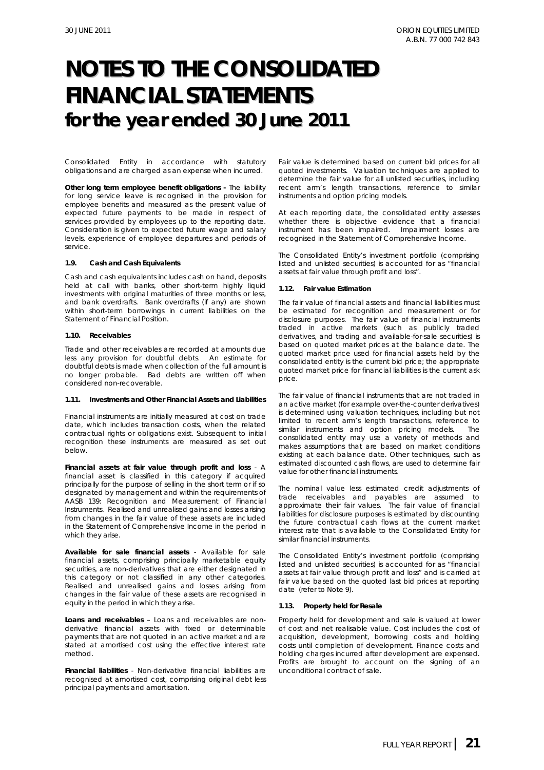# NOTES TO THE CONSOLIDATED FINANCIAL STATEMENTS for the year ended 30 June 2011

Consolidated Entity in accordance with statutory obligations and are charged as an expense when incurred.

**Other long term employee benefit obligations -** The liability for long service leave is recognised in the provision for employee benefits and measured as the present value of expected future payments to be made in respect of services provided by employees up to the reporting date. Consideration is given to expected future wage and salary levels, experience of employee departures and periods of service.

#### 1.9. Cash and Cash Equivalents

Cash and cash equivalents includes cash on hand, deposits held at call with banks, other short-term highly liquid investments with original maturities of three months or less, and bank overdrafts. Bank overdrafts (if any) are shown within short-term borrowings in current liabilities on the Statement of Financial Position.

#### 1.10. Receivables

Trade and other receivables are recorded at amounts due less any provision for doubtful debts. An estimate for doubtful debts is made when collection of the full amount is no longer probable. Bad debts are written off when considered non-recoverable.

#### 1.11. Investments and Other Financial Assets and Liabilities

Financial instruments are initially measured at cost on trade date, which includes transaction costs, when the related contractual rights or obligations exist. Subsequent to initial recognition these instruments are measured as set out below.

**Financial assets at fair value through profit and loss** - A financial asset is classified in this category if acquired principally for the purpose of selling in the short term or if so designated by management and within the requirements of AASB 139: Recognition and Measurement of Financial Instruments. Realised and unrealised gains and losses arising from changes in the fair value of these assets are included in the Statement of Comprehensive Income in the period in which they arise.

**Available for sale financial assets** - Available for sale financial assets, comprising principally marketable equity securities, are non-derivatives that are either designated in this category or not classified in any other categories. Realised and unrealised gains and losses arising from changes in the fair value of these assets are recognised in equity in the period in which they arise.

**Loans and receivables** – Loans and receivables are non-derivative financial assets with fixed or determinable payments that are not quoted in an active market and are stated at amortised cost using the effective interest rate method.

**Financial liabilities** - Non-derivative financial liabilities are recognised at amortised cost, comprising original debt less principal payments and amortisation.

Fair value is determined based on current bid prices for all quoted investments. Valuation techniques are applied to determine the fair value for all unlisted securities, including recent arm's length transactions, reference to similar instruments and option pricing models.

At each reporting date, the consolidated entity assesses whether there is objective evidence that a financial instrument has been impaired. Impairment losses are recognised in the Statement of Comprehensive Income.

The Consolidated Entity's investment portfolio (comprising listed and unlisted securities) is accounted for as "financial assets at fair value through profit and loss".

#### 1.12. Fair value Estimation

The fair value of financial assets and financial liabilities must be estimated for recognition and measurement or for disclosure purposes. The fair value of financial instruments traded in active markets (such as publicly traded derivatives, and trading and available-for-sale securities) is based on quoted market prices at the balance date. The quoted market price used for financial assets held by the consolidated entity is the current bid price; the appropriate quoted market price for financial liabilities is the current ask price.

The fair value of financial instruments that are not traded in an active market (for example over-the-counter derivatives) is determined using valuation techniques, including but not limited to recent arm's length transactions, reference to similar instruments and option pricing models. The consolidated entity may use a variety of methods and makes assumptions that are based on market conditions existing at each balance date. Other techniques, such as estimated discounted cash flows, are used to determine fair value for other financial instruments.

The nominal value less estimated credit adjustments of trade receivables and payables are assumed to approximate their fair values. The fair value of financial liabilities for disclosure purposes is estimated by discounting the future contractual cash flows at the current market interest rate that is available to the Consolidated Entity for similar financial instruments.

The Consolidated Entity's investment portfolio (comprising listed and unlisted securities) is accounted for as "financial assets at fair value through profit and loss" and is carried at fair value based on the quoted last bid prices at reporting date (refer to Note 9).

#### 1.13. Property held for Resale

Property held for development and sale is valued at lower of cost and net realisable value. Cost includes the cost of acquisition, development, borrowing costs and holding costs until completion of development. Finance costs and holding charges incurred after development are expensed. Profits are brought to account on the signing of an unconditional contract of sale.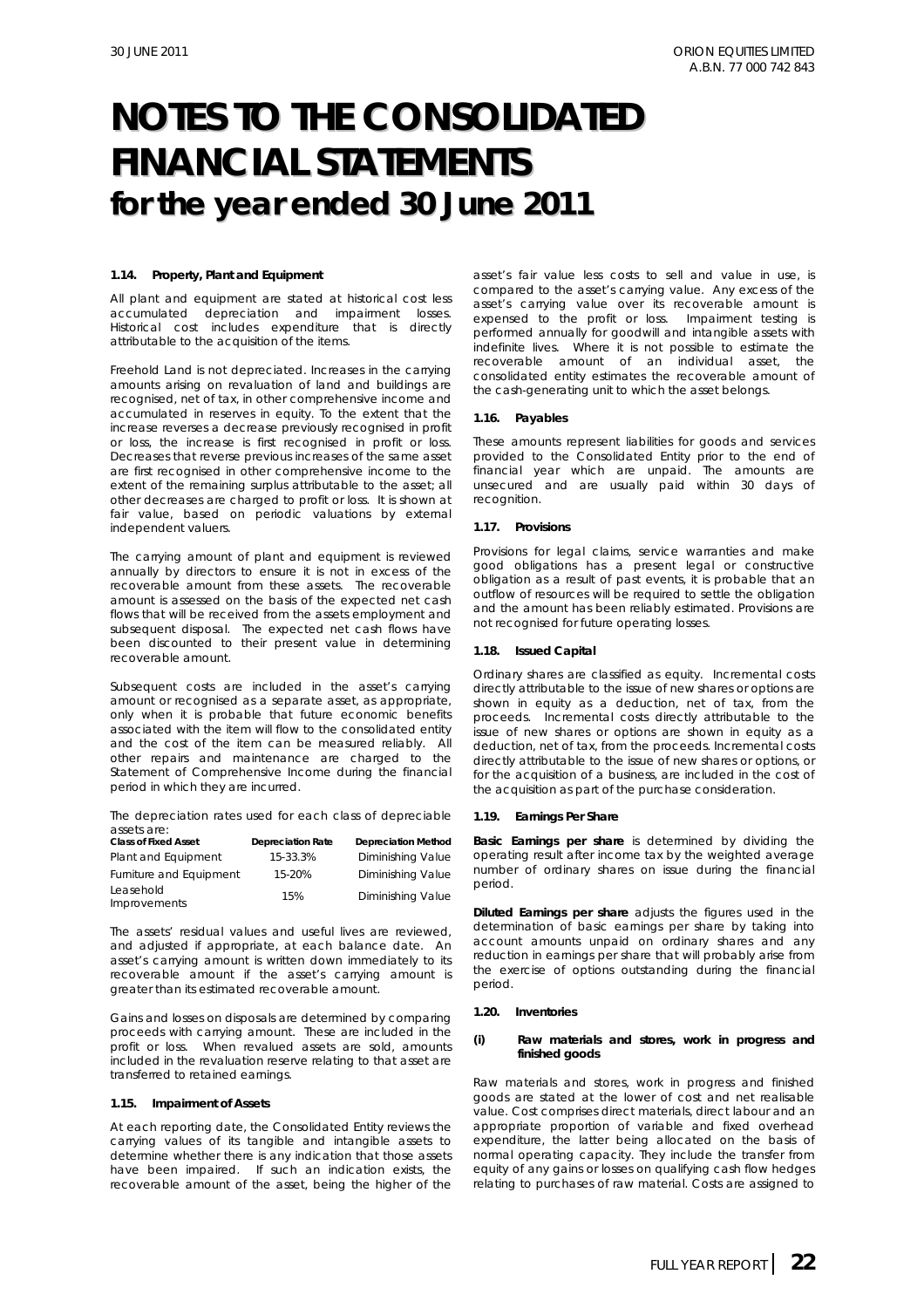# NOTES TO THE CONSOLIDATED FINANCIAL STATEMENTS for the year ended 30 June 2011

### 1.14. Property, Plant and Equipment

All plant and equipment are stated at historical cost less accumulated depreciation and impairment losses. Historical cost includes expenditure that is directly attributable to the acquisition of the items.

Freehold Land is not depreciated. Increases in the carrying amounts arising on revaluation of land and buildings are recognised, net of tax, in other comprehensive income and accumulated in reserves in equity. To the extent that the increase reverses a decrease previously recognised in profit or loss, the increase is first recognised in profit or loss. Decreases that reverse previous increases of the same asset are first recognised in other comprehensive income to the extent of the remaining surplus attributable to the asset; all other decreases are charged to profit or loss. It is shown at fair value, based on periodic valuations by external independent valuers.

The carrying amount of plant and equipment is reviewed annually by directors to ensure it is not in excess of the recoverable amount from these assets. The recoverable amount is assessed on the basis of the expected net cash flows that will be received from the assets employment and subsequent disposal. The expected net cash flows have been discounted to their present value in determining recoverable amount.

Subsequent costs are included in the asset's carrying amount or recognised as a separate asset, as appropriate, only when it is probable that future economic benefits associated with the item will flow to the consolidated entity and the cost of the item can be measured reliably. All other repairs and maintenance are charged to the Statement of Comprehensive Income during the financial period in which they are incurred.

The depreciation rates used for each class of depreciable assets are:

| Class of Fixed Asset | Depreciation Rate | Depreciation Method |
|---|---|---|
| Plant and Equipment | 15-33.3% | Diminishing Value |
| Furniture and Equipment | 15-20% | Diminishing Value |
| Leasehold Improvements | 15% | Diminishing Value |

The assets' residual values and useful lives are reviewed, and adjusted if appropriate, at each balance date. An asset's carrying amount is written down immediately to its recoverable amount if the asset's carrying amount is greater than its estimated recoverable amount.

Gains and losses on disposals are determined by comparing proceeds with carrying amount. These are included in the profit or loss. When revalued assets are sold, amounts included in the revaluation reserve relating to that asset are transferred to retained earnings.

### 1.15. Impairment of Assets

At each reporting date, the Consolidated Entity reviews the carrying values of its tangible and intangible assets to determine whether there is any indication that those assets have been impaired. If such an indication exists, the recoverable amount of the asset, being the higher of the asset's fair value less costs to sell and value in use, is compared to the asset's carrying value. Any excess of the asset's carrying value over its recoverable amount is expensed to the profit or loss. Impairment testing is performed annually for goodwill and intangible assets with indefinite lives. Where it is not possible to estimate the recoverable amount of an individual asset, the consolidated entity estimates the recoverable amount of the cash-generating unit to which the asset belongs.

### 1.16. Payables

These amounts represent liabilities for goods and services provided to the Consolidated Entity prior to the end of financial year which are unpaid. The amounts are unsecured and are usually paid within 30 days of recognition.

### 1.17. Provisions

Provisions for legal claims, service warranties and make good obligations has a present legal or constructive obligation as a result of past events, it is probable that an outflow of resources will be required to settle the obligation and the amount has been reliably estimated. Provisions are not recognised for future operating losses.

### 1.18. Issued Capital

Ordinary shares are classified as equity. Incremental costs directly attributable to the issue of new shares or options are shown in equity as a deduction, net of tax, from the proceeds. Incremental costs directly attributable to the issue of new shares or options are shown in equity as a deduction, net of tax, from the proceeds. Incremental costs directly attributable to the issue of new shares or options, or for the acquisition of a business, are included in the cost of the acquisition as part of the purchase consideration.

### 1.19. Earnings Per Share

**Basic Earnings per share** is determined by dividing the operating result after income tax by the weighted average number of ordinary shares on issue during the financial period.

**Diluted Earnings per share** adjusts the figures used in the determination of basic earnings per share by taking into account amounts unpaid on ordinary shares and any reduction in earnings per share that will probably arise from the exercise of options outstanding during the financial period.

### 1.20. Inventories

#### (i) Raw materials and stores, work in progress and finished goods

Raw materials and stores, work in progress and finished goods are stated at the lower of cost and net realisable value. Cost comprises direct materials, direct labour and an appropriate proportion of variable and fixed overhead expenditure, the latter being allocated on the basis of normal operating capacity. They include the transfer from equity of any gains or losses on qualifying cash flow hedges relating to purchases of raw material. Costs are assigned to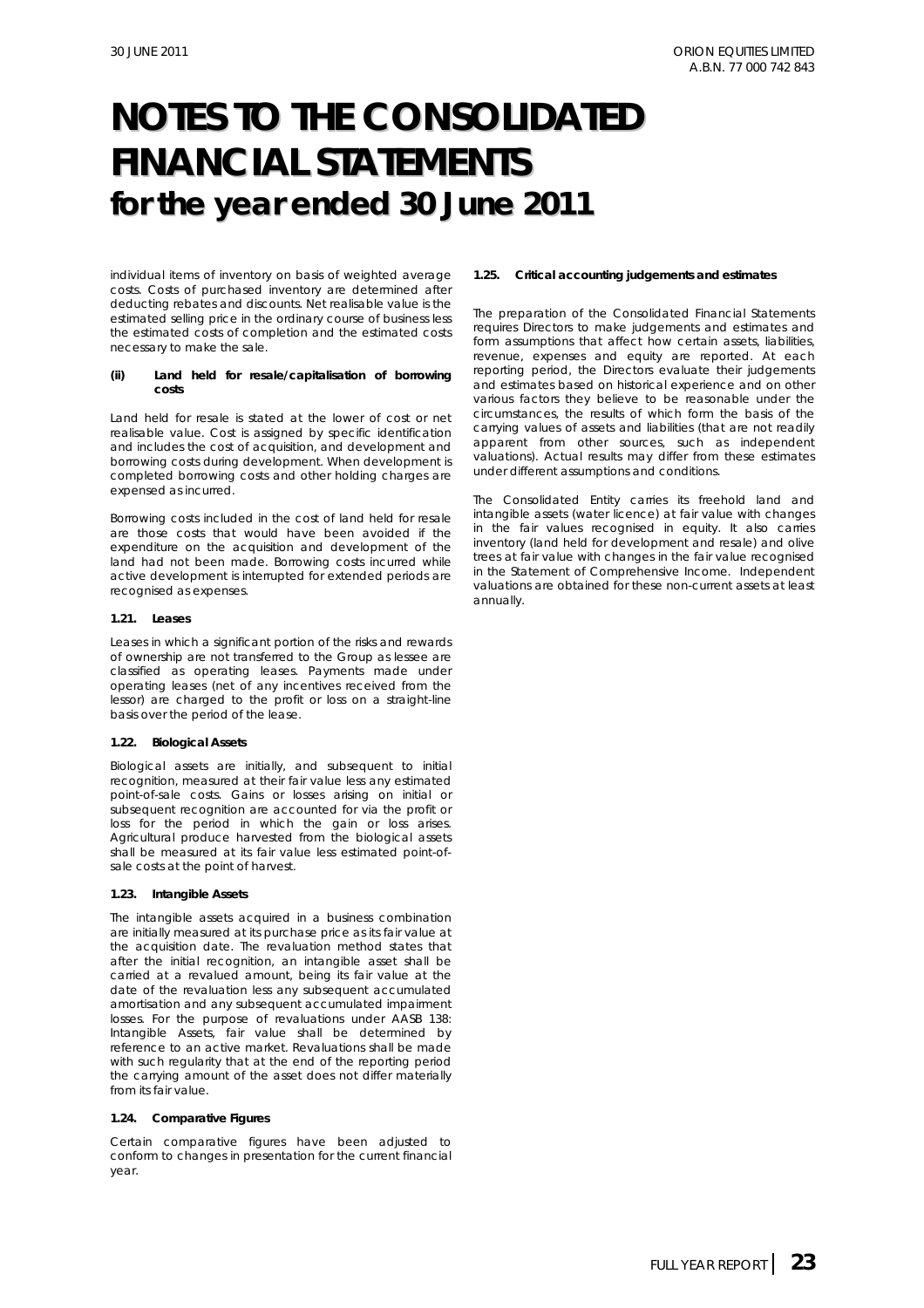# NOTES TO THE CONSOLIDATED FINANCIAL STATEMENTS for the year ended 30 June 2011

individual items of inventory on basis of weighted average costs. Costs of purchased inventory are determined after deducting rebates and discounts. Net realisable value is the estimated selling price in the ordinary course of business less the estimated costs of completion and the estimated costs necessary to make the sale.

**(ii) Land held for resale/capitalisation of borrowing costs**

Land held for resale is stated at the lower of cost or net realisable value. Cost is assigned by specific identification and includes the cost of acquisition, and development and borrowing costs during development. When development is completed borrowing costs and other holding charges are expensed as incurred.

Borrowing costs included in the cost of land held for resale are those costs that would have been avoided if the expenditure on the acquisition and development of the land had not been made. Borrowing costs incurred while active development is interrupted for extended periods are recognised as expenses.

### 1.21. Leases

Leases in which a significant portion of the risks and rewards of ownership are not transferred to the Group as lessee are classified as operating leases. Payments made under operating leases (net of any incentives received from the lessor) are charged to the profit or loss on a straight-line basis over the period of the lease.

### 1.22. Biological Assets

Biological assets are initially, and subsequent to initial recognition, measured at their fair value less any estimated point-of-sale costs. Gains or losses arising on initial or subsequent recognition are accounted for via the profit or loss for the period in which the gain or loss arises. Agricultural produce harvested from the biological assets shall be measured at its fair value less estimated point-of-sale costs at the point of harvest.

### 1.23. Intangible Assets

The intangible assets acquired in a business combination are initially measured at its purchase price as its fair value at the acquisition date. The revaluation method states that after the initial recognition, an intangible asset shall be carried at a revalued amount, being its fair value at the date of the revaluation less any subsequent accumulated amortisation and any subsequent accumulated impairment losses. For the purpose of revaluations under AASB 138: Intangible Assets, fair value shall be determined by reference to an active market. Revaluations shall be made with such regularity that at the end of the reporting period the carrying amount of the asset does not differ materially from its fair value.

### 1.24. Comparative Figures

Certain comparative figures have been adjusted to conform to changes in presentation for the current financial year.

### 1.25. Critical accounting judgements and estimates

The preparation of the Consolidated Financial Statements requires Directors to make judgements and estimates and form assumptions that affect how certain assets, liabilities, revenue, expenses and equity are reported. At each reporting period, the Directors evaluate their judgements and estimates based on historical experience and on other various factors they believe to be reasonable under the circumstances, the results of which form the basis of the carrying values of assets and liabilities (that are not readily apparent from other sources, such as independent valuations). Actual results may differ from these estimates under different assumptions and conditions.

The Consolidated Entity carries its freehold land and intangible assets (water licence) at fair value with changes in the fair values recognised in equity. It also carries inventory (land held for development and resale) and olive trees at fair value with changes in the fair value recognised in the Statement of Comprehensive Income. Independent valuations are obtained for these non-current assets at least annually.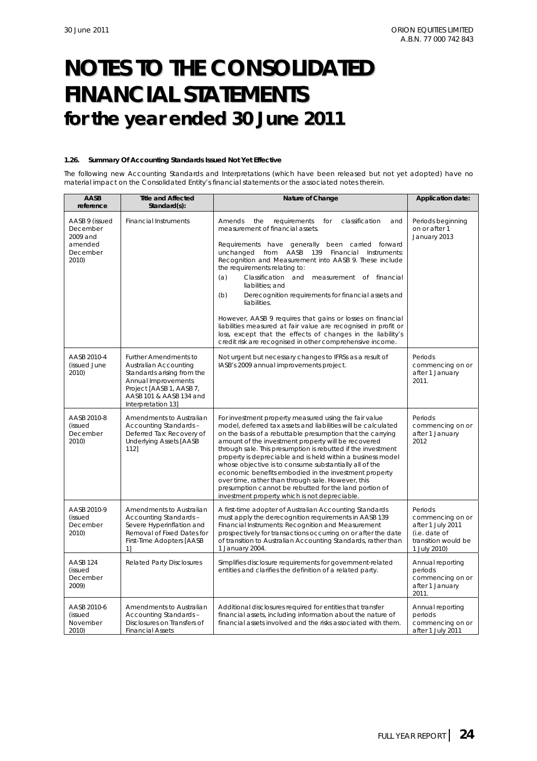# NOTES TO THE CONSOLIDATED FINANCIAL STATEMENTS for the year ended 30 June 2011

**1.26. Summary Of Accounting Standards Issued Not Yet Effective**

The following new Accounting Standards and Interpretations (which have been released but not yet adopted) have no material impact on the Consolidated Entity's financial statements or the associated notes therein.

| AASB reference | Title and Affected Standard(s): | Nature of Change | Application date: |
|---|---|---|---|
| AASB 9 (issued December 2009 and amended December 2010) | Financial Instruments | Amends the requirements for classification and measurement of financial assets.<br><br>Requirements have generally been carried forward unchanged from AASB 139 *Financial Instruments: Recognition and Measurement* into AASB 9. These include the requirements relating to:<br>(a) Classification and measurement of financial liabilities; and<br>(b) Derecognition requirements for financial assets and liabilities.<br><br>However, AASB 9 requires that gains or losses on financial liabilities measured at fair value are recognised in profit or loss, except that the effects of changes in the liability's credit risk are recognised in other comprehensive income. | Periods beginning on or after 1 January 2013 |
| AASB 2010-4 (issued June 2010) | Further Amendments to Australian Accounting Standards arising from the Annual Improvements Project [AASB 1, AASB 7, AASB 101 & AASB 134 and Interpretation 13] | Not urgent but necessary changes to IFRSs as a result of IASB's 2009 annual improvements project. | Periods commencing on or after 1 January 2011. |
| AASB 2010-8 (issued December 2010) | Amendments to Australian Accounting Standards – Deferred Tax: Recovery of Underlying Assets [AASB 112] | For investment property measured using the fair value model, deferred tax assets and liabilities will be calculated on the basis of a rebuttable presumption that the carrying amount of the investment property will be recovered through sale. This presumption is rebutted if the investment property is depreciable and is held within a business model whose objective is to consume substantially all of the economic benefits embodied in the investment property over time, rather than through sale. However, this presumption cannot be rebutted for the land portion of investment property which is not depreciable. | Periods commencing on or after 1 January 2012 |
| AASB 2010-9 (issued December 2010) | Amendments to Australian Accounting Standards – Severe Hyperinflation and Removal of Fixed Dates for First-Time Adopters [AASB 1] | A first-time adopter of Australian Accounting Standards must apply the derecognition requirements in AASB 139 *Financial Instruments: Recognition and Measurement* prospectively for transactions occurring on or after the date of transition to Australian Accounting Standards, rather than 1 January 2004. | Periods commencing on or after 1 July 2011 (i.e. date of transition would be 1 July 2010) |
| AASB 124 (issued December 2009) | Related Party Disclosures | Simplifies disclosure requirements for government-related entities and clarifies the definition of a related party. | Annual reporting periods commencing on or after 1 January 2011. |
| AASB 2010-6 (issued November 2010) | Amendments to Australian Accounting Standards – Disclosures on Transfers of Financial Assets | Additional disclosures required for entities that transfer financial assets, including information about the nature of financial assets involved and the risks associated with them. | Annual reporting periods commencing on or after 1 July 2011 |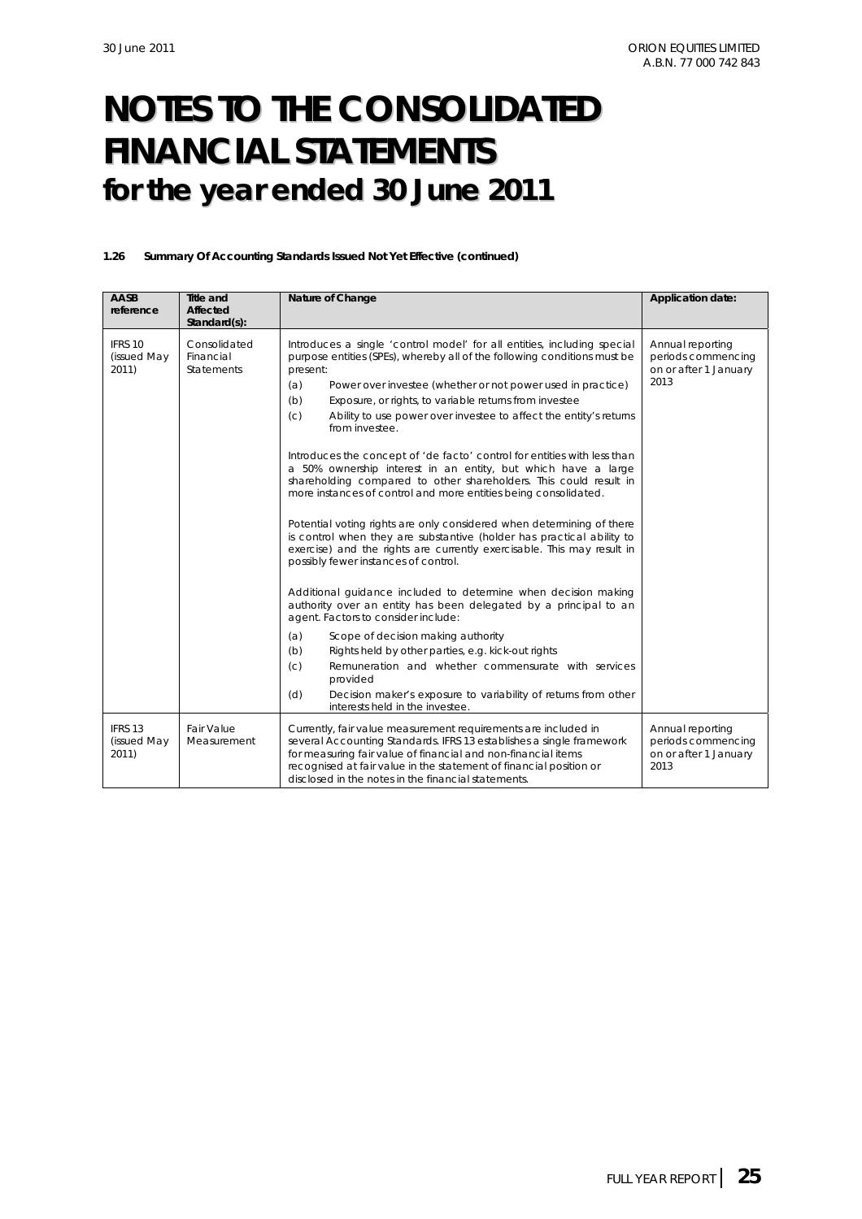# NOTES TO THE CONSOLIDATED FINANCIAL STATEMENTS for the year ended 30 June 2011

**1.26 Summary Of Accounting Standards Issued Not Yet Effective (continued)**

| AASB reference | Title and Affected Standard(s): | Nature of Change | Application date: |
|---|---|---|---|
| IFRS 10 (issued May 2011) | Consolidated Financial Statements | Introduces a single 'control model' for all entities, including special purpose entities (SPEs), whereby all of the following conditions must be present:<br>(a) Power over investee (whether or not power used in practice)<br>(b) Exposure, or rights, to variable returns from investee<br>(c) Ability to use power over investee to affect the entity's returns from investee.<br><br>Introduces the concept of 'de facto' control for entities with less than a 50% ownership interest in an entity, but which have a large shareholding compared to other shareholders. This could result in more instances of control and more entities being consolidated.<br><br>Potential voting rights are only considered when determining of there is control when they are substantive (holder has practical ability to exercise) and the rights are currently exercisable. This may result in possibly fewer instances of control.<br><br>Additional guidance included to determine when decision making authority over an entity has been delegated by a principal to an agent. Factors to consider include:<br>(a) Scope of decision making authority<br>(b) Rights held by other parties, e.g. kick-out rights<br>(c) Remuneration and whether commensurate with services provided<br>(d) Decision maker's exposure to variability of returns from other interests held in the investee. | Annual reporting periods commencing on or after 1 January 2013 |
| IFRS 13 (issued May 2011) | Fair Value Measurement | Currently, fair value measurement requirements are included in several Accounting Standards. IFRS 13 establishes a single framework for measuring fair value of financial and non-financial items recognised at fair value in the statement of financial position or disclosed in the notes in the financial statements. | Annual reporting periods commencing on or after 1 January 2013 |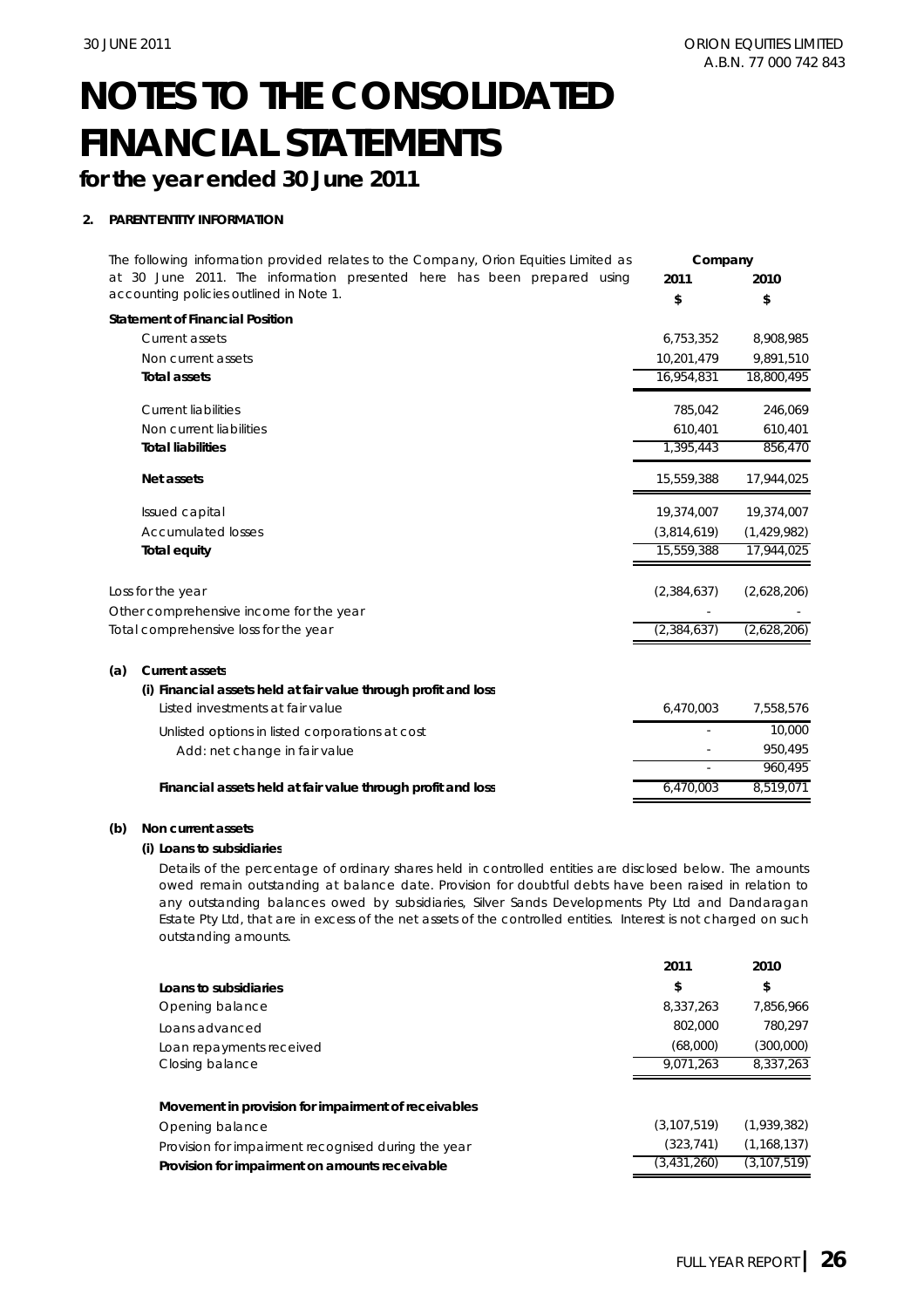# NOTES TO THE CONSOLIDATED FINANCIAL STATEMENTS

## for the year ended 30 June 2011

**2. PARENT ENTITY INFORMATION**

The following information provided relates to the Company, Orion Equities Limited as at 30 June 2011. The information presented here has been prepared using accounting policies outlined in Note 1.

| | Company 2011 | Company 2010 |
|---|---|---|
| | $ | $ |
| **Statement of Financial Position** | | |
| Current assets | 6,753,352 | 8,908,985 |
| Non current assets | 10,201,479 | 9,891,510 |
| **Total assets** | 16,954,831 | 18,800,495 |
| Current liabilities | 785,042 | 246,069 |
| Non current liabilities | 610,401 | 610,401 |
| **Total liabilities** | 1,395,443 | 856,470 |
| **Net assets** | 15,559,388 | 17,944,025 |
| Issued capital | 19,374,007 | 19,374,007 |
| Accumulated losses | (3,814,619) | (1,429,982) |
| **Total equity** | 15,559,388 | 17,944,025 |
| Loss for the year | (2,384,637) | (2,628,206) |
| Other comprehensive income for the year | - | - |
| Total comprehensive loss for the year | (2,384,637) | (2,628,206) |

**(a) Current assets**

**(i) Financial assets held at fair value through profit and loss**

| | 2011 | 2010 |
|---|---|---|
| Listed investments at fair value | 6,470,003 | 7,558,576 |
| Unlisted options in listed corporations at cost | - | 10,000 |
| Add: net change in fair value | - | 950,495 |
| | - | 960,495 |
| **Financial assets held at fair value through profit and loss** | 6,470,003 | 8,519,071 |

**(b) Non current assets**

**(i) Loans to subsidiaries**

Details of the percentage of ordinary shares held in controlled entities are disclosed below. The amounts owed remain outstanding at balance date. Provision for doubtful debts have been raised in relation to any outstanding balances owed by subsidiaries, Silver Sands Developments Pty Ltd and Dandaragan Estate Pty Ltd, that are in excess of the net assets of the controlled entities. Interest is not charged on such outstanding amounts.

| | 2011 | 2010 |
|---|---|---|
| **Loans to subsidiaries** | $ | $ |
| Opening balance | 8,337,263 | 7,856,966 |
| Loans advanced | 802,000 | 780,297 |
| Loan repayments received | (68,000) | (300,000) |
| Closing balance | 9,071,263 | 8,337,263 |
| **Movement in provision for impairment of receivables** | | |
| Opening balance | (3,107,519) | (1,939,382) |
| Provision for impairment recognised during the year | (323,741) | (1,168,137) |
| **Provision for impairment on amounts receivable** | (3,431,260) | (3,107,519) |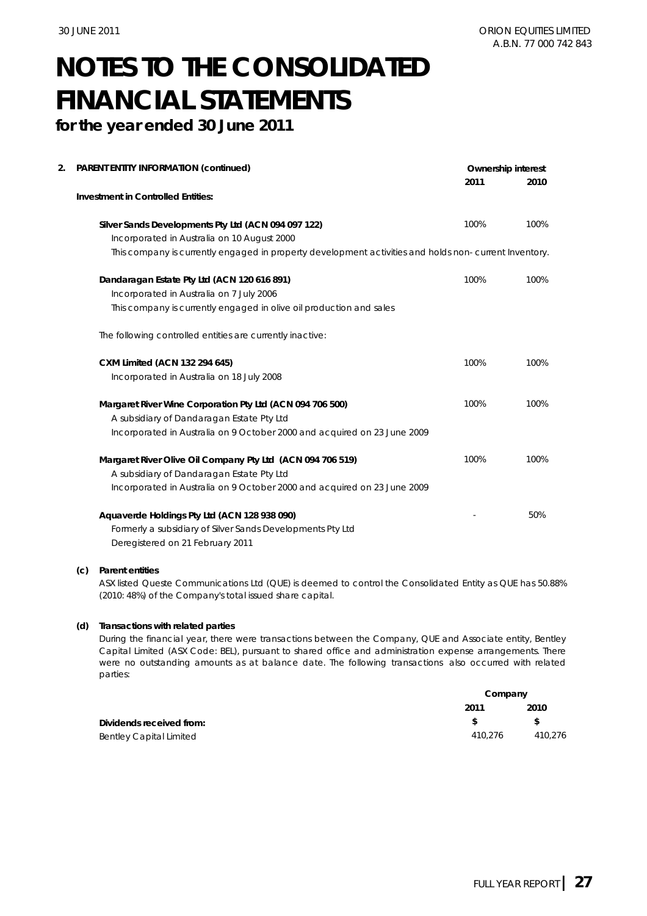# NOTES TO THE CONSOLIDATED FINANCIAL STATEMENTS

**for the year ended 30 June 2011**

**2. PARENT ENTITY INFORMATION (continued)**

| | Ownership interest | |
|---|---|---|
| | **2011** | **2010** |
| **Investment in Controlled Entities:** | | |
| **Silver Sands Developments Pty Ltd (ACN 094 097 122)**<br>Incorporated in Australia on 10 August 2000<br>This company is currently engaged in property development activities and holds non- current Inventory. | 100% | 100% |
| **Dandaragan Estate Pty Ltd (ACN 120 616 891)**<br>Incorporated in Australia on 7 July 2006<br>This company is currently engaged in olive oil production and sales | 100% | 100% |
| The following controlled entities are currently inactive: | | |
| **CXM Limited (ACN 132 294 645)**<br>Incorporated in Australia on 18 July 2008 | 100% | 100% |
| **Margaret River Wine Corporation Pty Ltd (ACN 094 706 500)**<br>A subsidiary of Dandaragan Estate Pty Ltd<br>Incorporated in Australia on 9 October 2000 and acquired on 23 June 2009 | 100% | 100% |
| **Margaret River Olive Oil Company Pty Ltd (ACN 094 706 519)**<br>A subsidiary of Dandaragan Estate Pty Ltd<br>Incorporated in Australia on 9 October 2000 and acquired on 23 June 2009 | 100% | 100% |
| **Aquaverde Holdings Pty Ltd (ACN 128 938 090)**<br>Formerly a subsidiary of Silver Sands Developments Pty Ltd<br>Deregistered on 21 February 2011 | - | 50% |

**(c) Parent entities**

ASX listed Queste Communications Ltd (QUE) is deemed to control the Consolidated Entity as QUE has 50.88% (2010: 48%) of the Company's total issued share capital.

**(d) Transactions with related parties**

During the financial year, there were transactions between the Company, QUE and Associate entity, Bentley Capital Limited (ASX Code: BEL), pursuant to shared office and administration expense arrangements. There were no outstanding amounts as at balance date. The following transactions also occurred with related parties:

| | Company | |
|---|---|---|
| | **2011** | **2010** |
| **Dividends received from:** | **$** | **$** |
| Bentley Capital Limited | 410,276 | 410,276 |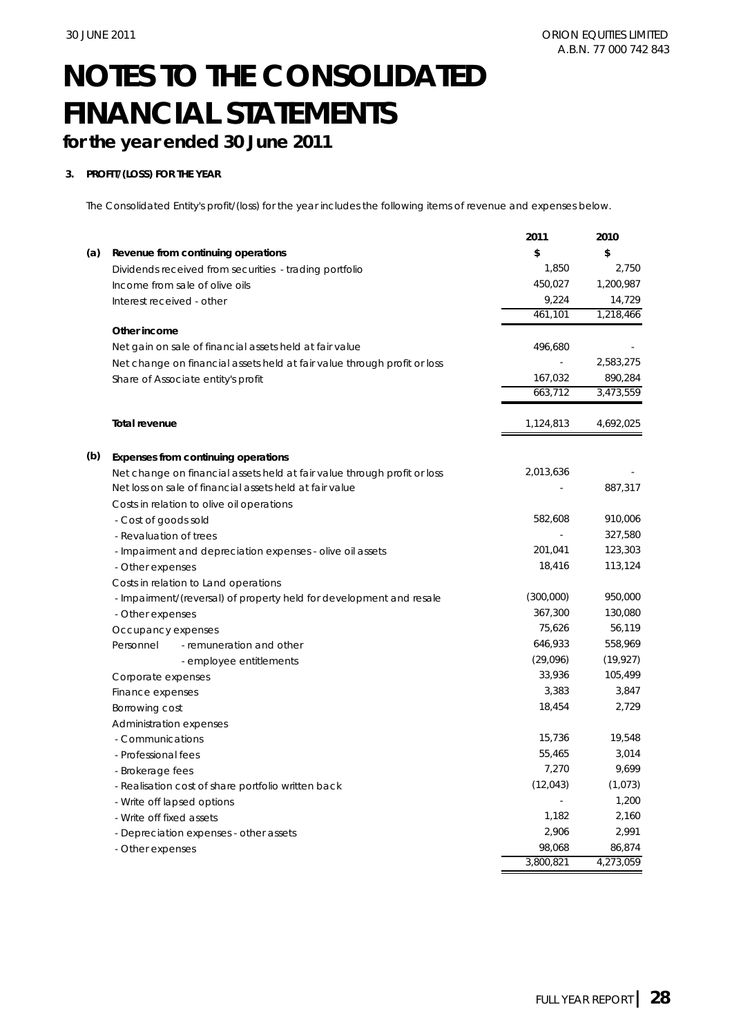# NOTES TO THE CONSOLIDATED FINANCIAL STATEMENTS

**for the year ended 30 June 2011**

**3. PROFIT/(LOSS) FOR THE YEAR**

The Consolidated Entity's profit/(loss) for the year includes the following items of revenue and expenses below.

| | | 2011 | 2010 |
|---|---|---|---|
| **(a)** | **Revenue from continuing operations** | **$** | **$** |
| | Dividends received from securities - trading portfolio | 1,850 | 2,750 |
| | Income from sale of olive oils | 450,027 | 1,200,987 |
| | Interest received - other | 9,224 | 14,729 |
| | | 461,101 | 1,218,466 |
| | **Other income** | | |
| | Net gain on sale of financial assets held at fair value | 496,680 | - |
| | Net change on financial assets held at fair value through profit or loss | - | 2,583,275 |
| | Share of Associate entity's profit | 167,032 | 890,284 |
| | | 663,712 | 3,473,559 |
| | **Total revenue** | 1,124,813 | 4,692,025 |
| **(b)** | **Expenses from continuing operations** | | |
| | Net change on financial assets held at fair value through profit or loss | 2,013,636 | - |
| | Net loss on sale of financial assets held at fair value | - | 887,317 |
| | Costs in relation to olive oil operations | | |
| | - Cost of goods sold | 582,608 | 910,006 |
| | - Revaluation of trees | - | 327,580 |
| | - Impairment and depreciation expenses - olive oil assets | 201,041 | 123,303 |
| | - Other expenses | 18,416 | 113,124 |
| | Costs in relation to Land operations | | |
| | - Impairment/(reversal) of property held for development and resale | (300,000) | 950,000 |
| | - Other expenses | 367,300 | 130,080 |
| | Occupancy expenses | 75,626 | 56,119 |
| | Personnel - remuneration and other | 646,933 | 558,969 |
| | - employee entitlements | (29,096) | (19,927) |
| | Corporate expenses | 33,936 | 105,499 |
| | Finance expenses | 3,383 | 3,847 |
| | Borrowing cost | 18,454 | 2,729 |
| | Administration expenses | | |
| | - Communications | 15,736 | 19,548 |
| | - Professional fees | 55,465 | 3,014 |
| | - Brokerage fees | 7,270 | 9,699 |
| | - Realisation cost of share portfolio written back | (12,043) | (1,073) |
| | - Write off lapsed options | - | 1,200 |
| | - Write off fixed assets | 1,182 | 2,160 |
| | - Depreciation expenses - other assets | 2,906 | 2,991 |
| | - Other expenses | 98,068 | 86,874 |
| | | 3,800,821 | 4,273,059 |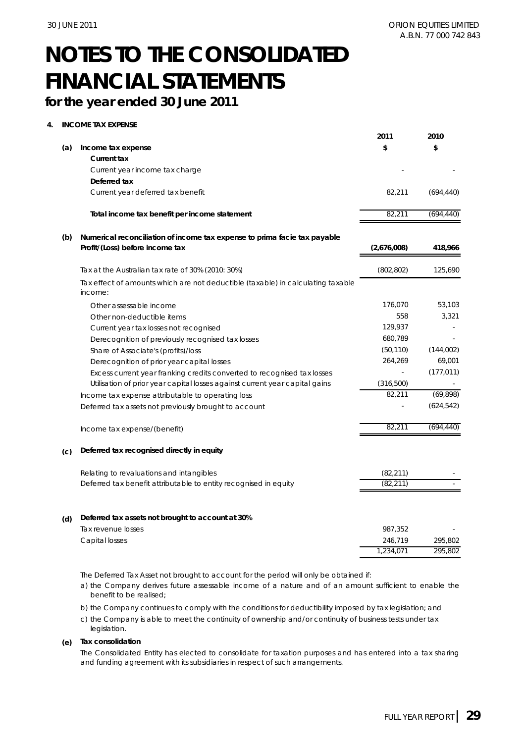# NOTES TO THE CONSOLIDATED FINANCIAL STATEMENTS

## for the year ended 30 June 2011

**4. INCOME TAX EXPENSE**

| | | 2011 | 2010 |
|---|---|---|---|
| **(a)** | **Income tax expense** | **$** | **$** |
| | **Current tax** | | |
| | Current year income tax charge | - | - |
| | **Deferred tax** | | |
| | Current year deferred tax benefit | 82,211 | (694,440) |
| | **Total income tax benefit per income statement** | 82,211 | (694,440) |
| **(b)** | **Numerical reconciliation of income tax expense to prima facie tax payable** | | |
| | **Profit/(Loss) before income tax** | **(2,676,008)** | **418,966** |
| | Tax at the Australian tax rate of 30% (2010: 30%) | (802,802) | 125,690 |
| | Tax effect of amounts which are not deductible (taxable) in calculating taxable income: | | |
| | Other assessable income | 176,070 | 53,103 |
| | Other non-deductible items | 558 | 3,321 |
| | Current year tax losses not recognised | 129,937 | - |
| | Derecognition of previously recognised tax losses | 680,789 | - |
| | Share of Associate's (profits)/loss | (50,110) | (144,002) |
| | Derecognition of prior year capital losses | 264,269 | 69,001 |
| | Excess current year franking credits converted to recognised tax losses | - | (177,011) |
| | Utilisation of prior year capital losses against current year capital gains | (316,500) | - |
| | Income tax expense attributable to operating loss | 82,211 | (69,898) |
| | Deferred tax assets not previously brought to account | - | (624,542) |
| | Income tax expense/(benefit) | 82,211 | (694,440) |
| **(c)** | **Deferred tax recognised directly in equity** | | |
| | Relating to revaluations and intangibles | (82,211) | - |
| | Deferred tax benefit attributable to entity recognised in equity | (82,211) | - |
| **(d)** | **Deferred tax assets not brought to account at 30%** | | |
| | Tax revenue losses | 987,352 | - |
| | Capital losses | 246,719 | 295,802 |
| | | 1,234,071 | 295,802 |

The Deferred Tax Asset not brought to account for the period will only be obtained if:

a) the Company derives future assessable income of a nature and of an amount sufficient to enable the benefit to be realised;

b) the Company continues to comply with the conditions for deductibility imposed by tax legislation; and

c) the Company is able to meet the continuity of ownership and/or continuity of business tests under tax legislation.

**(e) Tax consolidation**

The Consolidated Entity has elected to consolidate for taxation purposes and has entered into a tax sharing and funding agreement with its subsidiaries in respect of such arrangements.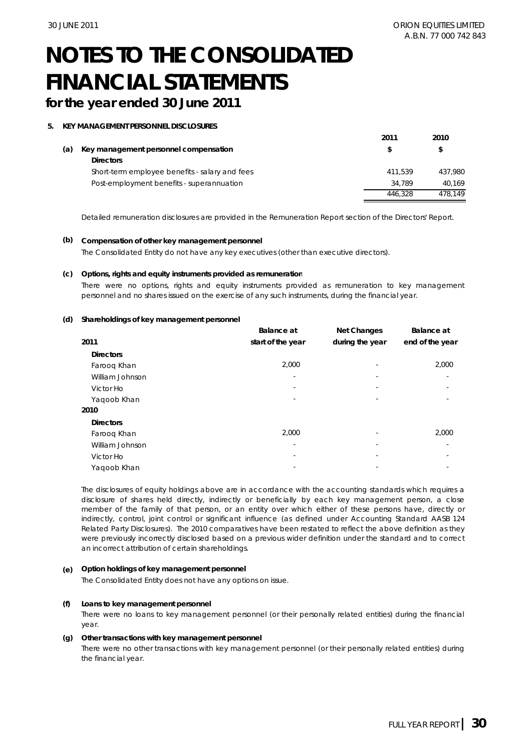# NOTES TO THE CONSOLIDATED FINANCIAL STATEMENTS

## for the year ended 30 June 2011

### 5. KEY MANAGEMENT PERSONNEL DISCLOSURES

**(a) Key management personnel compensation**

| | 2011 | 2010 |
|---|---|---|
| | $ | $ |
| **Directors** | | |
| Short-term employee benefits - salary and fees | 411,539 | 437,980 |
| Post-employment benefits - superannuation | 34,789 | 40,169 |
| | 446,328 | 478,149 |

*Detailed remuneration disclosures are provided in the Remuneration Report section of the Directors' Report.*

**(b) Compensation of other key management personnel**

The Consolidated Entity do not have any key executives (other than executive directors).

**(c) Options, rights and equity instruments provided as remuneration**

There were no options, rights and equity instruments provided as remuneration to key management personnel and no shares issued on the exercise of any such instruments, during the financial year.

**(d) Shareholdings of key management personnel**

| 2011 | Balance at start of the year | Net Changes during the year | Balance at end of the year |
|---|---|---|---|
| **Directors** | | | |
| Farooq Khan | 2,000 | - | 2,000 |
| William Johnson | - | - | - |
| Victor Ho | - | - | - |
| Yaqoob Khan | - | - | - |
| **2010** | | | |
| **Directors** | | | |
| Farooq Khan | 2,000 | - | 2,000 |
| William Johnson | - | - | - |
| Victor Ho | - | - | - |
| Yaqoob Khan | - | - | - |

The disclosures of equity holdings above are in accordance with the accounting standards which requires a disclosure of shares held directly, indirectly or beneficially by each key management person, a close member of the family of that person, or an entity over which either of these persons have, directly or indirectly, control, joint control or significant influence (as defined under Accounting Standard AASB 124 Related Party Disclosures). The 2010 comparatives have been restated to reflect the above definition as they were previously incorrectly disclosed based on a previous wider definition under the standard and to correct an incorrect attribution of certain shareholdings.

**(e) Option holdings of key management personnel**

The Consolidated Entity does not have any options on issue.

**(f) Loans to key management personnel**

There were no loans to key management personnel (or their personally related entities) during the financial year.

**(g) Other transactions with key management personnel**

There were no other transactions with key management personnel (or their personally related entities) during the financial year.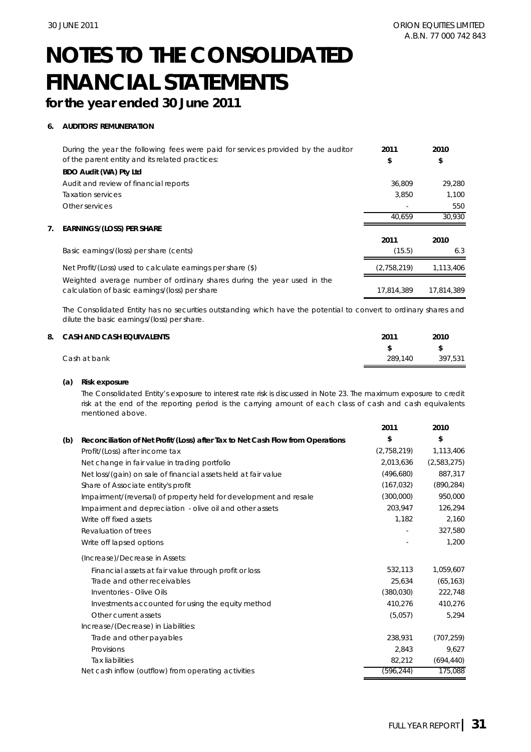# NOTES TO THE CONSOLIDATED FINANCIAL STATEMENTS

## for the year ended 30 June 2011

### 6. AUDITORS' REMUNERATION

| During the year the following fees were paid for services provided by the auditor of the parent entity and its related practices: | 2011 $ | 2010 $ |
|---|---|---|
| **BDO Audit (WA) Pty Ltd** | | |
| Audit and review of financial reports | 36,809 | 29,280 |
| Taxation services | 3,850 | 1,100 |
| Other services | - | 550 |
| | 40,659 | 30,930 |

### 7. EARNINGS/(LOSS) PER SHARE

| | 2011 | 2010 |
|---|---|---|
| Basic earnings/(loss) per share (cents) | (15.5) | 6.3 |
| Net Profit/(Loss) used to calculate earnings per share ($) | (2,758,219) | 1,113,406 |
| Weighted average number of ordinary shares during the year used in the calculation of basic earnings/(loss) per share | 17,814,389 | 17,814,389 |

The Consolidated Entity has no securities outstanding which have the potential to convert to ordinary shares and dilute the basic earnings/(loss) per share.

### 8. CASH AND CASH EQUIVALENTS

| | 2011 $ | 2010 $ |
|---|---|---|
| Cash at bank | 289,140 | 397,531 |

**(a) Risk exposure**

The Consolidated Entity's exposure to interest rate risk is discussed in Note 23. The maximum exposure to credit risk at the end of the reporting period is the carrying amount of each class of cash and cash equivalents mentioned above.

**(b) Reconciliation of Net Profit/(Loss) after Tax to Net Cash Flow from Operations**

| | 2011 $ | 2010 $ |
|---|---|---|
| Profit/(Loss) after income tax | (2,758,219) | 1,113,406 |
| Net change in fair value in trading portfolio | 2,013,636 | (2,583,275) |
| Net loss/(gain) on sale of financial assets held at fair value | (496,680) | 887,317 |
| Share of Associate entity's profit | (167,032) | (890,284) |
| Impairment/(reversal) of property held for development and resale | (300,000) | 950,000 |
| Impairment and depreciation - olive oil and other assets | 203,947 | 126,294 |
| Write off fixed assets | 1,182 | 2,160 |
| Revaluation of trees | - | 327,580 |
| Write off lapsed options | - | 1,200 |
| (Increase)/Decrease in Assets: | | |
| Financial assets at fair value through profit or loss | 532,113 | 1,059,607 |
| Trade and other receivables | 25,634 | (65,163) |
| Inventories - Olive Oils | (380,030) | 222,748 |
| Investments accounted for using the equity method | 410,276 | 410,276 |
| Other current assets | (5,057) | 5,294 |
| Increase/(Decrease) in Liabilities: | | |
| Trade and other payables | 238,931 | (707,259) |
| Provisions | 2,843 | 9,627 |
| Tax liabilities | 82,212 | (694,440) |
| Net cash inflow (outflow) from operating activities | (596,244) | 175,088 |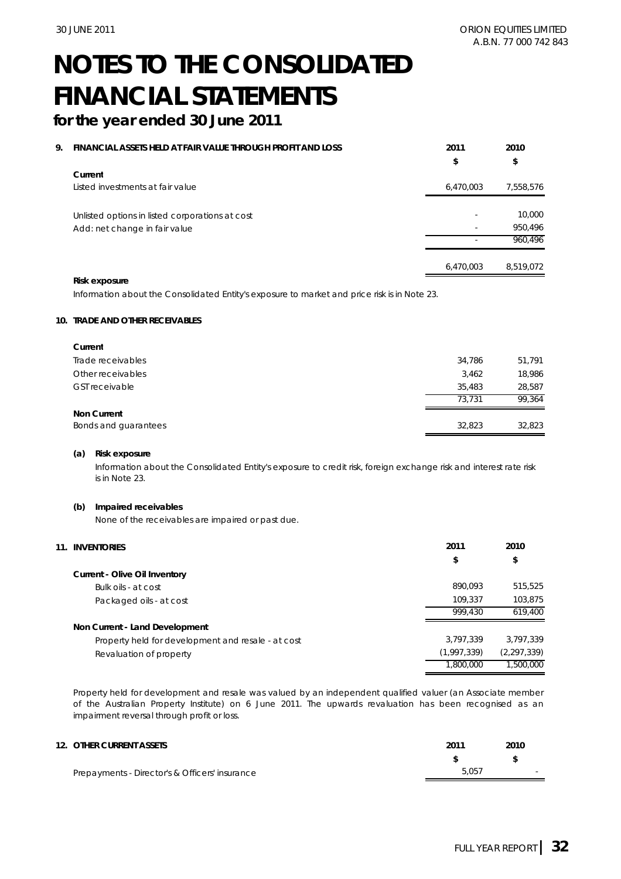# NOTES TO THE CONSOLIDATED FINANCIAL STATEMENTS

**for the year ended 30 June 2011**

## 9. FINANCIAL ASSETS HELD AT FAIR VALUE THROUGH PROFIT AND LOSS

| | 2011 | 2010 |
|---|---|---|
| | $ | $ |
| **Current** | | |
| Listed investments at fair value | 6,470,003 | 7,558,576 |
| | | |
| Unlisted options in listed corporations at cost | - | 10,000 |
| Add: net change in fair value | - | 950,496 |
| | - | 960,496 |
| | | |
| | 6,470,003 | 8,519,072 |

**Risk exposure**

Information about the Consolidated Entity's exposure to market and price risk is in Note 23.

## 10. TRADE AND OTHER RECEIVABLES

| | 2011 | 2010 |
|---|---|---|
| **Current** | | |
| Trade receivables | 34,786 | 51,791 |
| Other receivables | 3,462 | 18,986 |
| GST receivable | 35,483 | 28,587 |
| | 73,731 | 99,364 |
| **Non Current** | | |
| Bonds and guarantees | 32,823 | 32,823 |

**(a) Risk exposure**

Information about the Consolidated Entity's exposure to credit risk, foreign exchange risk and interest rate risk is in Note 23.

**(b) Impaired receivables**

None of the receivables are impaired or past due.

## 11. INVENTORIES

| | 2011 | 2010 |
|---|---|---|
| | $ | $ |
| **Current - Olive Oil Inventory** | | |
| Bulk oils - at cost | 890,093 | 515,525 |
| Packaged oils - at cost | 109,337 | 103,875 |
| | 999,430 | 619,400 |
| **Non Current - Land Development** | | |
| Property held for development and resale - at cost | 3,797,339 | 3,797,339 |
| Revaluation of property | (1,997,339) | (2,297,339) |
| | 1,800,000 | 1,500,000 |

Property held for development and resale was valued by an independent qualified valuer (an Associate member of the Australian Property Institute) on 6 June 2011. The upwards revaluation has been recognised as an impairment reversal through profit or loss.

## 12. OTHER CURRENT ASSETS

| | 2011 | 2010 |
|---|---|---|
| | $ | $ |
| Prepayments - Director's & Officers' insurance | 5,057 | - |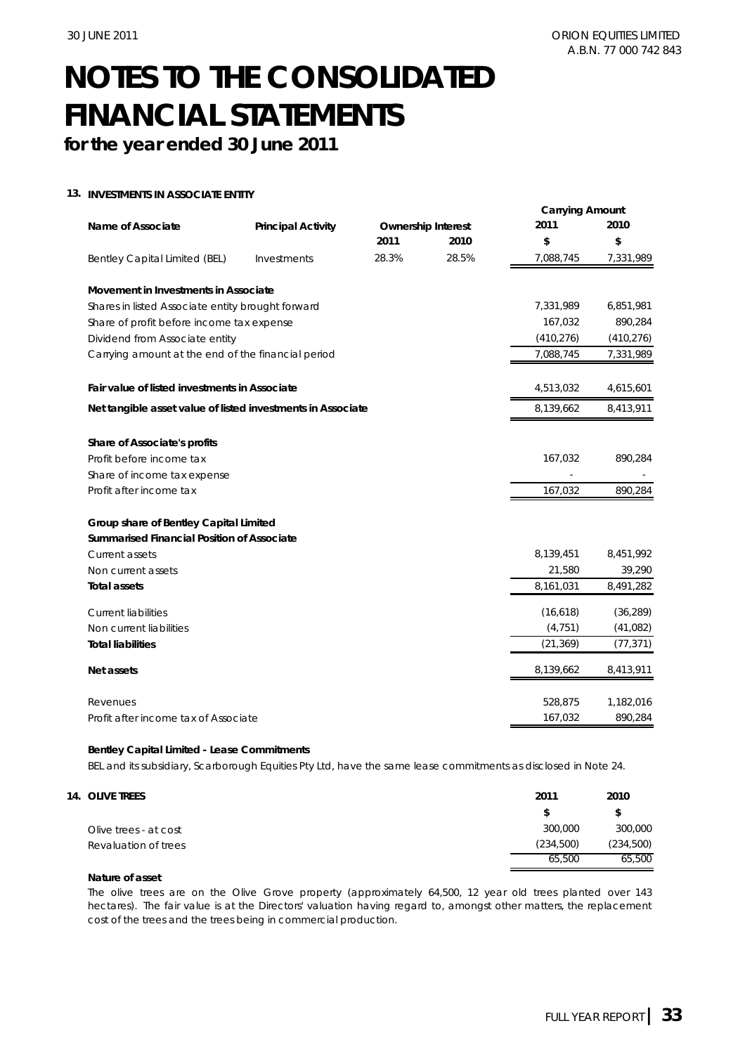# NOTES TO THE CONSOLIDATED FINANCIAL STATEMENTS

**for the year ended 30 June 2011**

## 13. INVESTMENTS IN ASSOCIATE ENTITY

| **Name of Associate** | **Principal Activity** | **Ownership Interest** | | **Carrying Amount** | |
|---|---|---|---|---|---|
| | | **2011** | **2010** | **2011** | **2010** |
| | | | | **$** | **$** |
| Bentley Capital Limited (BEL) | Investments | 28.3% | 28.5% | 7,088,745 | 7,331,989 |

| | 2011 $ | 2010 $ |
|---|---|---|
| **Movement in Investments in Associate** | | |
| Shares in listed Associate entity brought forward | 7,331,989 | 6,851,981 |
| Share of profit before income tax expense | 167,032 | 890,284 |
| Dividend from Associate entity | (410,276) | (410,276) |
| Carrying amount at the end of the financial period | 7,088,745 | 7,331,989 |
| | | |
| **Fair value of listed investments in Associate** | 4,513,032 | 4,615,601 |
| **Net tangible asset value of listed investments in Associate** | 8,139,662 | 8,413,911 |
| | | |
| **Share of Associate's profits** | | |
| Profit before income tax | 167,032 | 890,284 |
| Share of income tax expense | - | - |
| Profit after income tax | 167,032 | 890,284 |
| | | |
| **Group share of Bentley Capital Limited** | | |
| **Summarised Financial Position of Associate** | | |
| Current assets | 8,139,451 | 8,451,992 |
| Non current assets | 21,580 | 39,290 |
| **Total assets** | 8,161,031 | 8,491,282 |
| | | |
| Current liabilities | (16,618) | (36,289) |
| Non current liabilities | (4,751) | (41,082) |
| **Total liabilities** | (21,369) | (77,371) |
| | | |
| **Net assets** | 8,139,662 | 8,413,911 |
| | | |
| Revenues | 528,875 | 1,182,016 |
| Profit after income tax of Associate | 167,032 | 890,284 |

**Bentley Capital Limited - Lease Commitments**

BEL and its subsidiary, Scarborough Equities Pty Ltd, have the same lease commitments as disclosed in Note 24.

## 14. OLIVE TREES

| | 2011 | 2010 |
|---|---|---|
| | $ | $ |
| Olive trees - at cost | 300,000 | 300,000 |
| Revaluation of trees | (234,500) | (234,500) |
| | 65,500 | 65,500 |

**Nature of asset**

The olive trees are on the Olive Grove property (approximately 64,500, 12 year old trees planted over 143 hectares). The fair value is at the Directors' valuation having regard to, amongst other matters, the replacement cost of the trees and the trees being in commercial production.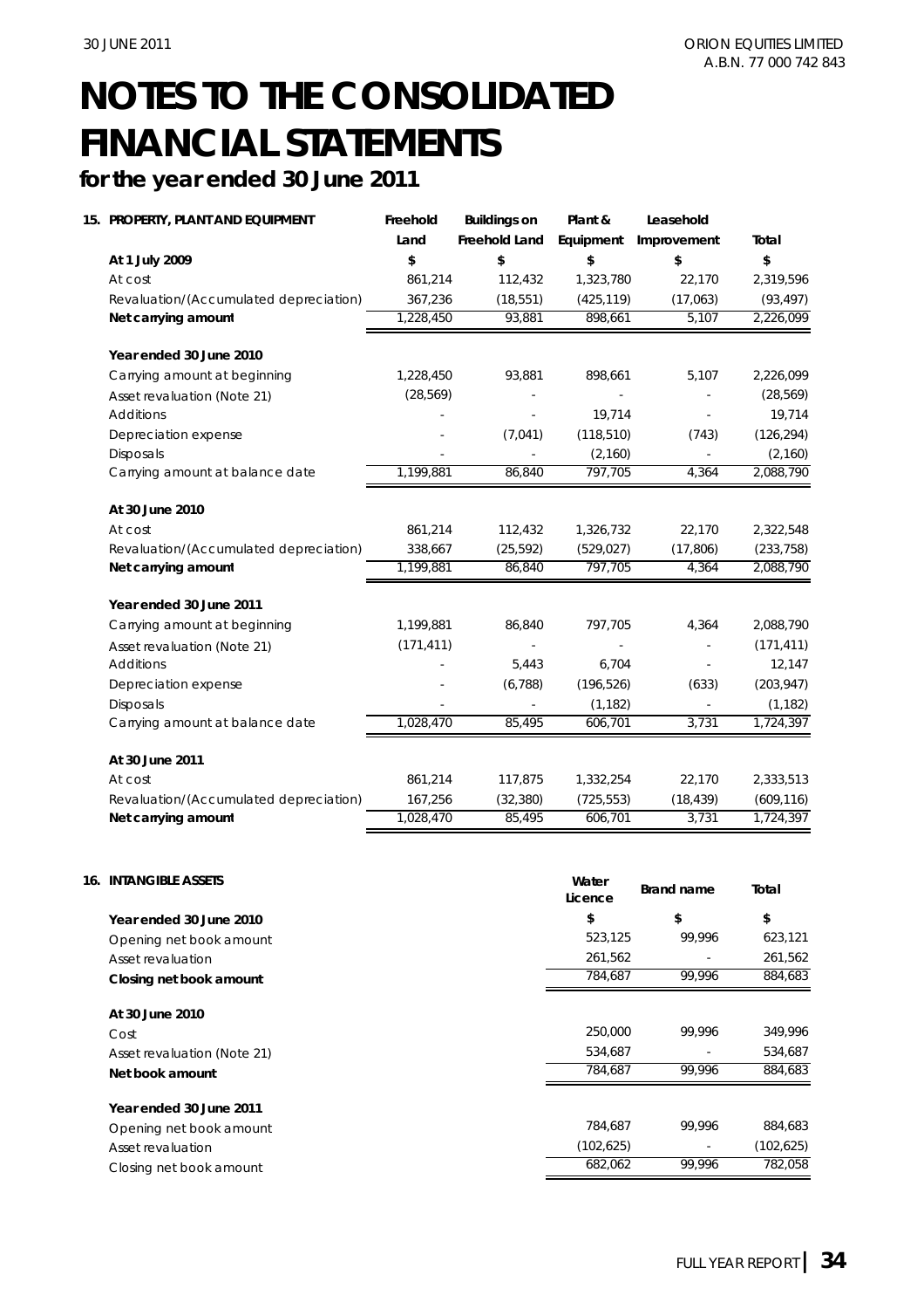# NOTES TO THE CONSOLIDATED FINANCIAL STATEMENTS

## for the year ended 30 June 2011

### 15. PROPERTY, PLANT AND EQUIPMENT

| | Freehold Land | Buildings on Freehold Land | Plant & Equipment | Leasehold Improvement | Total |
|---|---|---|---|---|---|
| **At 1 July 2009** | **$** | **$** | **$** | **$** | **$** |
| At cost | 861,214 | 112,432 | 1,323,780 | 22,170 | 2,319,596 |
| Revaluation/(Accumulated depreciation) | 367,236 | (18,551) | (425,119) | (17,063) | (93,497) |
| **Net carrying amount** | 1,228,450 | 93,881 | 898,661 | 5,107 | 2,226,099 |
| | | | | | |
| **Year ended 30 June 2010** | | | | | |
| Carrying amount at beginning | 1,228,450 | 93,881 | 898,661 | 5,107 | 2,226,099 |
| Asset revaluation (Note 21) | (28,569) | - | - | - | (28,569) |
| Additions | - | - | 19,714 | - | 19,714 |
| Depreciation expense | - | (7,041) | (118,510) | (743) | (126,294) |
| Disposals | - | - | (2,160) | - | (2,160) |
| Carrying amount at balance date | 1,199,881 | 86,840 | 797,705 | 4,364 | 2,088,790 |
| | | | | | |
| **At 30 June 2010** | | | | | |
| At cost | 861,214 | 112,432 | 1,326,732 | 22,170 | 2,322,548 |
| Revaluation/(Accumulated depreciation) | 338,667 | (25,592) | (529,027) | (17,806) | (233,758) |
| **Net carrying amount** | 1,199,881 | 86,840 | 797,705 | 4,364 | 2,088,790 |
| | | | | | |
| **Year ended 30 June 2011** | | | | | |
| Carrying amount at beginning | 1,199,881 | 86,840 | 797,705 | 4,364 | 2,088,790 |
| Asset revaluation (Note 21) | (171,411) | - | - | - | (171,411) |
| Additions | - | 5,443 | 6,704 | - | 12,147 |
| Depreciation expense | - | (6,788) | (196,526) | (633) | (203,947) |
| Disposals | - | - | (1,182) | - | (1,182) |
| Carrying amount at balance date | 1,028,470 | 85,495 | 606,701 | 3,731 | 1,724,397 |
| | | | | | |
| **At 30 June 2011** | | | | | |
| At cost | 861,214 | 117,875 | 1,332,254 | 22,170 | 2,333,513 |
| Revaluation/(Accumulated depreciation) | 167,256 | (32,380) | (725,553) | (18,439) | (609,116) |
| **Net carrying amount** | 1,028,470 | 85,495 | 606,701 | 3,731 | 1,724,397 |

### 16. INTANGIBLE ASSETS

| | Water Licence | Brand name | Total |
|---|---|---|---|
| **Year ended 30 June 2010** | **$** | **$** | **$** |
| Opening net book amount | 523,125 | 99,996 | 623,121 |
| Asset revaluation | 261,562 | - | 261,562 |
| **Closing net book amount** | 784,687 | 99,996 | 884,683 |
| | | | |
| **At 30 June 2010** | | | |
| Cost | 250,000 | 99,996 | 349,996 |
| Asset revaluation (Note 21) | 534,687 | - | 534,687 |
| **Net book amount** | 784,687 | 99,996 | 884,683 |
| | | | |
| **Year ended 30 June 2011** | | | |
| Opening net book amount | 784,687 | 99,996 | 884,683 |
| Asset revaluation | (102,625) | - | (102,625) |
| Closing net book amount | 682,062 | 99,996 | 782,058 |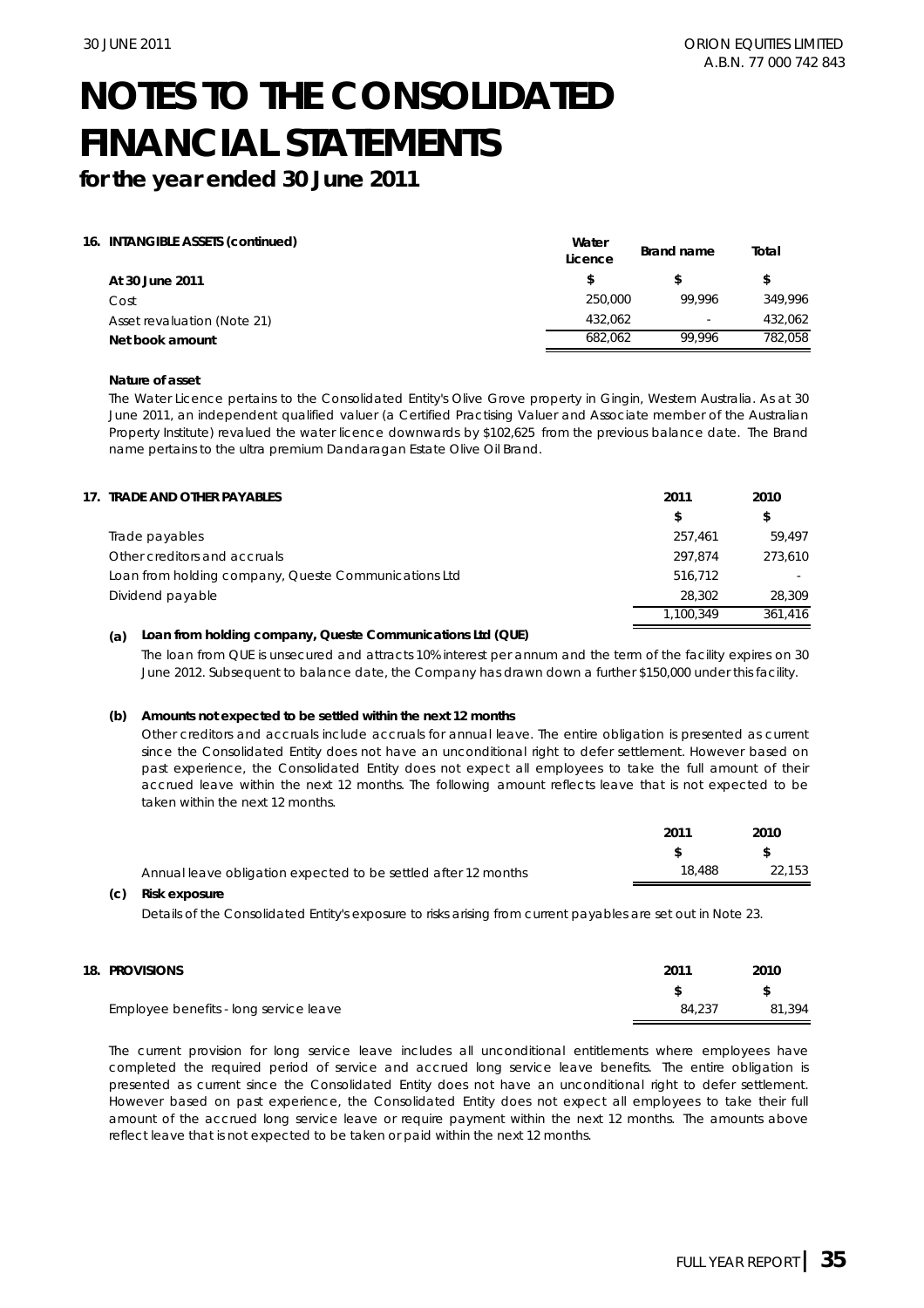# NOTES TO THE CONSOLIDATED FINANCIAL STATEMENTS

**for the year ended 30 June 2011**

**16. INTANGIBLE ASSETS (continued)**

| | Water Licence | Brand name | Total |
|---|---|---|---|
| **At 30 June 2011** | $ | $ | $ |
| Cost | 250,000 | 99,996 | 349,996 |
| Asset revaluation (Note 21) | 432,062 | - | 432,062 |
| **Net book amount** | 682,062 | 99,996 | 782,058 |

**Nature of asset**

The Water Licence pertains to the Consolidated Entity's Olive Grove property in Gingin, Western Australia. As at 30 June 2011, an independent qualified valuer (a Certified Practising Valuer and Associate member of the Australian Property Institute) revalued the water licence downwards by $102,625 from the previous balance date. The Brand name pertains to the ultra premium Dandaragan Estate Olive Oil Brand.

**17. TRADE AND OTHER PAYABLES**

| | 2011 | 2010 |
|---|---|---|
| | $ | $ |
| Trade payables | 257,461 | 59,497 |
| Other creditors and accruals | 297,874 | 273,610 |
| Loan from holding company, Queste Communications Ltd | 516,712 | - |
| Dividend payable | 28,302 | 28,309 |
| | 1,100,349 | 361,416 |

**(a) Loan from holding company, Queste Communications Ltd (QUE)**

The loan from QUE is unsecured and attracts 10% interest per annum and the term of the facility expires on 30 June 2012. Subsequent to balance date, the Company has drawn down a further $150,000 under this facility.

**(b) Amounts not expected to be settled within the next 12 months**

Other creditors and accruals include accruals for annual leave. The entire obligation is presented as current since the Consolidated Entity does not have an unconditional right to defer settlement. However based on past experience, the Consolidated Entity does not expect all employees to take the full amount of their accrued leave within the next 12 months. The following amount reflects leave that is not expected to be taken within the next 12 months.

| | 2011 | 2010 |
|---|---|---|
| | $ | $ |
| Annual leave obligation expected to be settled after 12 months | 18,488 | 22,153 |

**(c) Risk exposure**

Details of the Consolidated Entity's exposure to risks arising from current payables are set out in Note 23.

**18. PROVISIONS**

| | 2011 | 2010 |
|---|---|---|
| | $ | $ |
| Employee benefits - long service leave | 84,237 | 81,394 |

The current provision for long service leave includes all unconditional entitlements where employees have completed the required period of service and accrued long service leave benefits. The entire obligation is presented as current since the Consolidated Entity does not have an unconditional right to defer settlement. However based on past experience, the Consolidated Entity does not expect all employees to take their full amount of the accrued long service leave or require payment within the next 12 months. The amounts above reflect leave that is not expected to be taken or paid within the next 12 months.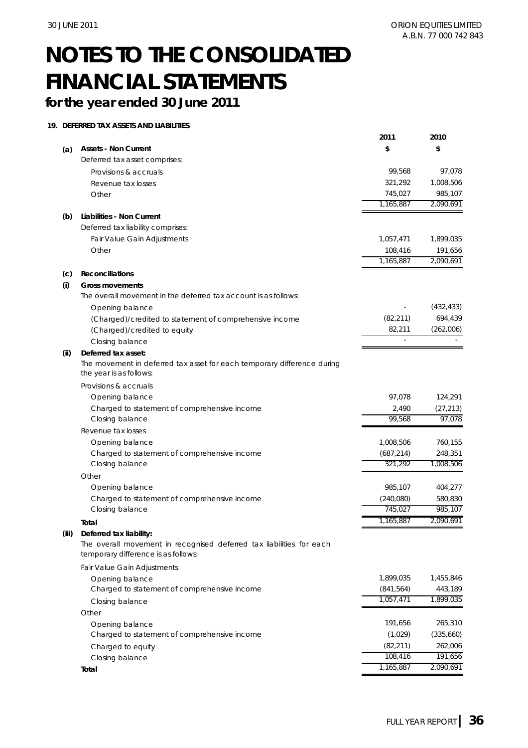# NOTES TO THE CONSOLIDATED FINANCIAL STATEMENTS

## for the year ended 30 June 2011

### 19. DEFERRED TAX ASSETS AND LIABILITIES

| | | 2011 | 2010 |
|---|---|---|---|
| **(a)** | **Assets - Non Current** | **$** | **$** |
| | Deferred tax asset comprises: | | |
| | Provisions & accruals | 99,568 | 97,078 |
| | Revenue tax losses | 321,292 | 1,008,506 |
| | Other | 745,027 | 985,107 |
| | | 1,165,887 | 2,090,691 |
| **(b)** | **Liabilities - Non Current** | | |
| | Deferred tax liability comprises: | | |
| | Fair Value Gain Adjustments | 1,057,471 | 1,899,035 |
| | Other | 108,416 | 191,656 |
| | | 1,165,887 | 2,090,691 |
| **(c)** | **Reconciliations** | | |
| **(i)** | **Gross movements** | | |
| | The overall movement in the deferred tax account is as follows: | | |
| | Opening balance | - | (432,433) |
| | (Charged)/credited to statement of comprehensive income | (82,211) | 694,439 |
| | (Charged)/credited to equity | 82,211 | (262,006) |
| | Closing balance | - | - |
| **(ii)** | **Deferred tax asset:** | | |
| | The movement in deferred tax asset for each temporary difference during the year is as follows: | | |
| | Provisions & accruals | | |
| | Opening balance | 97,078 | 124,291 |
| | Charged to statement of comprehensive income | 2,490 | (27,213) |
| | Closing balance | 99,568 | 97,078 |
| | Revenue tax losses | | |
| | Opening balance | 1,008,506 | 760,155 |
| | Charged to statement of comprehensive income | (687,214) | 248,351 |
| | Closing balance | 321,292 | 1,008,506 |
| | Other | | |
| | Opening balance | 985,107 | 404,277 |
| | Charged to statement of comprehensive income | (240,080) | 580,830 |
| | Closing balance | 745,027 | 985,107 |
| | **Total** | 1,165,887 | 2,090,691 |
| **(iii)** | **Deferred tax liability:** | | |
| | The overall movement in recognised deferred tax liabilities for each temporary difference is as follows: | | |
| | Fair Value Gain Adjustments | | |
| | Opening balance | 1,899,035 | 1,455,846 |
| | Charged to statement of comprehensive income | (841,564) | 443,189 |
| | Closing balance | 1,057,471 | 1,899,035 |
| | Other | | |
| | Opening balance | 191,656 | 265,310 |
| | Charged to statement of comprehensive income | (1,029) | (335,660) |
| | Charged to equity | (82,211) | 262,006 |
| | Closing balance | 108,416 | 191,656 |
| | **Total** | 1,165,887 | 2,090,691 |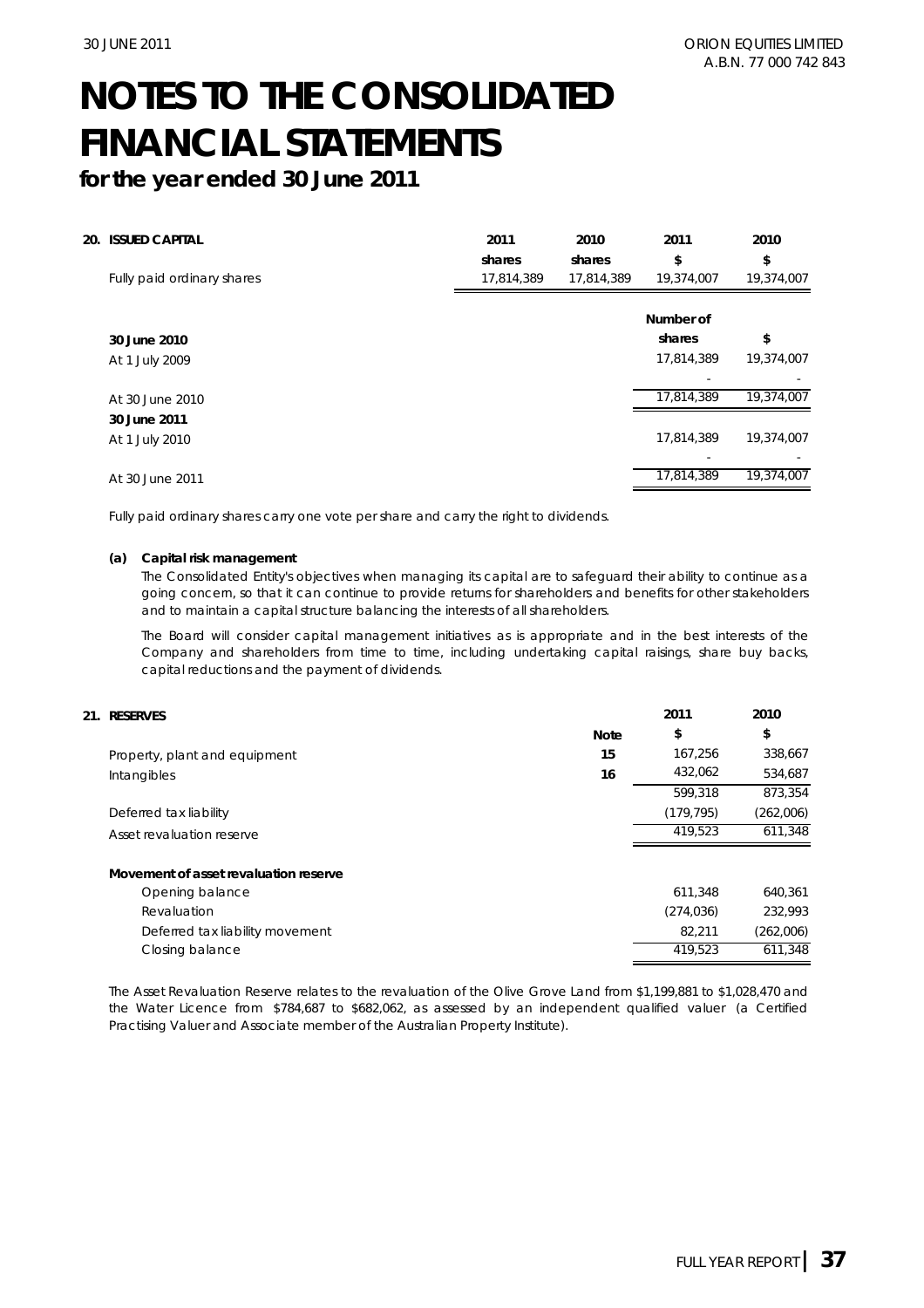# NOTES TO THE CONSOLIDATED FINANCIAL STATEMENTS

**for the year ended 30 June 2011**

## 20. ISSUED CAPITAL

| | 2011 shares | 2010 shares | 2011 $ | 2010 $ |
|---|---|---|---|---|
| Fully paid ordinary shares | 17,814,389 | 17,814,389 | 19,374,007 | 19,374,007 |

| | Number of shares | $ |
|---|---|---|
| **30 June 2010** | | |
| At 1 July 2009 | 17,814,389 | 19,374,007 |
| | - | - |
| At 30 June 2010 | 17,814,389 | 19,374,007 |
| **30 June 2011** | | |
| At 1 July 2010 | 17,814,389 | 19,374,007 |
| | - | - |
| At 30 June 2011 | 17,814,389 | 19,374,007 |

*Fully paid ordinary shares carry one vote per share and carry the right to dividends.*

**(a) Capital risk management**

The Consolidated Entity's objectives when managing its capital are to safeguard their ability to continue as a going concern, so that it can continue to provide returns for shareholders and benefits for other stakeholders and to maintain a capital structure balancing the interests of all shareholders.

The Board will consider capital management initiatives as is appropriate and in the best interests of the Company and shareholders from time to time, including undertaking capital raisings, share buy backs, capital reductions and the payment of dividends.

## 21. RESERVES

| | Note | 2011 $ | 2010 $ |
|---|---|---|---|
| Property, plant and equipment | 15 | 167,256 | 338,667 |
| Intangibles | 16 | 432,062 | 534,687 |
| | | 599,318 | 873,354 |
| Deferred tax liability | | (179,795) | (262,006) |
| Asset revaluation reserve | | 419,523 | 611,348 |
| **Movement of asset revaluation reserve** | | | |
| Opening balance | | 611,348 | 640,361 |
| Revaluation | | (274,036) | 232,993 |
| Deferred tax liability movement | | 82,211 | (262,006) |
| Closing balance | | 419,523 | 611,348 |

*The Asset Revaluation Reserve relates to the revaluation of the Olive Grove Land from $1,199,881 to $1,028,470 and the Water Licence from $784,687 to $682,062, as assessed by an independent qualified valuer (a Certified Practising Valuer and Associate member of the Australian Property Institute).*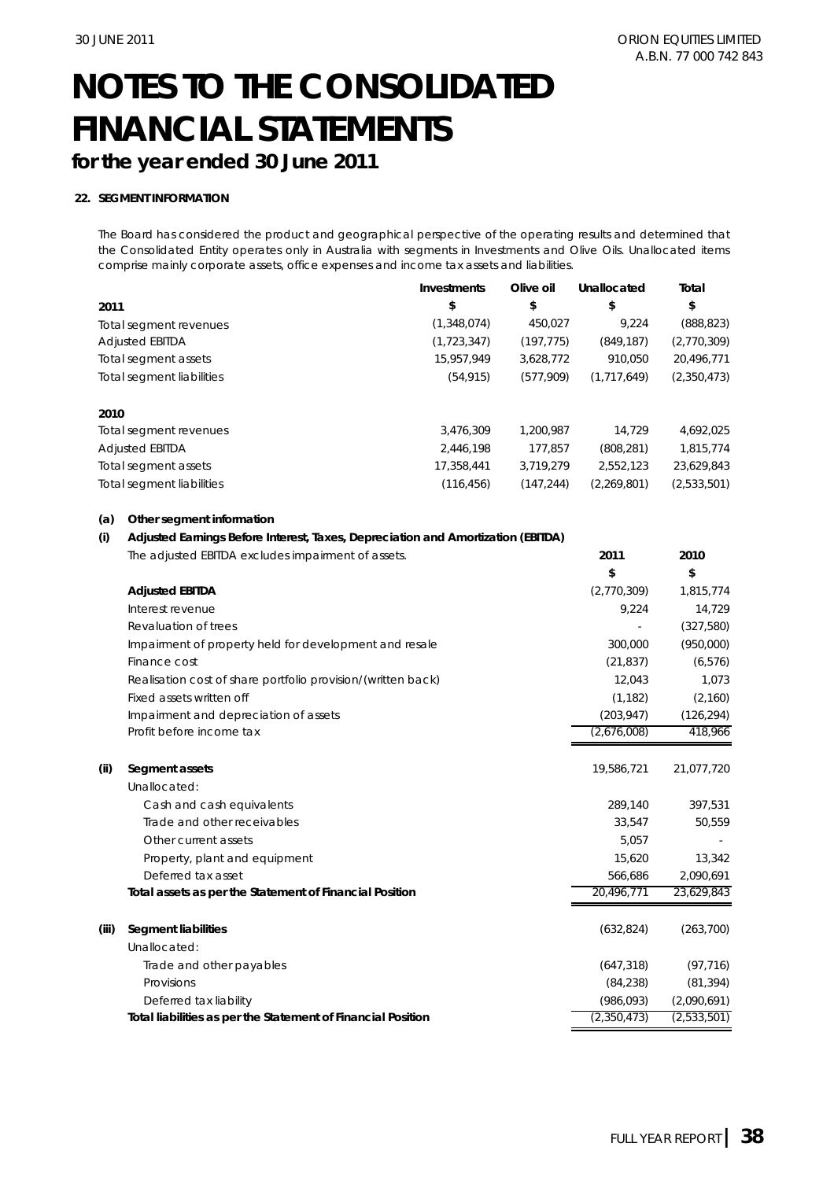# NOTES TO THE CONSOLIDATED FINANCIAL STATEMENTS

**for the year ended 30 June 2011**

## 22. SEGMENT INFORMATION

The Board has considered the product and geographical perspective of the operating results and determined that the Consolidated Entity operates only in Australia with segments in Investments and Olive Oils. Unallocated items comprise mainly corporate assets, office expenses and income tax assets and liabilities.

| | Investments | Olive oil | Unallocated | Total |
|---|---|---|---|---|
| **2011** | **$** | **$** | **$** | **$** |
| Total segment revenues | (1,348,074) | 450,027 | 9,224 | (888,823) |
| Adjusted EBITDA | (1,723,347) | (197,775) | (849,187) | (2,770,309) |
| Total segment assets | 15,957,949 | 3,628,772 | 910,050 | 20,496,771 |
| Total segment liabilities | (54,915) | (577,909) | (1,717,649) | (2,350,473) |
| **2010** | | | | |
| Total segment revenues | 3,476,309 | 1,200,987 | 14,729 | 4,692,025 |
| Adjusted EBITDA | 2,446,198 | 177,857 | (808,281) | 1,815,774 |
| Total segment assets | 17,358,441 | 3,719,279 | 2,552,123 | 23,629,843 |
| Total segment liabilities | (116,456) | (147,244) | (2,269,801) | (2,533,501) |

### (a) Other segment information

#### (i) Adjusted Earnings Before Interest, Taxes, Depreciation and Amortization (EBITDA)

| The adjusted EBITDA excludes impairment of assets. | 2011 | 2010 |
|---|---|---|
| | **$** | **$** |
| **Adjusted EBITDA** | (2,770,309) | 1,815,774 |
| Interest revenue | 9,224 | 14,729 |
| Revaluation of trees | - | (327,580) |
| Impairment of property held for development and resale | 300,000 | (950,000) |
| Finance cost | (21,837) | (6,576) |
| Realisation cost of share portfolio provision/(written back) | 12,043 | 1,073 |
| Fixed assets written off | (1,182) | (2,160) |
| Impairment and depreciation of assets | (203,947) | (126,294) |
| Profit before income tax | (2,676,008) | 418,966 |

#### (ii) Segment assets

| | 2011 | 2010 |
|---|---|---|
| **Segment assets** | 19,586,721 | 21,077,720 |
| Unallocated: | | |
| Cash and cash equivalents | 289,140 | 397,531 |
| Trade and other receivables | 33,547 | 50,559 |
| Other current assets | 5,057 | - |
| Property, plant and equipment | 15,620 | 13,342 |
| Deferred tax asset | 566,686 | 2,090,691 |
| **Total assets as per the Statement of Financial Position** | 20,496,771 | 23,629,843 |

#### (iii) Segment liabilities

| | 2011 | 2010 |
|---|---|---|
| **Segment liabilities** | (632,824) | (263,700) |
| Unallocated: | | |
| Trade and other payables | (647,318) | (97,716) |
| Provisions | (84,238) | (81,394) |
| Deferred tax liability | (986,093) | (2,090,691) |
| **Total liabilities as per the Statement of Financial Position** | (2,350,473) | (2,533,501) |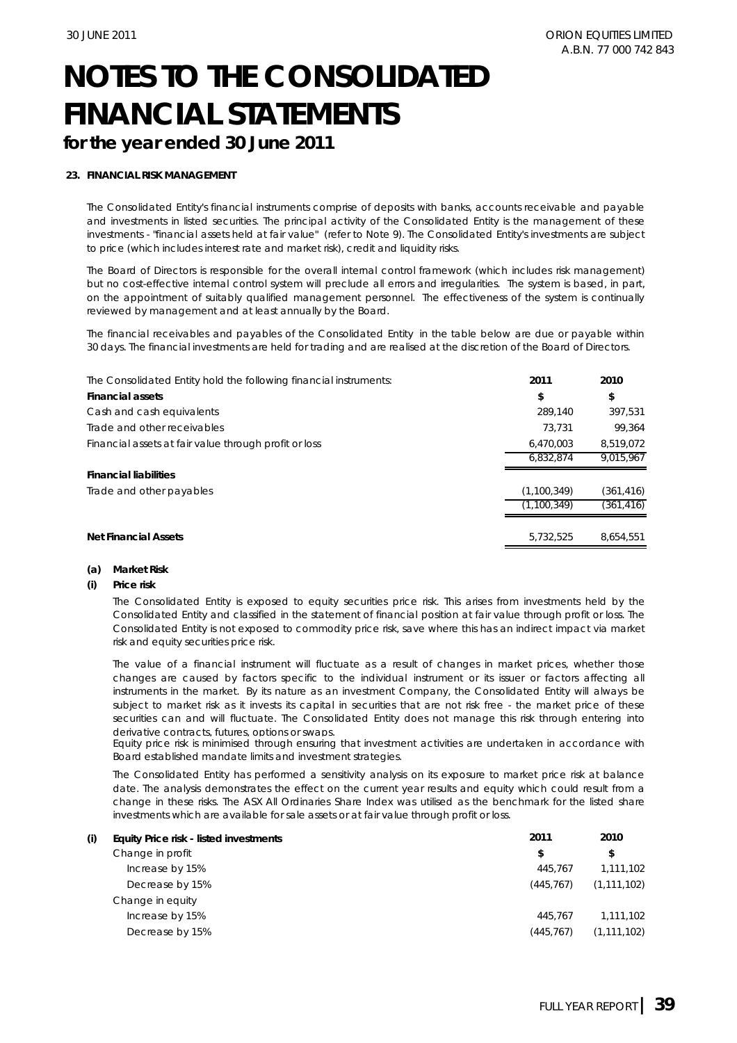# NOTES TO THE CONSOLIDATED FINANCIAL STATEMENTS

## for the year ended 30 June 2011

### 23. FINANCIAL RISK MANAGEMENT

The Consolidated Entity's financial instruments comprise of deposits with banks, accounts receivable and payable and investments in listed securities. The principal activity of the Consolidated Entity is the management of these investments - "financial assets held at fair value" (refer to Note 9). The Consolidated Entity's investments are subject to price (which includes interest rate and market risk), credit and liquidity risks.

The Board of Directors is responsible for the overall internal control framework (which includes risk management) but no cost-effective internal control system will preclude all errors and irregularities. The system is based, in part, on the appointment of suitably qualified management personnel. The effectiveness of the system is continually reviewed by management and at least annually by the Board.

The financial receivables and payables of the Consolidated Entity in the table below are due or payable within 30 days. The financial investments are held for trading and are realised at the discretion of the Board of Directors.

| The Consolidated Entity hold the following financial instruments: | 2011 | 2010 |
|---|---|---|
| **Financial assets** | **$** | **$** |
| Cash and cash equivalents | 289,140 | 397,531 |
| Trade and other receivables | 73,731 | 99,364 |
| Financial assets at fair value through profit or loss | 6,470,003 | 8,519,072 |
| | 6,832,874 | 9,015,967 |
| **Financial liabilities** | | |
| Trade and other payables | (1,100,349) | (361,416) |
| | (1,100,349) | (361,416) |
| **Net Financial Assets** | 5,732,525 | 8,654,551 |

#### (a) Market Risk

#### (i) Price risk

The Consolidated Entity is exposed to equity securities price risk. This arises from investments held by the Consolidated Entity and classified in the statement of financial position at fair value through profit or loss. The Consolidated Entity is not exposed to commodity price risk, save where this has an indirect impact via market risk and equity securities price risk.

The value of a financial instrument will fluctuate as a result of changes in market prices, whether those changes are caused by factors specific to the individual instrument or its issuer or factors affecting all instruments in the market. By its nature as an investment Company, the Consolidated Entity will always be subject to market risk as it invests its capital in securities that are not risk free - the market price of these securities can and will fluctuate. The Consolidated Entity does not manage this risk through entering into derivative contracts, futures, options or swaps.

Equity price risk is minimised through ensuring that investment activities are undertaken in accordance with Board established mandate limits and investment strategies.

The Consolidated Entity has performed a sensitivity analysis on its exposure to market price risk at balance date. The analysis demonstrates the effect on the current year results and equity which could result from a change in these risks. The ASX All Ordinaries Share Index was utilised as the benchmark for the listed share investments which are available for sale assets or at fair value through profit or loss.

| (i) Equity Price risk - listed investments | 2011 | 2010 |
|---|---|---|
| Change in profit | $ | $ |
| Increase by 15% | 445,767 | 1,111,102 |
| Decrease by 15% | (445,767) | (1,111,102) |
| Change in equity | | |
| Increase by 15% | 445,767 | 1,111,102 |
| Decrease by 15% | (445,767) | (1,111,102) |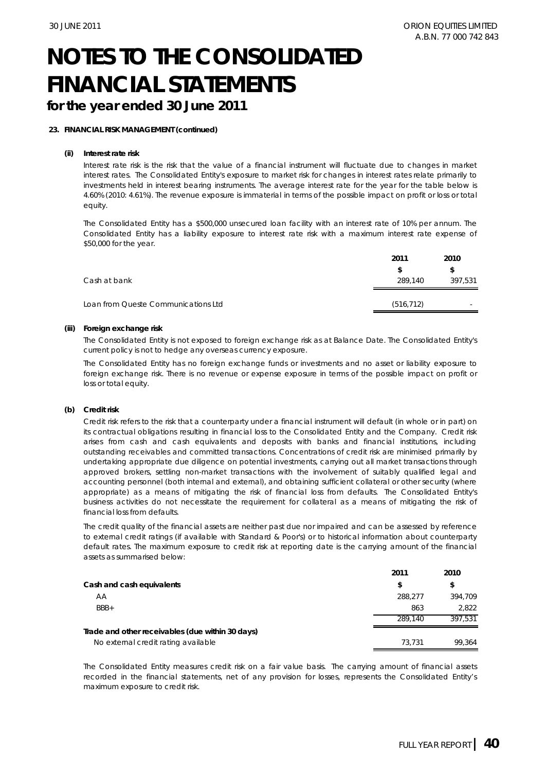# NOTES TO THE CONSOLIDATED FINANCIAL STATEMENTS

**for the year ended 30 June 2011**

**23. FINANCIAL RISK MANAGEMENT (continued)**

**(ii) Interest rate risk**

*Interest rate risk is the risk that the value of a financial instrument will fluctuate due to changes in market interest rates. The Consolidated Entity's exposure to market risk for changes in interest rates relate primarily to investments held in interest bearing instruments. The average interest rate for the year for the table below is 4.60% (2010: 4.61%). The revenue exposure is immaterial in terms of the possible impact on profit or loss or total equity.*

*The Consolidated Entity has a $500,000 unsecured loan facility with an interest rate of 10% per annum. The Consolidated Entity has a liability exposure to interest rate risk with a maximum interest rate expense of $50,000 for the year.*

| | 2011 | 2010 |
|---|---|---|
| | $ | $ |
| Cash at bank | 289,140 | 397,531 |
| Loan from Queste Communications Ltd | (516,712) | - |

**(iii) Foreign exchange risk**

*The Consolidated Entity is not exposed to foreign exchange risk as at Balance Date. The Consolidated Entity's current policy is not to hedge any overseas currency exposure.*

*The Consolidated Entity has no foreign exchange funds or investments and no asset or liability exposure to foreign exchange risk. There is no revenue or expense exposure in terms of the possible impact on profit or loss or total equity.*

**(b) Credit risk**

*Credit risk refers to the risk that a counterparty under a financial instrument will default (in whole or in part) on its contractual obligations resulting in financial loss to the Consolidated Entity and the Company. Credit risk arises from cash and cash equivalents and deposits with banks and financial institutions, including outstanding receivables and committed transactions. Concentrations of credit risk are minimised primarily by undertaking appropriate due diligence on potential investments, carrying out all market transactions through approved brokers, settling non-market transactions with the involvement of suitably qualified legal and accounting personnel (both internal and external), and obtaining sufficient collateral or other security (where appropriate) as a means of mitigating the risk of financial loss from defaults. The Consolidated Entity's business activities do not necessitate the requirement for collateral as a means of mitigating the risk of financial loss from defaults.*

*The credit quality of the financial assets are neither past due nor impaired and can be assessed by reference to external credit ratings (if available with Standard & Poor's) or to historical information about counterparty default rates. The maximum exposure to credit risk at reporting date is the carrying amount of the financial assets as summarised below:*

| | 2011 | 2010 |
|---|---|---|
| **Cash and cash equivalents** | $ | $ |
| AA | 288,277 | 394,709 |
| BBB+ | 863 | 2,822 |
| | 289,140 | 397,531 |
| **Trade and other receivables (due within 30 days)** | | |
| No external credit rating available | 73,731 | 99,364 |

*The Consolidated Entity measures credit risk on a fair value basis. The carrying amount of financial assets recorded in the financial statements, net of any provision for losses, represents the Consolidated Entity's maximum exposure to credit risk.*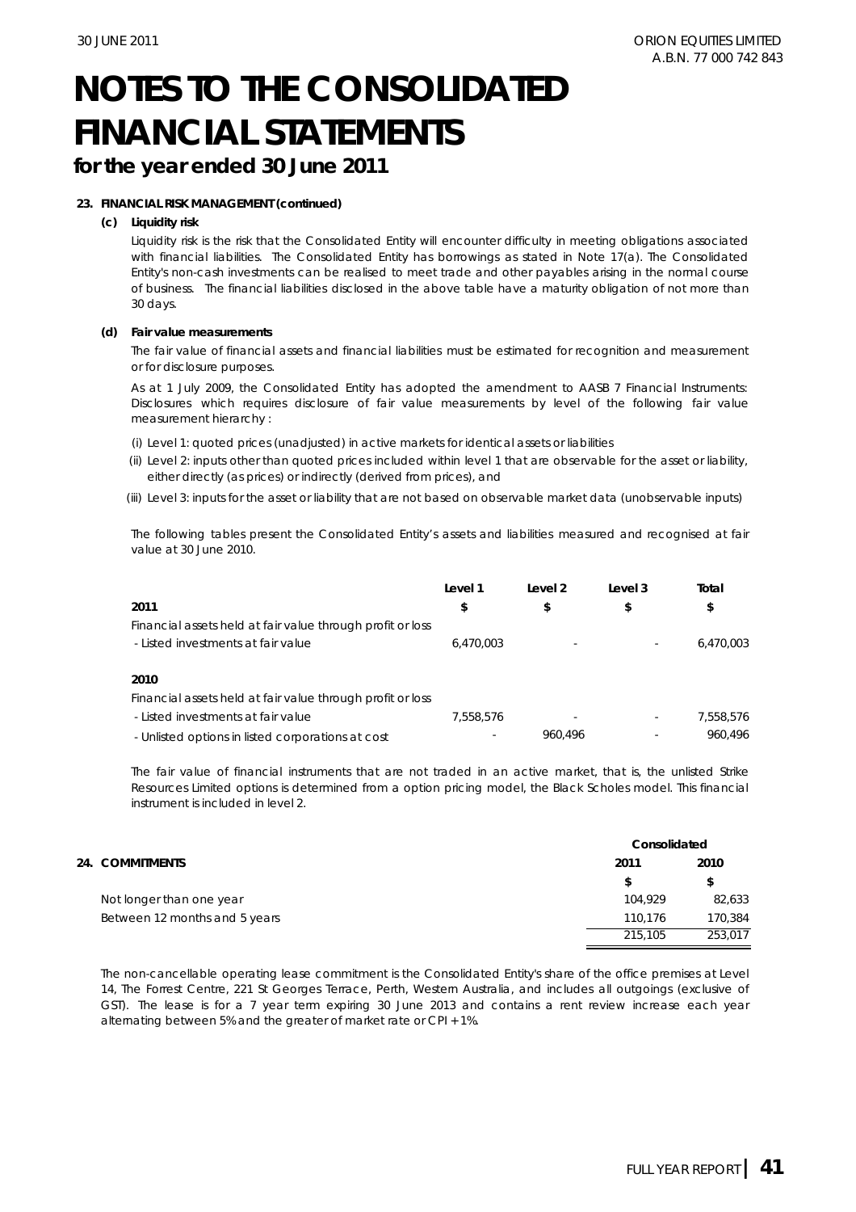# NOTES TO THE CONSOLIDATED FINANCIAL STATEMENTS

## for the year ended 30 June 2011

**23. FINANCIAL RISK MANAGEMENT (continued)**

**(c) Liquidity risk**

Liquidity risk is the risk that the Consolidated Entity will encounter difficulty in meeting obligations associated with financial liabilities. The Consolidated Entity has borrowings as stated in Note 17(a). The Consolidated Entity's non-cash investments can be realised to meet trade and other payables arising in the normal course of business. The financial liabilities disclosed in the above table have a maturity obligation of not more than 30 days.

**(d) Fair value measurements**

The fair value of financial assets and financial liabilities must be estimated for recognition and measurement or for disclosure purposes.

As at 1 July 2009, the Consolidated Entity has adopted the amendment to AASB 7 Financial Instruments: Disclosures which requires disclosure of fair value measurements by level of the following fair value measurement hierarchy :

(i) Level 1: quoted prices (unadjusted) in active markets for identical assets or liabilities

(ii) Level 2: inputs other than quoted prices included within level 1 that are observable for the asset or liability, either directly (as prices) or indirectly (derived from prices), and

(iii) Level 3: inputs for the asset or liability that are not based on observable market data (unobservable inputs)

The following tables present the Consolidated Entity's assets and liabilities measured and recognised at fair value at 30 June 2010.

| | Level 1 | Level 2 | Level 3 | Total |
|---|---|---|---|---|
| **2011** | **$** | **$** | **$** | **$** |
| Financial assets held at fair value through profit or loss | | | | |
| - Listed investments at fair value | 6,470,003 | - | - | 6,470,003 |
| **2010** | | | | |
| Financial assets held at fair value through profit or loss | | | | |
| - Listed investments at fair value | 7,558,576 | - | - | 7,558,576 |
| - Unlisted options in listed corporations at cost | - | 960,496 | - | 960,496 |

The fair value of financial instruments that are not traded in an active market, that is, the unlisted Strike Resources Limited options is determined from a option pricing model, the Black Scholes model. This financial instrument is included in level 2.

| **24. COMMITMENTS** | Consolidated 2011 | Consolidated 2010 |
|---|---|---|
| | **$** | **$** |
| Not longer than one year | 104,929 | 82,633 |
| Between 12 months and 5 years | 110,176 | 170,384 |
| | 215,105 | 253,017 |

The non-cancellable operating lease commitment is the Consolidated Entity's share of the office premises at Level 14, The Forrest Centre, 221 St Georges Terrace, Perth, Western Australia, and includes all outgoings (exclusive of GST). The lease is for a 7 year term expiring 30 June 2013 and contains a rent review increase each year alternating between 5% and the greater of market rate or CPI + 1%.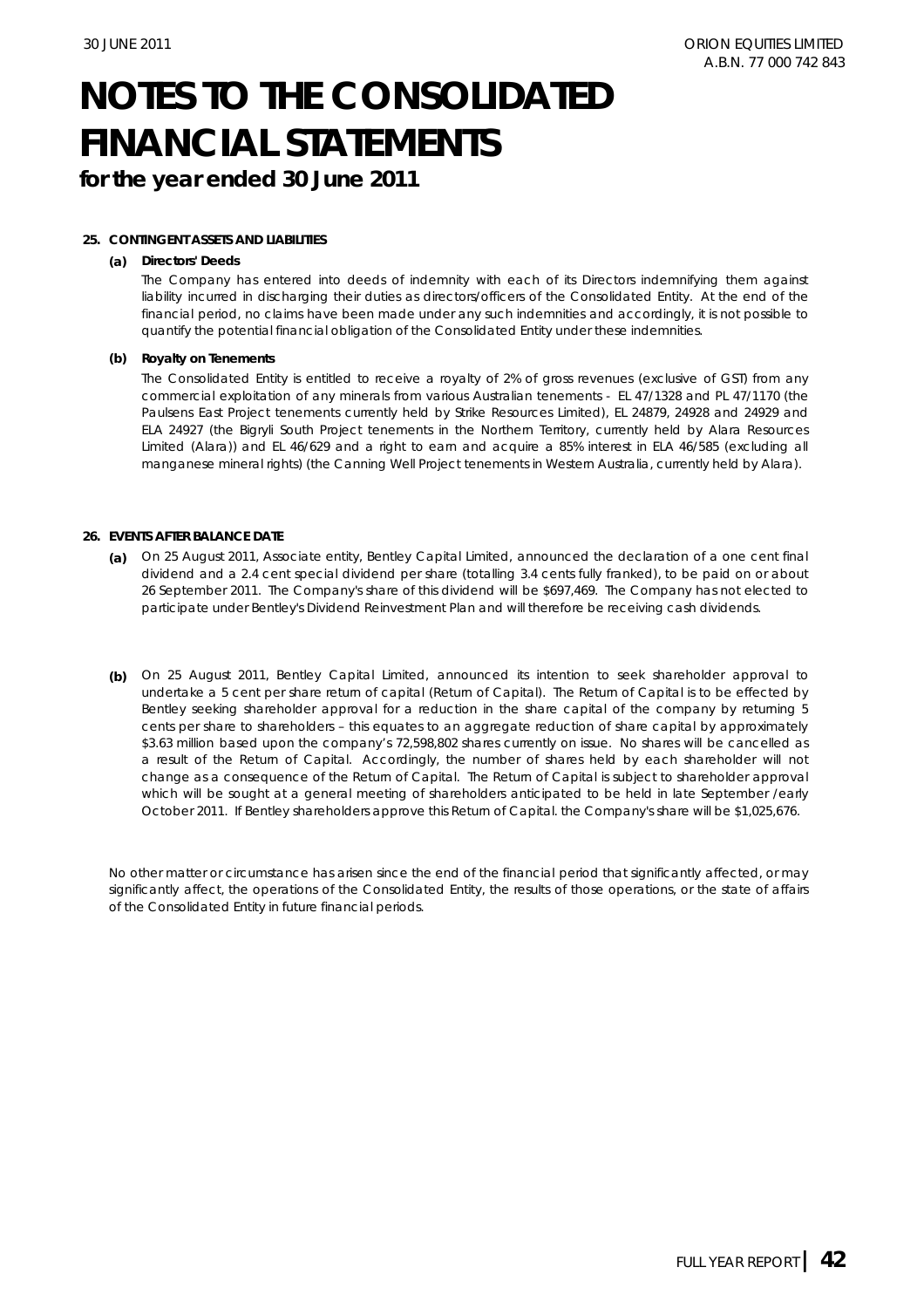# NOTES TO THE CONSOLIDATED FINANCIAL STATEMENTS

**for the year ended 30 June 2011**

## 25. CONTINGENT ASSETS AND LIABILITIES

### (a) Directors' Deeds

The Company has entered into deeds of indemnity with each of its Directors indemnifying them against liability incurred in discharging their duties as directors/officers of the Consolidated Entity. At the end of the financial period, no claims have been made under any such indemnities and accordingly, it is not possible to quantify the potential financial obligation of the Consolidated Entity under these indemnities.

### (b) Royalty on Tenements

The Consolidated Entity is entitled to receive a royalty of 2% of gross revenues (exclusive of GST) from any commercial exploitation of any minerals from various Australian tenements - EL 47/1328 and PL 47/1170 (the Paulsens East Project tenements currently held by Strike Resources Limited), EL 24879, 24928 and 24929 and ELA 24927 (the Bigryli South Project tenements in the Northern Territory, currently held by Alara Resources Limited (Alara)) and EL 46/629 and a right to earn and acquire a 85% interest in ELA 46/585 (excluding all manganese mineral rights) (the Canning Well Project tenements in Western Australia, currently held by Alara).

## 26. EVENTS AFTER BALANCE DATE

**(a)** On 25 August 2011, Associate entity, Bentley Capital Limited, announced the declaration of a one cent final dividend and a 2.4 cent special dividend per share (totalling 3.4 cents fully franked), to be paid on or about 26 September 2011. The Company's share of this dividend will be $697,469. The Company has not elected to participate under Bentley's Dividend Reinvestment Plan and will therefore be receiving cash dividends.

**(b)** On 25 August 2011, Bentley Capital Limited, announced its intention to seek shareholder approval to undertake a 5 cent per share return of capital (Return of Capital). The Return of Capital is to be effected by Bentley seeking shareholder approval for a reduction in the share capital of the company by returning 5 cents per share to shareholders – this equates to an aggregate reduction of share capital by approximately $3.63 million based upon the company's 72,598,802 shares currently on issue. No shares will be cancelled as a result of the Return of Capital. Accordingly, the number of shares held by each shareholder will not change as a consequence of the Return of Capital. The Return of Capital is subject to shareholder approval which will be sought at a general meeting of shareholders anticipated to be held in late September /early October 2011. If Bentley shareholders approve this Return of Capital. the Company's share will be $1,025,676.

No other matter or circumstance has arisen since the end of the financial period that significantly affected, or may significantly affect, the operations of the Consolidated Entity, the results of those operations, or the state of affairs of the Consolidated Entity in future financial periods.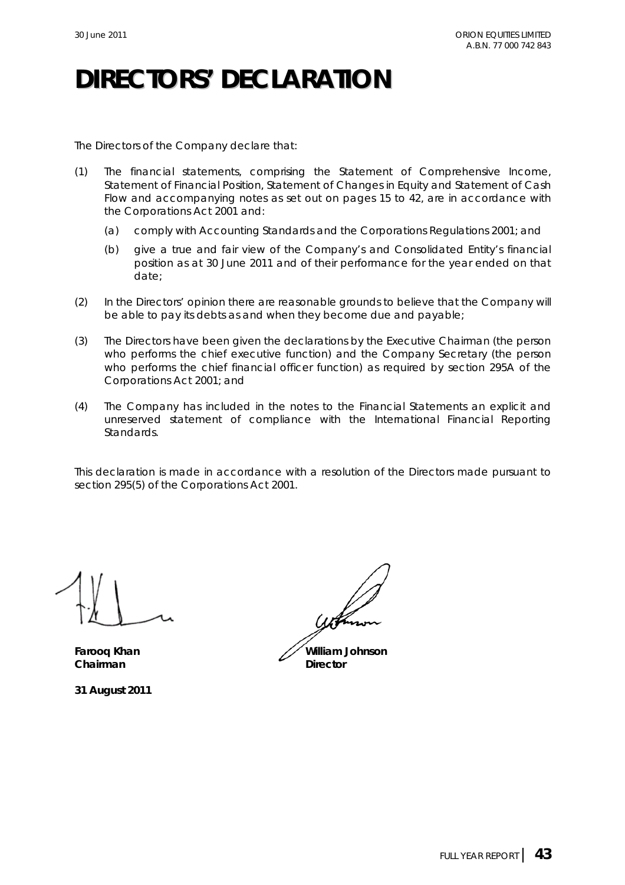# DIRECTORS' DECLARATION

The Directors of the Company declare that:

(1) The financial statements, comprising the Statement of Comprehensive Income, Statement of Financial Position, Statement of Changes in Equity and Statement of Cash Flow and accompanying notes as set out on pages 15 to 42, are in accordance with the Corporations Act 2001 and:

  (a) comply with Accounting Standards and the Corporations Regulations 2001; and

  (b) give a true and fair view of the Company's and Consolidated Entity's financial position as at 30 June 2011 and of their performance for the year ended on that date;

(2) In the Directors' opinion there are reasonable grounds to believe that the Company will be able to pay its debts as and when they become due and payable;

(3) The Directors have been given the declarations by the Executive Chairman (the person who performs the chief executive function) and the Company Secretary (the person who performs the chief financial officer function) as required by section 295A of the Corporations Act 2001; and

(4) The Company has included in the notes to the Financial Statements an explicit and unreserved statement of compliance with the International Financial Reporting Standards.

This declaration is made in accordance with a resolution of the Directors made pursuant to section 295(5) of the Corporations Act 2001.

**Farooq Khan**
**Chairman**

**William Johnson**
**Director**

**31 August 2011**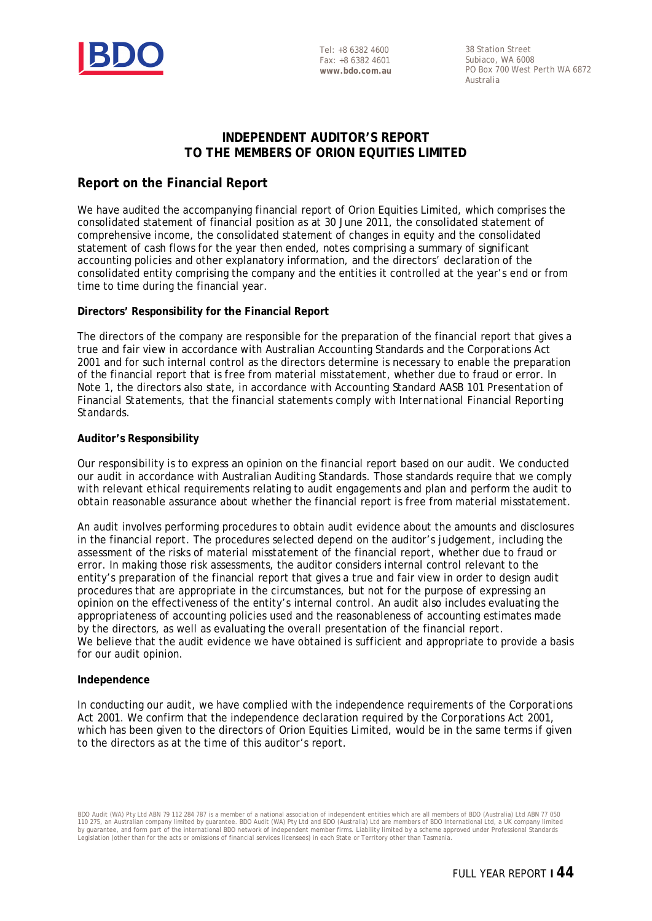Tel: +8 6382 4600
Fax: +8 6382 4601
**www.bdo.com.au**

38 Station Street
Subiaco, WA 6008
PO Box 700 West Perth WA 6872
Australia

# INDEPENDENT AUDITOR'S REPORT
# TO THE MEMBERS OF ORION EQUITIES LIMITED

## Report on the Financial Report

We have audited the accompanying financial report of Orion Equities Limited, which comprises the consolidated statement of financial position as at 30 June 2011, the consolidated statement of comprehensive income, the consolidated statement of changes in equity and the consolidated statement of cash flows for the year then ended, notes comprising a summary of significant accounting policies and other explanatory information, and the directors' declaration of the consolidated entity comprising the company and the entities it controlled at the year's end or from time to time during the financial year.

**Directors' Responsibility for the Financial Report**

The directors of the company are responsible for the preparation of the financial report that gives a true and fair view in accordance with Australian Accounting Standards and the *Corporations Act 2001* and for such internal control as the directors determine is necessary to enable the preparation of the financial report that is free from material misstatement, whether due to fraud or error. In Note 1, the directors also state, in accordance with Accounting Standard AASB 101 *Presentation of Financial Statements*, that the financial statements comply with *International Financial Reporting Standards*.

**Auditor's Responsibility**

Our responsibility is to express an opinion on the financial report based on our audit. We conducted our audit in accordance with Australian Auditing Standards. Those standards require that we comply with relevant ethical requirements relating to audit engagements and plan and perform the audit to obtain reasonable assurance about whether the financial report is free from material misstatement.

An audit involves performing procedures to obtain audit evidence about the amounts and disclosures in the financial report. The procedures selected depend on the auditor's judgement, including the assessment of the risks of material misstatement of the financial report, whether due to fraud or error. In making those risk assessments, the auditor considers internal control relevant to the entity's preparation of the financial report that gives a true and fair view in order to design audit procedures that are appropriate in the circumstances, but not for the purpose of expressing an opinion on the effectiveness of the entity's internal control. An audit also includes evaluating the appropriateness of accounting policies used and the reasonableness of accounting estimates made by the directors, as well as evaluating the overall presentation of the financial report.
We believe that the audit evidence we have obtained is sufficient and appropriate to provide a basis for our audit opinion.

**Independence**

In conducting our audit, we have complied with the independence requirements of the *Corporations Act 2001*. We confirm that the independence declaration required by the *Corporations Act 2001*, which has been given to the directors of Orion Equities Limited, would be in the same terms if given to the directors as at the time of this auditor's report.

BDO Audit (WA) Pty Ltd ABN 79 112 284 787 is a member of a national association of independent entities which are all members of BDO (Australia) Ltd ABN 77 050 110 275, an Australian company limited by guarantee. BDO Audit (WA) Pty Ltd and BDO (Australia) Ltd are members of BDO International Ltd, a UK company limited by guarantee, and form part of the international BDO network of independent member firms. Liability limited by a scheme approved under Professional Standards Legislation (other than for the acts or omissions of financial services licensees) in each State or Territory other than Tasmania.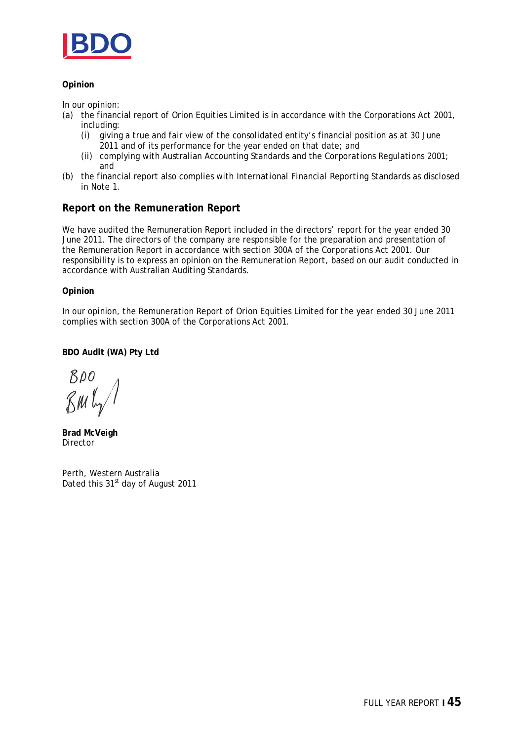**Opinion**

In our opinion:

(a) the financial report of Orion Equities Limited is in accordance with the Corporations Act 2001, including:
   (i) giving a true and fair view of the consolidated entity's financial position as at 30 June 2011 and of its performance for the year ended on that date; and
   (ii) complying with Australian Accounting Standards and the Corporations Regulations 2001; and

(b) the financial report also complies with International Financial Reporting Standards as disclosed in Note 1.

## Report on the Remuneration Report

We have audited the Remuneration Report included in the directors' report for the year ended 30 June 2011. The directors of the company are responsible for the preparation and presentation of the Remuneration Report in accordance with section 300A of the Corporations Act 2001. Our responsibility is to express an opinion on the Remuneration Report, based on our audit conducted in accordance with Australian Auditing Standards.

**Opinion**

In our opinion, the Remuneration Report of Orion Equities Limited for the year ended 30 June 2011 complies with section 300A of the Corporations Act 2001.

**BDO Audit (WA) Pty Ltd**

BDO

**Brad McVeigh**
Director

Perth, Western Australia
Dated this 31st day of August 2011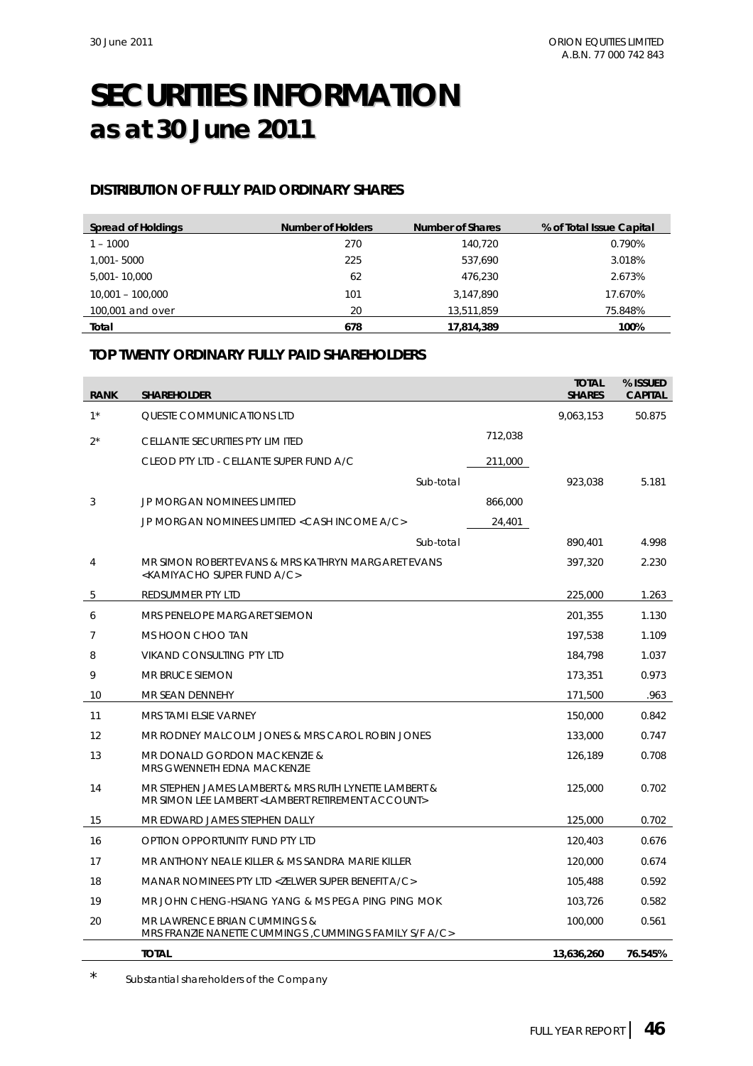# SECURITIES INFORMATION as at 30 June 2011

## DISTRIBUTION OF FULLY PAID ORDINARY SHARES

| Spread of Holdings | Number of Holders | Number of Shares | % of Total Issue Capital |
|---|---|---|---|
| 1 – 1000 | 270 | 140,720 | 0.790% |
| 1,001- 5000 | 225 | 537,690 | 3.018% |
| 5,001- 10,000 | 62 | 476,230 | 2.673% |
| 10,001 – 100,000 | 101 | 3,147,890 | 17.670% |
| 100,001 and over | 20 | 13,511,859 | 75.848% |
| **Total** | **678** | **17,814,389** | **100%** |

## TOP TWENTY ORDINARY FULLY PAID SHAREHOLDERS

| RANK | SHAREHOLDER | | | TOTAL SHARES | % ISSUED CAPITAL |
|---|---|---|---|---|---|
| 1* | QUESTE COMMUNICATIONS LTD | | | 9,063,153 | 50.875 |
| 2* | CELLANTE SECURITIES PTY LIMITED | | 712,038 | | |
| | CLEOD PTY LTD - CELLANTE SUPER FUND A/C | | 211,000 | | |
| | | Sub-total | | 923,038 | 5.181 |
| 3 | JP MORGAN NOMINEES LIMITED | | 866,000 | | |
| | JP MORGAN NOMINEES LIMITED <CASH INCOME A/C> | | 24,401 | | |
| | | Sub-total | | 890,401 | 4.998 |
| 4 | MR SIMON ROBERT EVANS & MRS KATHRYN MARGARET EVANS <KAMIYACHO SUPER FUND A/C> | | | 397,320 | 2.230 |
| 5 | REDSUMMER PTY LTD | | | 225,000 | 1.263 |
| 6 | MRS PENELOPE MARGARET SIEMON | | | 201,355 | 1.130 |
| 7 | MS HOON CHOO TAN | | | 197,538 | 1.109 |
| 8 | VIKAND CONSULTING PTY LTD | | | 184,798 | 1.037 |
| 9 | MR BRUCE SIEMON | | | 173,351 | 0.973 |
| 10 | MR SEAN DENNEHY | | | 171,500 | .963 |
| 11 | MRS TAMI ELSIE VARNEY | | | 150,000 | 0.842 |
| 12 | MR RODNEY MALCOLM JONES & MRS CAROL ROBIN JONES | | | 133,000 | 0.747 |
| 13 | MR DONALD GORDON MACKENZIE & MRS GWENNETH EDNA MACKENZIE | | | 126,189 | 0.708 |
| 14 | MR STEPHEN JAMES LAMBERT & MRS RUTH LYNETTE LAMBERT & MR SIMON LEE LAMBERT <LAMBERT RETIREMENT ACCOUNT> | | | 125,000 | 0.702 |
| 15 | MR EDWARD JAMES STEPHEN DALLY | | | 125,000 | 0.702 |
| 16 | OPTION OPPORTUNITY FUND PTY LTD | | | 120,403 | 0.676 |
| 17 | MR ANTHONY NEALE KILLER & MS SANDRA MARIE KILLER | | | 120,000 | 0.674 |
| 18 | MANAR NOMINEES PTY LTD <ZELWER SUPER BENEFIT A/C> | | | 105,488 | 0.592 |
| 19 | MR JOHN CHENG-HSIANG YANG & MS PEGA PING PING MOK | | | 103,726 | 0.582 |
| 20 | MR LAWRENCE BRIAN CUMMINGS & MRS FRANZIE NANETTE CUMMINGS ,CUMMINGS FAMILY S/F A/C> | | | 100,000 | 0.561 |
| | **TOTAL** | | | **13,636,260** | **76.545%** |

\* Substantial shareholders of the Company